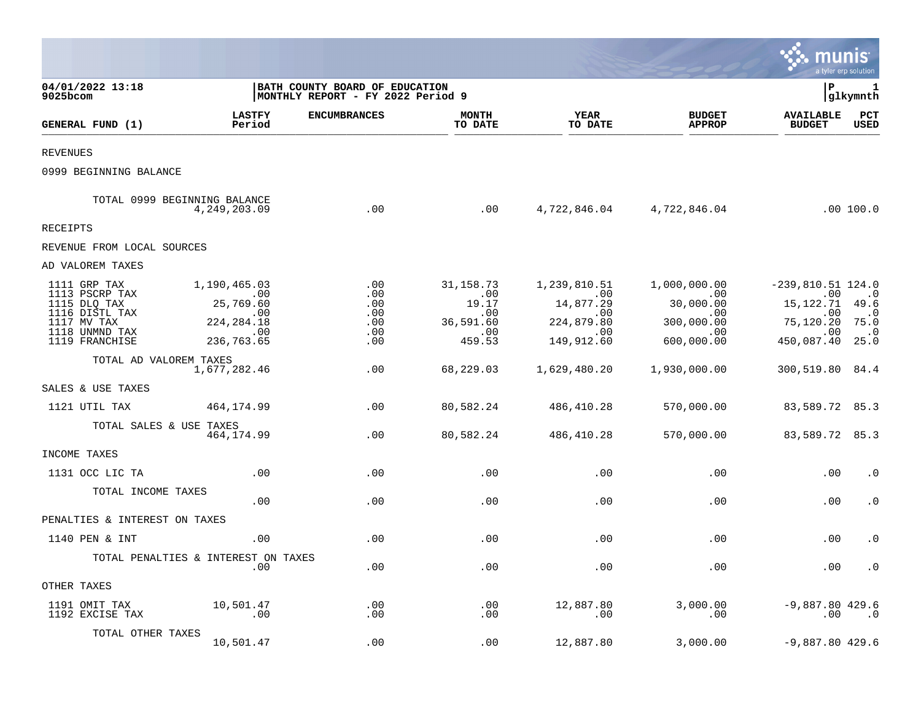04/01/2022 13:18
9025bcom

BATH COUNTY BOARD OF EDUCATION
MONTHLY REPORT - FY 2022 Period 9

P 1
glkymnth

| GENERAL FUND (1) | LASTFY Period | ENCUMBRANCES | MONTH TO DATE | YEAR TO DATE | BUDGET APPROP | AVAILABLE BUDGET | PCT USED |
|---|---|---|---|---|---|---|---|
| REVENUES | | | | | | | |
| 0999 BEGINNING BALANCE | | | | | | | |
| TOTAL 0999 BEGINNING BALANCE | 4,249,203.09 | .00 | .00 | 4,722,846.04 | 4,722,846.04 | .00 | 100.0 |
| RECEIPTS | | | | | | | |
| REVENUE FROM LOCAL SOURCES | | | | | | | |
| AD VALOREM TAXES | | | | | | | |
| 1111 GRP TAX | 1,190,465.03 | .00 | 31,158.73 | 1,239,810.51 | 1,000,000.00 | -239,810.51 | 124.0 |
| 1113 PSCRP TAX | .00 | .00 | .00 | .00 | .00 | .00 | .0 |
| 1115 DLQ TAX | 25,769.60 | .00 | 19.17 | 14,877.29 | 30,000.00 | 15,122.71 | 49.6 |
| 1116 DISTL TAX | .00 | .00 | .00 | .00 | .00 | .00 | .0 |
| 1117 MV TAX | 224,284.18 | .00 | 36,591.60 | 224,879.80 | 300,000.00 | 75,120.20 | 75.0 |
| 1118 UNMND TAX | .00 | .00 | .00 | .00 | .00 | .00 | .0 |
| 1119 FRANCHISE | 236,763.65 | .00 | 459.53 | 149,912.60 | 600,000.00 | 450,087.40 | 25.0 |
| TOTAL AD VALOREM TAXES | 1,677,282.46 | .00 | 68,229.03 | 1,629,480.20 | 1,930,000.00 | 300,519.80 | 84.4 |
| SALES & USE TAXES | | | | | | | |
| 1121 UTIL TAX | 464,174.99 | .00 | 80,582.24 | 486,410.28 | 570,000.00 | 83,589.72 | 85.3 |
| TOTAL SALES & USE TAXES | 464,174.99 | .00 | 80,582.24 | 486,410.28 | 570,000.00 | 83,589.72 | 85.3 |
| INCOME TAXES | | | | | | | |
| 1131 OCC LIC TA | .00 | .00 | .00 | .00 | .00 | .00 | .0 |
| TOTAL INCOME TAXES | .00 | .00 | .00 | .00 | .00 | .00 | .0 |
| PENALTIES & INTEREST ON TAXES | | | | | | | |
| 1140 PEN & INT | .00 | .00 | .00 | .00 | .00 | .00 | .0 |
| TOTAL PENALTIES & INTEREST ON TAXES | .00 | .00 | .00 | .00 | .00 | .00 | .0 |
| OTHER TAXES | | | | | | | |
| 1191 OMIT TAX | 10,501.47 | .00 | .00 | 12,887.80 | 3,000.00 | -9,887.80 | 429.6 |
| 1192 EXCISE TAX | .00 | .00 | .00 | .00 | .00 | .00 | .0 |
| TOTAL OTHER TAXES | 10,501.47 | .00 | .00 | 12,887.80 | 3,000.00 | -9,887.80 | 429.6 |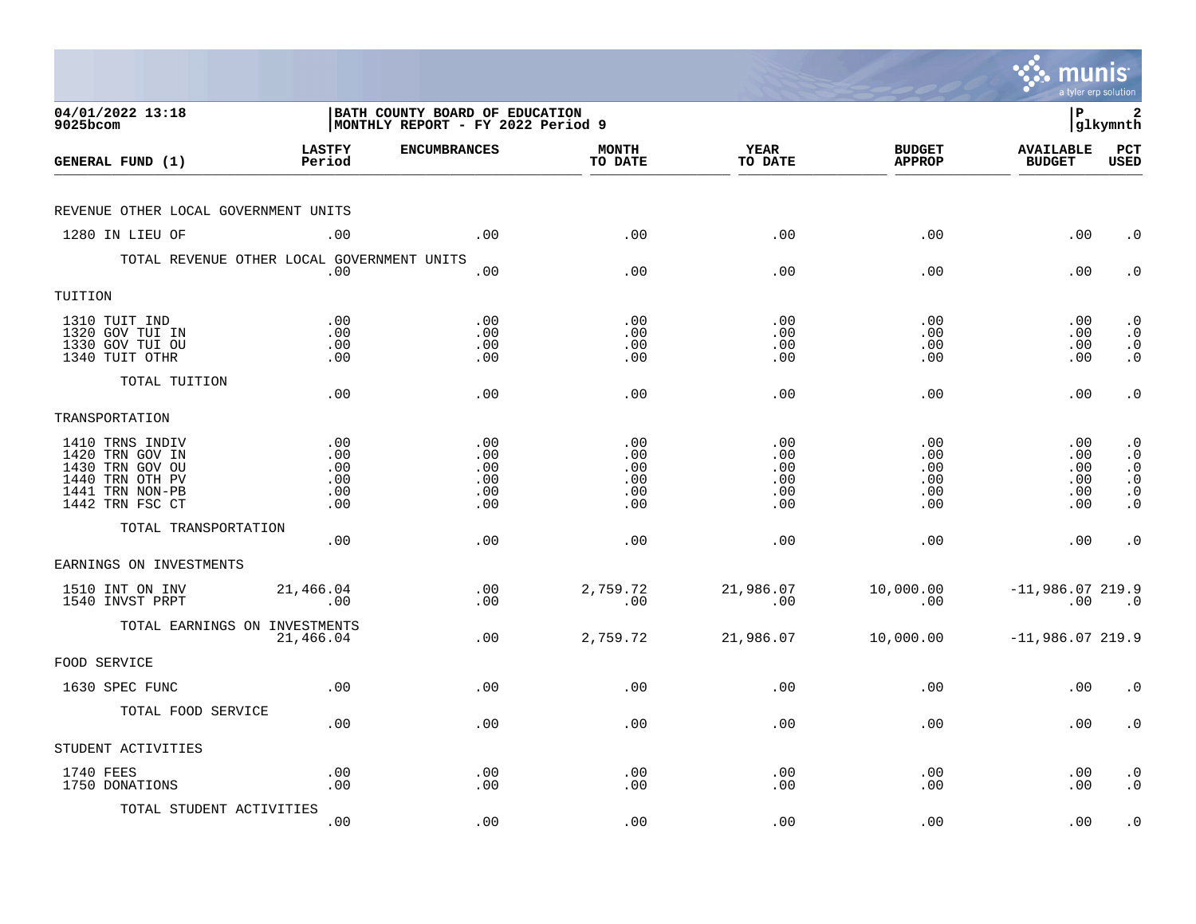BATH COUNTY BOARD OF EDUCATION
MONTHLY REPORT - FY 2022 Period 9

04/01/2022 13:18
9025bcom

| GENERAL FUND (1) | LASTFY Period | ENCUMBRANCES | MONTH TO DATE | YEAR TO DATE | BUDGET APPROP | AVAILABLE BUDGET | PCT USED |
|---|---|---|---|---|---|---|---|
| **REVENUE OTHER LOCAL GOVERNMENT UNITS** | | | | | | | |
| 1280 IN LIEU OF | .00 | .00 | .00 | .00 | .00 | .00 | .0 |
| TOTAL REVENUE OTHER LOCAL GOVERNMENT UNITS | .00 | .00 | .00 | .00 | .00 | .00 | .0 |
| **TUITION** | | | | | | | |
| 1310 TUIT IND | .00 | .00 | .00 | .00 | .00 | .00 | .0 |
| 1320 GOV TUI IN | .00 | .00 | .00 | .00 | .00 | .00 | .0 |
| 1330 GOV TUI OU | .00 | .00 | .00 | .00 | .00 | .00 | .0 |
| 1340 TUIT OTHR | .00 | .00 | .00 | .00 | .00 | .00 | .0 |
| TOTAL TUITION | .00 | .00 | .00 | .00 | .00 | .00 | .0 |
| **TRANSPORTATION** | | | | | | | |
| 1410 TRNS INDIV | .00 | .00 | .00 | .00 | .00 | .00 | .0 |
| 1420 TRN GOV IN | .00 | .00 | .00 | .00 | .00 | .00 | .0 |
| 1430 TRN GOV OU | .00 | .00 | .00 | .00 | .00 | .00 | .0 |
| 1440 TRN OTH PV | .00 | .00 | .00 | .00 | .00 | .00 | .0 |
| 1441 TRN NON-PB | .00 | .00 | .00 | .00 | .00 | .00 | .0 |
| 1442 TRN FSC CT | .00 | .00 | .00 | .00 | .00 | .00 | .0 |
| TOTAL TRANSPORTATION | .00 | .00 | .00 | .00 | .00 | .00 | .0 |
| **EARNINGS ON INVESTMENTS** | | | | | | | |
| 1510 INT ON INV | 21,466.04 | .00 | 2,759.72 | 21,986.07 | 10,000.00 | -11,986.07 | 219.9 |
| 1540 INVST PRPT | .00 | .00 | .00 | .00 | .00 | .00 | .0 |
| TOTAL EARNINGS ON INVESTMENTS | 21,466.04 | .00 | 2,759.72 | 21,986.07 | 10,000.00 | -11,986.07 | 219.9 |
| **FOOD SERVICE** | | | | | | | |
| 1630 SPEC FUNC | .00 | .00 | .00 | .00 | .00 | .00 | .0 |
| TOTAL FOOD SERVICE | .00 | .00 | .00 | .00 | .00 | .00 | .0 |
| **STUDENT ACTIVITIES** | | | | | | | |
| 1740 FEES | .00 | .00 | .00 | .00 | .00 | .00 | .0 |
| 1750 DONATIONS | .00 | .00 | .00 | .00 | .00 | .00 | .0 |
| TOTAL STUDENT ACTIVITIES | .00 | .00 | .00 | .00 | .00 | .00 | .0 |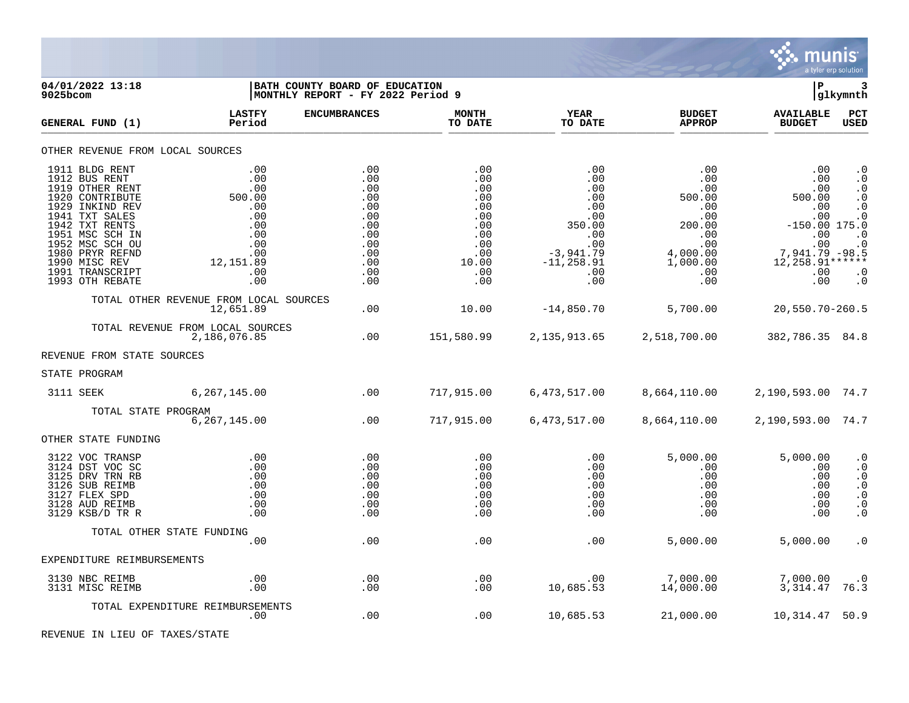**04/01/2022 13:18**
**9025bcom**

**BATH COUNTY BOARD OF EDUCATION**
**MONTHLY REPORT - FY 2022 Period 9**

**P 3**
**glkymnth**

| GENERAL FUND (1) | LASTFY Period | ENCUMBRANCES | MONTH TO DATE | YEAR TO DATE | BUDGET APPROP | AVAILABLE BUDGET | PCT USED |
|---|---|---|---|---|---|---|---|
| OTHER REVENUE FROM LOCAL SOURCES | | | | | | | |
| 1911 BLDG RENT | .00 | .00 | .00 | .00 | .00 | .00 | .0 |
| 1912 BUS RENT | .00 | .00 | .00 | .00 | .00 | .00 | .0 |
| 1919 OTHER RENT | .00 | .00 | .00 | .00 | .00 | .00 | .0 |
| 1920 CONTRIBUTE | 500.00 | .00 | .00 | .00 | 500.00 | 500.00 | .0 |
| 1929 INKIND REV | .00 | .00 | .00 | .00 | .00 | .00 | .0 |
| 1941 TXT SALES | .00 | .00 | .00 | .00 | .00 | .00 | .0 |
| 1942 TXT RENTS | .00 | .00 | .00 | 350.00 | 200.00 | -150.00 | 175.0 |
| 1951 MSC SCH IN | .00 | .00 | .00 | .00 | .00 | .00 | .0 |
| 1952 MSC SCH OU | .00 | .00 | .00 | .00 | .00 | .00 | .0 |
| 1980 PRYR REFND | .00 | .00 | .00 | -3,941.79 | 4,000.00 | 7,941.79 | -98.5 |
| 1990 MISC REV | 12,151.89 | .00 | 10.00 | -11,258.91 | 1,000.00 | 12,258.91 | ****** |
| 1991 TRANSCRIPT | .00 | .00 | .00 | .00 | .00 | .00 | .0 |
| 1993 OTH REBATE | .00 | .00 | .00 | .00 | .00 | .00 | .0 |
| TOTAL OTHER REVENUE FROM LOCAL SOURCES | 12,651.89 | .00 | 10.00 | -14,850.70 | 5,700.00 | 20,550.70 | -260.5 |
| TOTAL REVENUE FROM LOCAL SOURCES | 2,186,076.85 | .00 | 151,580.99 | 2,135,913.65 | 2,518,700.00 | 382,786.35 | 84.8 |
| REVENUE FROM STATE SOURCES | | | | | | | |
| STATE PROGRAM | | | | | | | |
| 3111 SEEK | 6,267,145.00 | .00 | 717,915.00 | 6,473,517.00 | 8,664,110.00 | 2,190,593.00 | 74.7 |
| TOTAL STATE PROGRAM | 6,267,145.00 | .00 | 717,915.00 | 6,473,517.00 | 8,664,110.00 | 2,190,593.00 | 74.7 |
| OTHER STATE FUNDING | | | | | | | |
| 3122 VOC TRANSP | .00 | .00 | .00 | .00 | 5,000.00 | 5,000.00 | .0 |
| 3124 DST VOC SC | .00 | .00 | .00 | .00 | .00 | .00 | .0 |
| 3125 DRV TRN RB | .00 | .00 | .00 | .00 | .00 | .00 | .0 |
| 3126 SUB REIMB | .00 | .00 | .00 | .00 | .00 | .00 | .0 |
| 3127 FLEX SPD | .00 | .00 | .00 | .00 | .00 | .00 | .0 |
| 3128 AUD REIMB | .00 | .00 | .00 | .00 | .00 | .00 | .0 |
| 3129 KSB/D TR R | .00 | .00 | .00 | .00 | .00 | .00 | .0 |
| TOTAL OTHER STATE FUNDING | .00 | .00 | .00 | .00 | 5,000.00 | 5,000.00 | .0 |
| EXPENDITURE REIMBURSEMENTS | | | | | | | |
| 3130 NBC REIMB | .00 | .00 | .00 | .00 | 7,000.00 | 7,000.00 | .0 |
| 3131 MISC REIMB | .00 | .00 | .00 | 10,685.53 | 14,000.00 | 3,314.47 | 76.3 |
| TOTAL EXPENDITURE REIMBURSEMENTS | .00 | .00 | .00 | 10,685.53 | 21,000.00 | 10,314.47 | 50.9 |
| REVENUE IN LIEU OF TAXES/STATE | | | | | | | |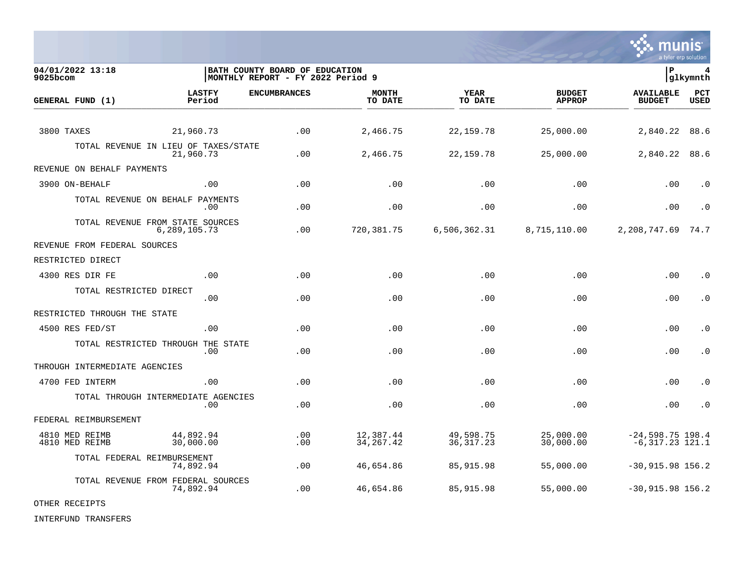| GENERAL FUND (1) | LASTFY Period | ENCUMBRANCES | MONTH TO DATE | YEAR TO DATE | BUDGET APPROP | AVAILABLE BUDGET | PCT USED |
|---|---|---|---|---|---|---|---|
| 3800 TAXES | 21,960.73 | .00 | 2,466.75 | 22,159.78 | 25,000.00 | 2,840.22 | 88.6 |
| TOTAL REVENUE IN LIEU OF TAXES/STATE | 21,960.73 | .00 | 2,466.75 | 22,159.78 | 25,000.00 | 2,840.22 | 88.6 |
| REVENUE ON BEHALF PAYMENTS | | | | | | | |
| 3900 ON-BEHALF | .00 | .00 | .00 | .00 | .00 | .00 | .0 |
| TOTAL REVENUE ON BEHALF PAYMENTS | .00 | .00 | .00 | .00 | .00 | .00 | .0 |
| TOTAL REVENUE FROM STATE SOURCES | 6,289,105.73 | .00 | 720,381.75 | 6,506,362.31 | 8,715,110.00 | 2,208,747.69 | 74.7 |
| REVENUE FROM FEDERAL SOURCES | | | | | | | |
| RESTRICTED DIRECT | | | | | | | |
| 4300 RES DIR FE | .00 | .00 | .00 | .00 | .00 | .00 | .0 |
| TOTAL RESTRICTED DIRECT | .00 | .00 | .00 | .00 | .00 | .00 | .0 |
| RESTRICTED THROUGH THE STATE | | | | | | | |
| 4500 RES FED/ST | .00 | .00 | .00 | .00 | .00 | .00 | .0 |
| TOTAL RESTRICTED THROUGH THE STATE | .00 | .00 | .00 | .00 | .00 | .00 | .0 |
| THROUGH INTERMEDIATE AGENCIES | | | | | | | |
| 4700 FED INTERM | .00 | .00 | .00 | .00 | .00 | .00 | .0 |
| TOTAL THROUGH INTERMEDIATE AGENCIES | .00 | .00 | .00 | .00 | .00 | .00 | .0 |
| FEDERAL REIMBURSEMENT | | | | | | | |
| 4810 MED REIMB | 44,892.94 | .00 | 12,387.44 | 49,598.75 | 25,000.00 | -24,598.75 | 198.4 |
| 4810 MED REIMB | 30,000.00 | .00 | 34,267.42 | 36,317.23 | 30,000.00 | -6,317.23 | 121.1 |
| TOTAL FEDERAL REIMBURSEMENT | 74,892.94 | .00 | 46,654.86 | 85,915.98 | 55,000.00 | -30,915.98 | 156.2 |
| TOTAL REVENUE FROM FEDERAL SOURCES | 74,892.94 | .00 | 46,654.86 | 85,915.98 | 55,000.00 | -30,915.98 | 156.2 |
| OTHER RECEIPTS | | | | | | | |
| INTERFUND TRANSFERS | | | | | | | |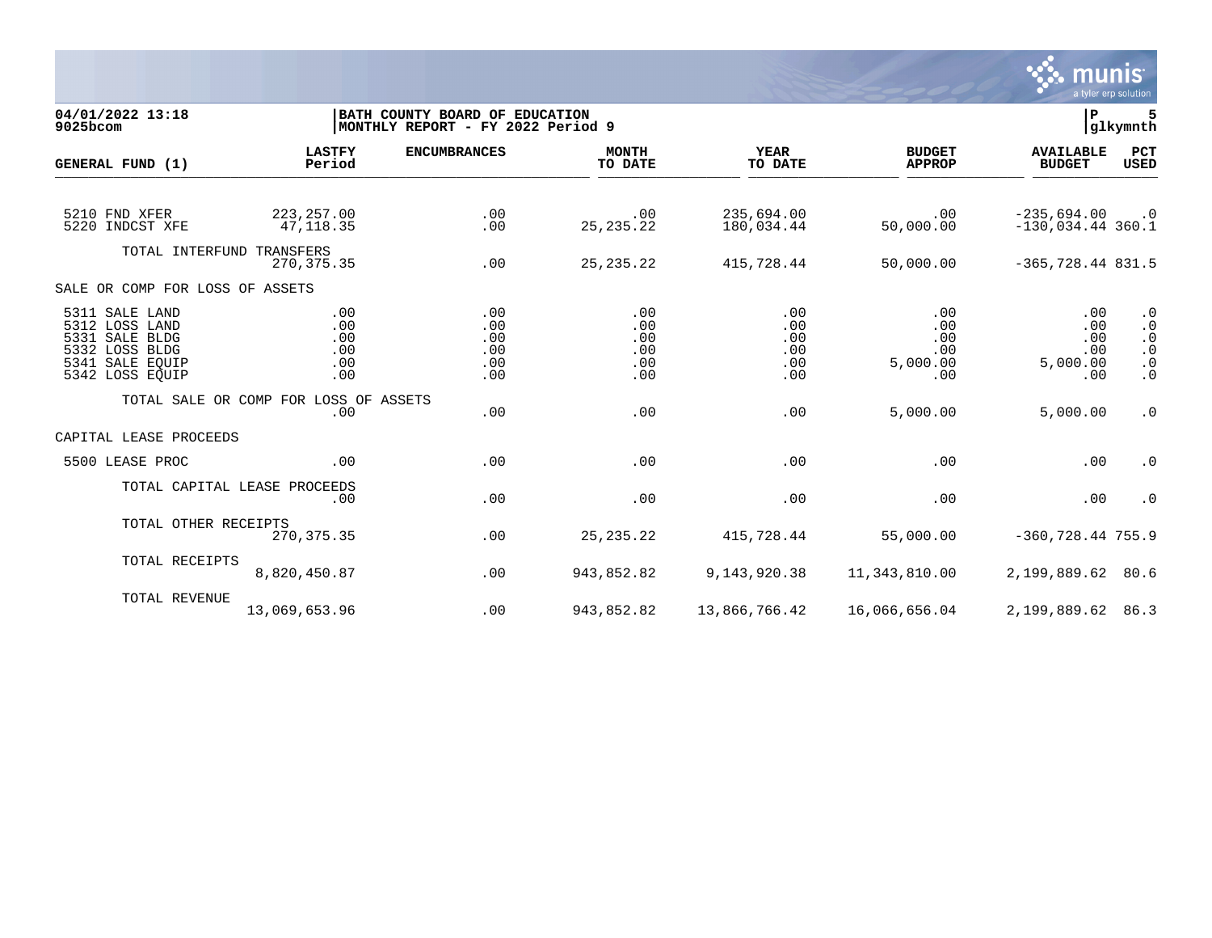04/01/2022 13:18 | BATH COUNTY BOARD OF EDUCATION | P 5
9025bcom | MONTHLY REPORT - FY 2022 Period 9 | glkymnth

| GENERAL FUND (1) | LASTFY Period | ENCUMBRANCES | MONTH TO DATE | YEAR TO DATE | BUDGET APPROP | AVAILABLE BUDGET | PCT USED |
|---|---|---|---|---|---|---|---|
| 5210 FND XFER | 223,257.00 | .00 | .00 | 235,694.00 | .00 | -235,694.00 | .0 |
| 5220 INDCST XFE | 47,118.35 | .00 | 25,235.22 | 180,034.44 | 50,000.00 | -130,034.44 | 360.1 |
| TOTAL INTERFUND TRANSFERS | 270,375.35 | .00 | 25,235.22 | 415,728.44 | 50,000.00 | -365,728.44 | 831.5 |
| SALE OR COMP FOR LOSS OF ASSETS | | | | | | | |
| 5311 SALE LAND | .00 | .00 | .00 | .00 | .00 | .00 | .0 |
| 5312 LOSS LAND | .00 | .00 | .00 | .00 | .00 | .00 | .0 |
| 5331 SALE BLDG | .00 | .00 | .00 | .00 | .00 | .00 | .0 |
| 5332 LOSS BLDG | .00 | .00 | .00 | .00 | .00 | .00 | .0 |
| 5341 SALE EQUIP | .00 | .00 | .00 | .00 | 5,000.00 | 5,000.00 | .0 |
| 5342 LOSS EQUIP | .00 | .00 | .00 | .00 | .00 | .00 | .0 |
| TOTAL SALE OR COMP FOR LOSS OF ASSETS | .00 | .00 | .00 | .00 | 5,000.00 | 5,000.00 | .0 |
| CAPITAL LEASE PROCEEDS | | | | | | | |
| 5500 LEASE PROC | .00 | .00 | .00 | .00 | .00 | .00 | .0 |
| TOTAL CAPITAL LEASE PROCEEDS | .00 | .00 | .00 | .00 | .00 | .00 | .0 |
| TOTAL OTHER RECEIPTS | 270,375.35 | .00 | 25,235.22 | 415,728.44 | 55,000.00 | -360,728.44 | 755.9 |
| TOTAL RECEIPTS | 8,820,450.87 | .00 | 943,852.82 | 9,143,920.38 | 11,343,810.00 | 2,199,889.62 | 80.6 |
| TOTAL REVENUE | 13,069,653.96 | .00 | 943,852.82 | 13,866,766.42 | 16,066,656.04 | 2,199,889.62 | 86.3 |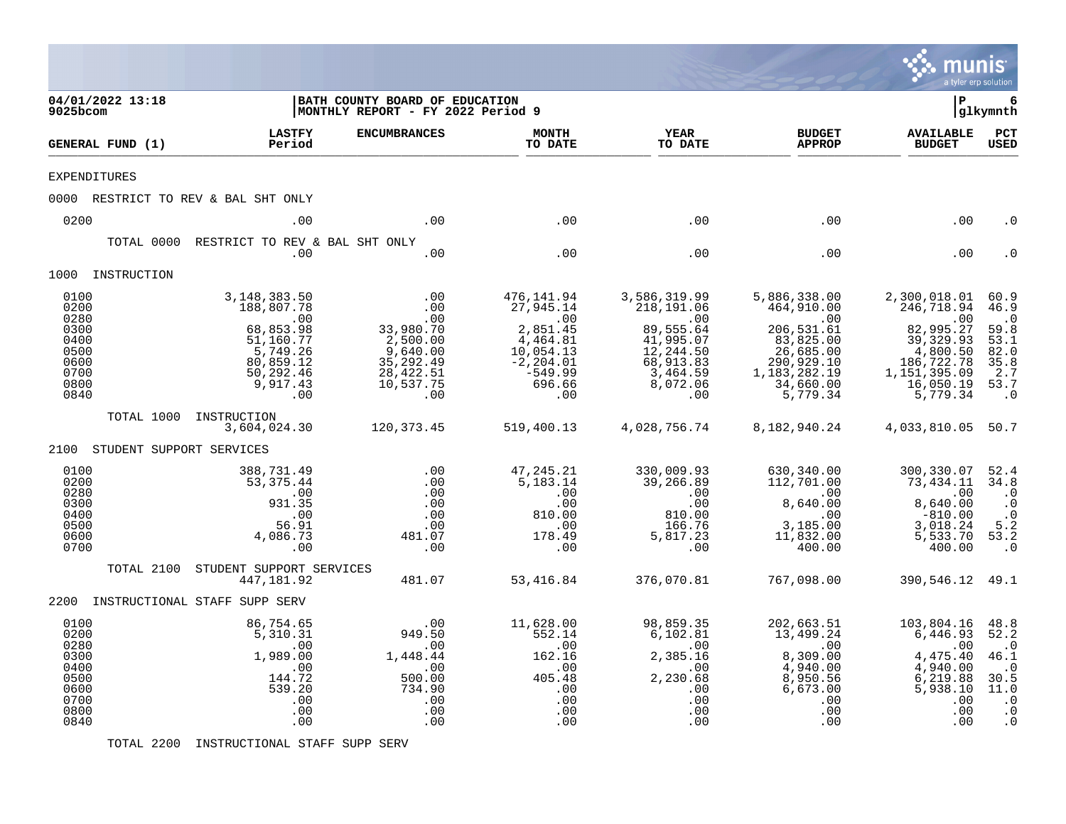**04/01/2022 13:18**
**9025bcom**

**BATH COUNTY BOARD OF EDUCATION**
**MONTHLY REPORT - FY 2022 Period 9**

**P 6**
**glkymnth**

| GENERAL FUND (1) | LASTFY Period | ENCUMBRANCES | MONTH TO DATE | YEAR TO DATE | BUDGET APPROP | AVAILABLE BUDGET | PCT USED |
|---|---|---|---|---|---|---|---|
| EXPENDITURES | | | | | | | |
| 0000 RESTRICT TO REV & BAL SHT ONLY | | | | | | | |
| 0200 | .00 | .00 | .00 | .00 | .00 | .00 | .0 |
| TOTAL 0000 RESTRICT TO REV & BAL SHT ONLY | .00 | .00 | .00 | .00 | .00 | .00 | .0 |
| 1000 INSTRUCTION | | | | | | | |
| 0100 | 3,148,383.50 | .00 | 476,141.94 | 3,586,319.99 | 5,886,338.00 | 2,300,018.01 | 60.9 |
| 0200 | 188,807.78 | .00 | 27,945.14 | 218,191.06 | 464,910.00 | 246,718.94 | 46.9 |
| 0280 | .00 | .00 | .00 | .00 | .00 | .00 | .0 |
| 0300 | 68,853.98 | 33,980.70 | 2,851.45 | 89,555.64 | 206,531.61 | 82,995.27 | 59.8 |
| 0400 | 51,160.77 | 2,500.00 | 4,464.81 | 41,995.07 | 83,825.00 | 39,329.93 | 53.1 |
| 0500 | 5,749.26 | 9,640.00 | 10,054.13 | 12,244.50 | 26,685.00 | 4,800.50 | 82.0 |
| 0600 | 80,859.12 | 35,292.49 | -2,204.01 | 68,913.83 | 290,929.10 | 186,722.78 | 35.8 |
| 0700 | 50,292.46 | 28,422.51 | -549.99 | 3,464.59 | 1,183,282.19 | 1,151,395.09 | 2.7 |
| 0800 | 9,917.43 | 10,537.75 | 696.66 | 8,072.06 | 34,660.00 | 16,050.19 | 53.7 |
| 0840 | .00 | .00 | .00 | .00 | 5,779.34 | 5,779.34 | .0 |
| TOTAL 1000 INSTRUCTION | 3,604,024.30 | 120,373.45 | 519,400.13 | 4,028,756.74 | 8,182,940.24 | 4,033,810.05 | 50.7 |
| 2100 STUDENT SUPPORT SERVICES | | | | | | | |
| 0100 | 388,731.49 | .00 | 47,245.21 | 330,009.93 | 630,340.00 | 300,330.07 | 52.4 |
| 0200 | 53,375.44 | .00 | 5,183.14 | 39,266.89 | 112,701.00 | 73,434.11 | 34.8 |
| 0280 | .00 | .00 | .00 | .00 | .00 | .00 | .0 |
| 0300 | 931.35 | .00 | .00 | .00 | 8,640.00 | 8,640.00 | .0 |
| 0400 | .00 | .00 | 810.00 | 810.00 | .00 | -810.00 | .0 |
| 0500 | 56.91 | .00 | .00 | 166.76 | 3,185.00 | 3,018.24 | 5.2 |
| 0600 | 4,086.73 | 481.07 | 178.49 | 5,817.23 | 11,832.00 | 5,533.70 | 53.2 |
| 0700 | .00 | .00 | .00 | .00 | 400.00 | 400.00 | .0 |
| TOTAL 2100 STUDENT SUPPORT SERVICES | 447,181.92 | 481.07 | 53,416.84 | 376,070.81 | 767,098.00 | 390,546.12 | 49.1 |
| 2200 INSTRUCTIONAL STAFF SUPP SERV | | | | | | | |
| 0100 | 86,754.65 | .00 | 11,628.00 | 98,859.35 | 202,663.51 | 103,804.16 | 48.8 |
| 0200 | 5,310.31 | 949.50 | 552.14 | 6,102.81 | 13,499.24 | 6,446.93 | 52.2 |
| 0280 | .00 | .00 | .00 | .00 | .00 | .00 | .0 |
| 0300 | 1,989.00 | 1,448.44 | 162.16 | 2,385.16 | 8,309.00 | 4,475.40 | 46.1 |
| 0400 | .00 | .00 | .00 | .00 | 4,940.00 | 4,940.00 | .0 |
| 0500 | 144.72 | 500.00 | 405.48 | 2,230.68 | 8,950.56 | 6,219.88 | 30.5 |
| 0600 | 539.20 | 734.90 | .00 | .00 | 6,673.00 | 5,938.10 | 11.0 |
| 0700 | .00 | .00 | .00 | .00 | .00 | .00 | .0 |
| 0800 | .00 | .00 | .00 | .00 | .00 | .00 | .0 |
| 0840 | .00 | .00 | .00 | .00 | .00 | .00 | .0 |
| TOTAL 2200 INSTRUCTIONAL STAFF SUPP SERV | | | | | | | |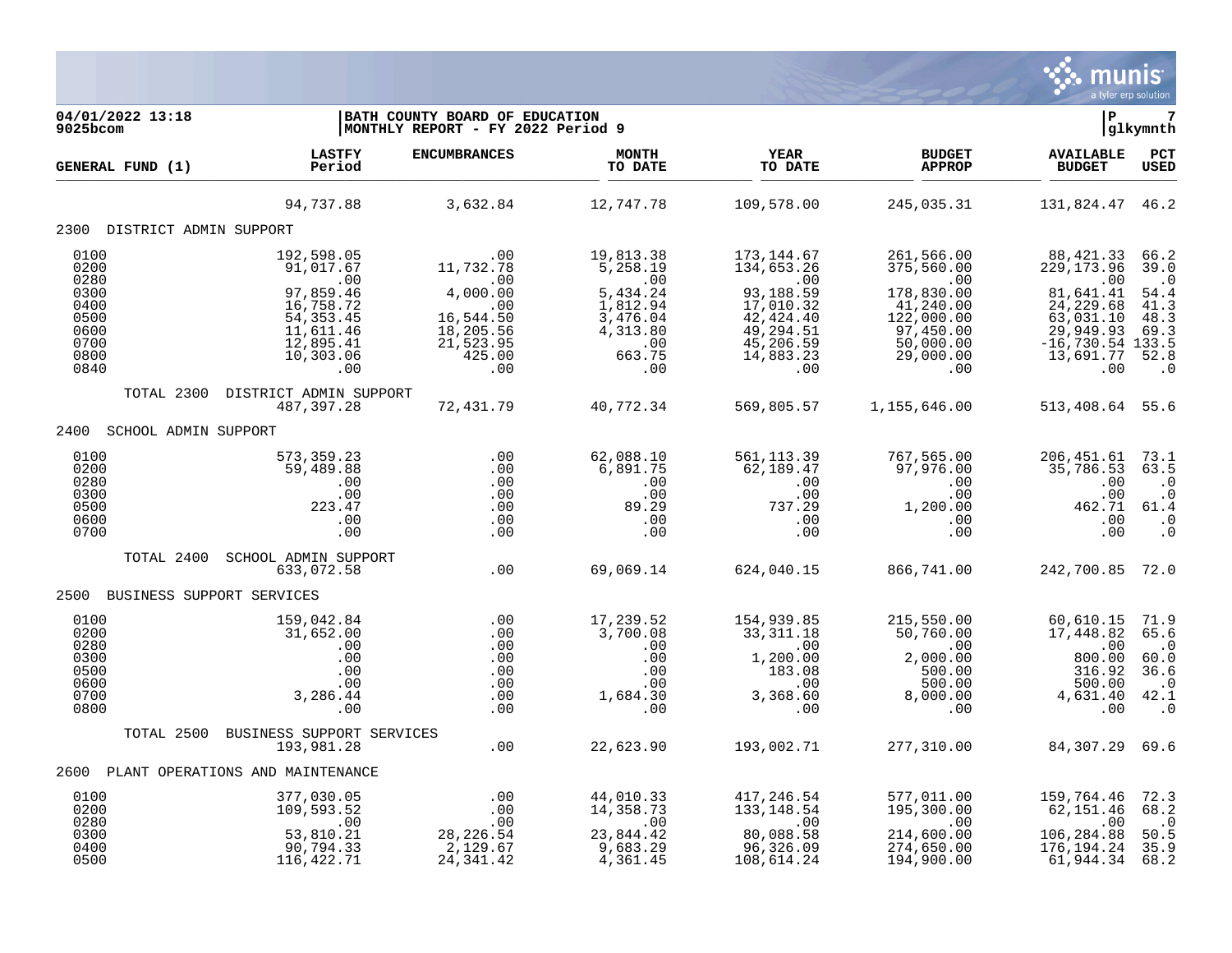**04/01/2022 13:18** | **BATH COUNTY BOARD OF EDUCATION** | **P 7**
**9025bcom** | **MONTHLY REPORT - FY 2022 Period 9** | **glkymnth**

| GENERAL FUND (1) | LASTFY Period | ENCUMBRANCES | MONTH TO DATE | YEAR TO DATE | BUDGET APPROP | AVAILABLE BUDGET | PCT USED |
|---|---|---|---|---|---|---|---|
| | 94,737.88 | 3,632.84 | 12,747.78 | 109,578.00 | 245,035.31 | 131,824.47 | 46.2 |
| **2300 DISTRICT ADMIN SUPPORT** | | | | | | | |
| 0100 | 192,598.05 | .00 | 19,813.38 | 173,144.67 | 261,566.00 | 88,421.33 | 66.2 |
| 0200 | 91,017.67 | 11,732.78 | 5,258.19 | 134,653.26 | 375,560.00 | 229,173.96 | 39.0 |
| 0280 | .00 | .00 | .00 | .00 | .00 | .00 | .0 |
| 0300 | 97,859.46 | 4,000.00 | 5,434.24 | 93,188.59 | 178,830.00 | 81,641.41 | 54.4 |
| 0400 | 16,758.72 | .00 | 1,812.94 | 17,010.32 | 41,240.00 | 24,229.68 | 41.3 |
| 0500 | 54,353.45 | 16,544.50 | 3,476.04 | 42,424.40 | 122,000.00 | 63,031.10 | 48.3 |
| 0600 | 11,611.46 | 18,205.56 | 4,313.80 | 49,294.51 | 97,450.00 | 29,949.93 | 69.3 |
| 0700 | 12,895.41 | 21,523.95 | .00 | 45,206.59 | 50,000.00 | -16,730.54 | 133.5 |
| 0800 | 10,303.06 | 425.00 | 663.75 | 14,883.23 | 29,000.00 | 13,691.77 | 52.8 |
| 0840 | .00 | .00 | .00 | .00 | .00 | .00 | .0 |
| TOTAL 2300 DISTRICT ADMIN SUPPORT | 487,397.28 | 72,431.79 | 40,772.34 | 569,805.57 | 1,155,646.00 | 513,408.64 | 55.6 |
| **2400 SCHOOL ADMIN SUPPORT** | | | | | | | |
| 0100 | 573,359.23 | .00 | 62,088.10 | 561,113.39 | 767,565.00 | 206,451.61 | 73.1 |
| 0200 | 59,489.88 | .00 | 6,891.75 | 62,189.47 | 97,976.00 | 35,786.53 | 63.5 |
| 0280 | .00 | .00 | .00 | .00 | .00 | .00 | .0 |
| 0300 | .00 | .00 | .00 | .00 | .00 | .00 | .0 |
| 0500 | 223.47 | .00 | 89.29 | 737.29 | 1,200.00 | 462.71 | 61.4 |
| 0600 | .00 | .00 | .00 | .00 | .00 | .00 | .0 |
| 0700 | .00 | .00 | .00 | .00 | .00 | .00 | .0 |
| TOTAL 2400 SCHOOL ADMIN SUPPORT | 633,072.58 | .00 | 69,069.14 | 624,040.15 | 866,741.00 | 242,700.85 | 72.0 |
| **2500 BUSINESS SUPPORT SERVICES** | | | | | | | |
| 0100 | 159,042.84 | .00 | 17,239.52 | 154,939.85 | 215,550.00 | 60,610.15 | 71.9 |
| 0200 | 31,652.00 | .00 | 3,700.08 | 33,311.18 | 50,760.00 | 17,448.82 | 65.6 |
| 0280 | .00 | .00 | .00 | .00 | .00 | .00 | .0 |
| 0300 | .00 | .00 | .00 | 1,200.00 | 2,000.00 | 800.00 | 60.0 |
| 0500 | .00 | .00 | .00 | 183.08 | 500.00 | 316.92 | 36.6 |
| 0600 | .00 | .00 | .00 | .00 | 500.00 | 500.00 | .0 |
| 0700 | 3,286.44 | .00 | 1,684.30 | 3,368.60 | 8,000.00 | 4,631.40 | 42.1 |
| 0800 | .00 | .00 | .00 | .00 | .00 | .00 | .0 |
| TOTAL 2500 BUSINESS SUPPORT SERVICES | 193,981.28 | .00 | 22,623.90 | 193,002.71 | 277,310.00 | 84,307.29 | 69.6 |
| **2600 PLANT OPERATIONS AND MAINTENANCE** | | | | | | | |
| 0100 | 377,030.05 | .00 | 44,010.33 | 417,246.54 | 577,011.00 | 159,764.46 | 72.3 |
| 0200 | 109,593.52 | .00 | 14,358.73 | 133,148.54 | 195,300.00 | 62,151.46 | 68.2 |
| 0280 | .00 | .00 | .00 | .00 | .00 | .00 | .0 |
| 0300 | 53,810.21 | 28,226.54 | 23,844.42 | 80,088.58 | 214,600.00 | 106,284.88 | 50.5 |
| 0400 | 90,794.33 | 2,129.67 | 9,683.29 | 96,326.09 | 274,650.00 | 176,194.24 | 35.9 |
| 0500 | 116,422.71 | 24,341.42 | 4,361.45 | 108,614.24 | 194,900.00 | 61,944.34 | 68.2 |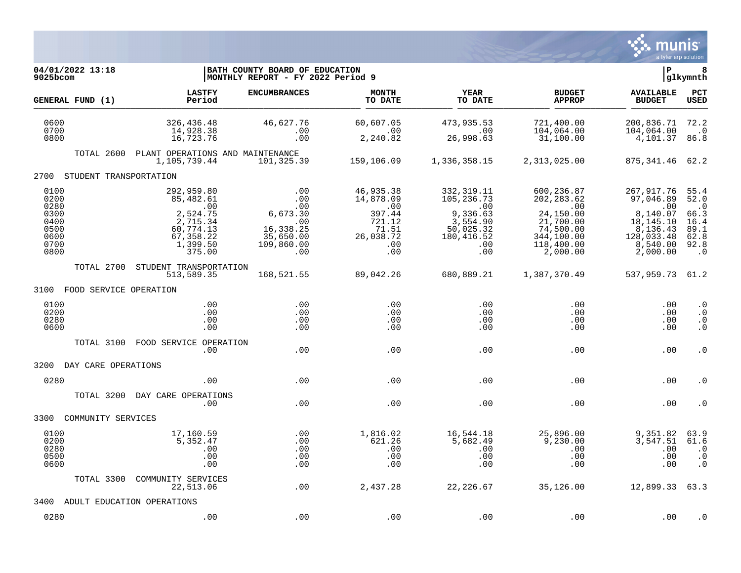04/01/2022 13:18
9025bcom

BATH COUNTY BOARD OF EDUCATION
MONTHLY REPORT - FY 2022 Period 9

P 8
glkymnth

| GENERAL FUND (1) | LASTFY Period | ENCUMBRANCES | MONTH TO DATE | YEAR TO DATE | BUDGET APPROP | AVAILABLE BUDGET | PCT USED |
|---|---|---|---|---|---|---|---|
| 0600 | 326,436.48 | 46,627.76 | 60,607.05 | 473,935.53 | 721,400.00 | 200,836.71 | 72.2 |
| 0700 | 14,928.38 | .00 | .00 | .00 | 104,064.00 | 104,064.00 | .0 |
| 0800 | 16,723.76 | .00 | 2,240.82 | 26,998.63 | 31,100.00 | 4,101.37 | 86.8 |
| TOTAL 2600 PLANT OPERATIONS AND MAINTENANCE | 1,105,739.44 | 101,325.39 | 159,106.09 | 1,336,358.15 | 2,313,025.00 | 875,341.46 | 62.2 |
| **2700 STUDENT TRANSPORTATION** | | | | | | | |
| 0100 | 292,959.80 | .00 | 46,935.38 | 332,319.11 | 600,236.87 | 267,917.76 | 55.4 |
| 0200 | 85,482.61 | .00 | 14,878.09 | 105,236.73 | 202,283.62 | 97,046.89 | 52.0 |
| 0280 | .00 | .00 | .00 | .00 | .00 | .00 | .0 |
| 0300 | 2,524.75 | 6,673.30 | 397.44 | 9,336.63 | 24,150.00 | 8,140.07 | 66.3 |
| 0400 | 2,715.34 | .00 | 721.12 | 3,554.90 | 21,700.00 | 18,145.10 | 16.4 |
| 0500 | 60,774.13 | 16,338.25 | 71.51 | 50,025.32 | 74,500.00 | 8,136.43 | 89.1 |
| 0600 | 67,358.22 | 35,650.00 | 26,038.72 | 180,416.52 | 344,100.00 | 128,033.48 | 62.8 |
| 0700 | 1,399.50 | 109,860.00 | .00 | .00 | 118,400.00 | 8,540.00 | 92.8 |
| 0800 | 375.00 | .00 | .00 | .00 | 2,000.00 | 2,000.00 | .0 |
| TOTAL 2700 STUDENT TRANSPORTATION | 513,589.35 | 168,521.55 | 89,042.26 | 680,889.21 | 1,387,370.49 | 537,959.73 | 61.2 |
| **3100 FOOD SERVICE OPERATION** | | | | | | | |
| 0100 | .00 | .00 | .00 | .00 | .00 | .00 | .0 |
| 0200 | .00 | .00 | .00 | .00 | .00 | .00 | .0 |
| 0280 | .00 | .00 | .00 | .00 | .00 | .00 | .0 |
| 0600 | .00 | .00 | .00 | .00 | .00 | .00 | .0 |
| TOTAL 3100 FOOD SERVICE OPERATION | .00 | .00 | .00 | .00 | .00 | .00 | .0 |
| **3200 DAY CARE OPERATIONS** | | | | | | | |
| 0280 | .00 | .00 | .00 | .00 | .00 | .00 | .0 |
| TOTAL 3200 DAY CARE OPERATIONS | .00 | .00 | .00 | .00 | .00 | .00 | .0 |
| **3300 COMMUNITY SERVICES** | | | | | | | |
| 0100 | 17,160.59 | .00 | 1,816.02 | 16,544.18 | 25,896.00 | 9,351.82 | 63.9 |
| 0200 | 5,352.47 | .00 | 621.26 | 5,682.49 | 9,230.00 | 3,547.51 | 61.6 |
| 0280 | .00 | .00 | .00 | .00 | .00 | .00 | .0 |
| 0500 | .00 | .00 | .00 | .00 | .00 | .00 | .0 |
| 0600 | .00 | .00 | .00 | .00 | .00 | .00 | .0 |
| TOTAL 3300 COMMUNITY SERVICES | 22,513.06 | .00 | 2,437.28 | 22,226.67 | 35,126.00 | 12,899.33 | 63.3 |
| **3400 ADULT EDUCATION OPERATIONS** | | | | | | | |
| 0280 | .00 | .00 | .00 | .00 | .00 | .00 | .0 |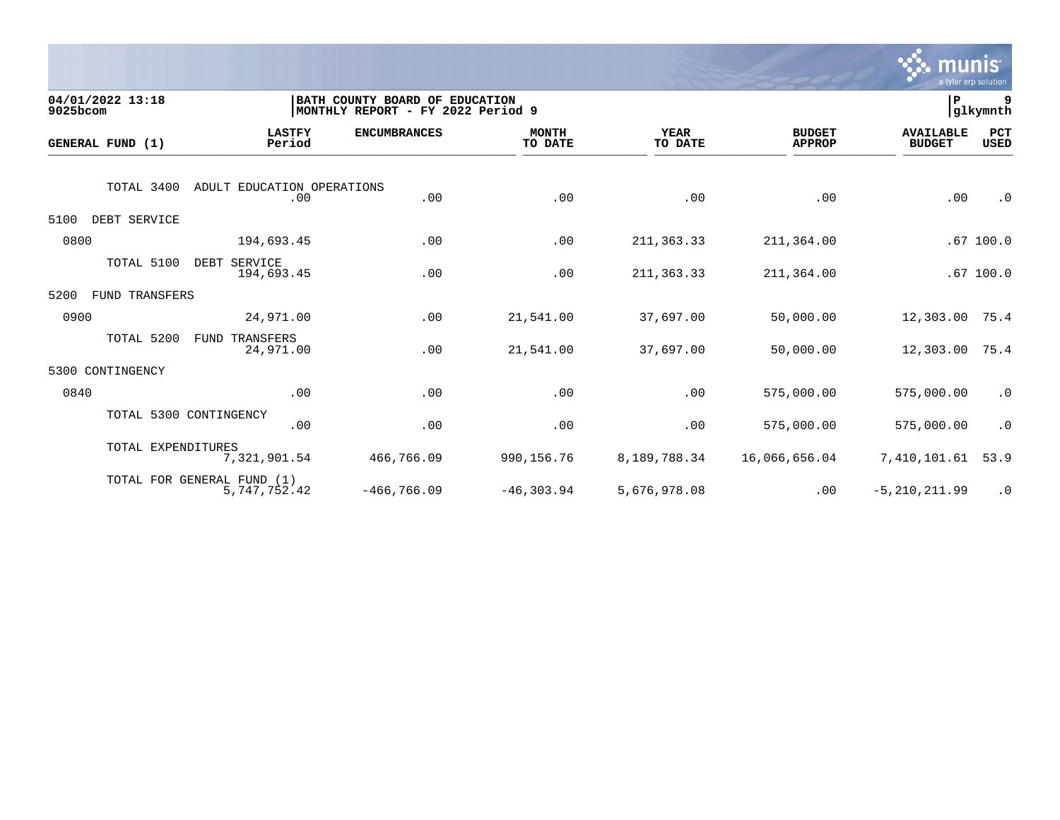04/01/2022 13:18 | BATH COUNTY BOARD OF EDUCATION | P 9
9025bcom | MONTHLY REPORT - FY 2022 Period 9 | glkymnth

| GENERAL FUND (1) | LASTFY Period | ENCUMBRANCES | MONTH TO DATE | YEAR TO DATE | BUDGET APPROP | AVAILABLE BUDGET | PCT USED |
|---|---|---|---|---|---|---|---|
| TOTAL 3400 ADULT EDUCATION OPERATIONS | .00 | .00 | .00 | .00 | .00 | .00 | .0 |
| 5100 DEBT SERVICE | | | | | | | |
| 0800 | 194,693.45 | .00 | .00 | 211,363.33 | 211,364.00 | .67 | 100.0 |
| TOTAL 5100 DEBT SERVICE | 194,693.45 | .00 | .00 | 211,363.33 | 211,364.00 | .67 | 100.0 |
| 5200 FUND TRANSFERS | | | | | | | |
| 0900 | 24,971.00 | .00 | 21,541.00 | 37,697.00 | 50,000.00 | 12,303.00 | 75.4 |
| TOTAL 5200 FUND TRANSFERS | 24,971.00 | .00 | 21,541.00 | 37,697.00 | 50,000.00 | 12,303.00 | 75.4 |
| 5300 CONTINGENCY | | | | | | | |
| 0840 | .00 | .00 | .00 | .00 | 575,000.00 | 575,000.00 | .0 |
| TOTAL 5300 CONTINGENCY | .00 | .00 | .00 | .00 | 575,000.00 | 575,000.00 | .0 |
| TOTAL EXPENDITURES | 7,321,901.54 | 466,766.09 | 990,156.76 | 8,189,788.34 | 16,066,656.04 | 7,410,101.61 | 53.9 |
| TOTAL FOR GENERAL FUND (1) | 5,747,752.42 | -466,766.09 | -46,303.94 | 5,676,978.08 | .00 | -5,210,211.99 | .0 |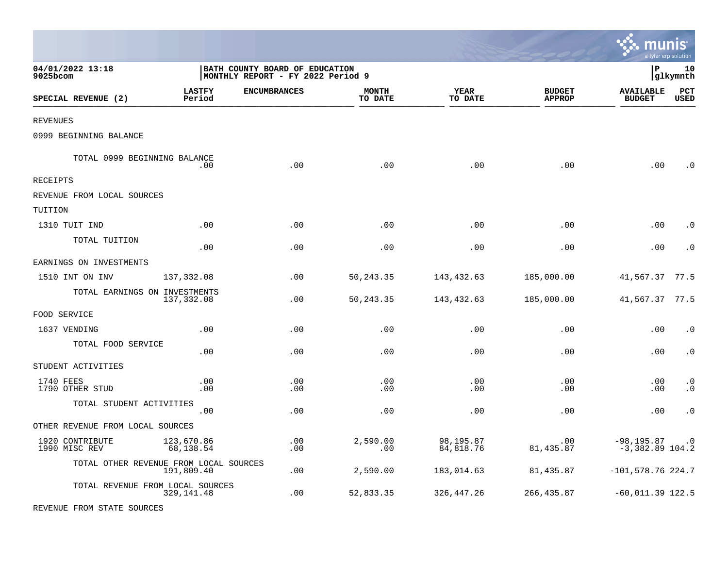04/01/2022 13:18
9025bcom

BATH COUNTY BOARD OF EDUCATION
MONTHLY REPORT - FY 2022 Period 9

P 10
glkymnth

| SPECIAL REVENUE (2) | LASTFY Period | ENCUMBRANCES | MONTH TO DATE | YEAR TO DATE | BUDGET APPROP | AVAILABLE BUDGET | PCT USED |
|---|---|---|---|---|---|---|---|
| REVENUES | | | | | | | |
| 0999 BEGINNING BALANCE | | | | | | | |
| TOTAL 0999 BEGINNING BALANCE | .00 | .00 | .00 | .00 | .00 | .00 | .0 |
| RECEIPTS | | | | | | | |
| REVENUE FROM LOCAL SOURCES | | | | | | | |
| TUITION | | | | | | | |
| 1310 TUIT IND | .00 | .00 | .00 | .00 | .00 | .00 | .0 |
| TOTAL TUITION | .00 | .00 | .00 | .00 | .00 | .00 | .0 |
| EARNINGS ON INVESTMENTS | | | | | | | |
| 1510 INT ON INV | 137,332.08 | .00 | 50,243.35 | 143,432.63 | 185,000.00 | 41,567.37 | 77.5 |
| TOTAL EARNINGS ON INVESTMENTS | 137,332.08 | .00 | 50,243.35 | 143,432.63 | 185,000.00 | 41,567.37 | 77.5 |
| FOOD SERVICE | | | | | | | |
| 1637 VENDING | .00 | .00 | .00 | .00 | .00 | .00 | .0 |
| TOTAL FOOD SERVICE | .00 | .00 | .00 | .00 | .00 | .00 | .0 |
| STUDENT ACTIVITIES | | | | | | | |
| 1740 FEES | .00 | .00 | .00 | .00 | .00 | .00 | .0 |
| 1790 OTHER STUD | .00 | .00 | .00 | .00 | .00 | .00 | .0 |
| TOTAL STUDENT ACTIVITIES | .00 | .00 | .00 | .00 | .00 | .00 | .0 |
| OTHER REVENUE FROM LOCAL SOURCES | | | | | | | |
| 1920 CONTRIBUTE | 123,670.86 | .00 | 2,590.00 | 98,195.87 | .00 | -98,195.87 | .0 |
| 1990 MISC REV | 68,138.54 | .00 | .00 | 84,818.76 | 81,435.87 | -3,382.89 | 104.2 |
| TOTAL OTHER REVENUE FROM LOCAL SOURCES | 191,809.40 | .00 | 2,590.00 | 183,014.63 | 81,435.87 | -101,578.76 | 224.7 |
| TOTAL REVENUE FROM LOCAL SOURCES | 329,141.48 | .00 | 52,833.35 | 326,447.26 | 266,435.87 | -60,011.39 | 122.5 |
| REVENUE FROM STATE SOURCES | | | | | | | |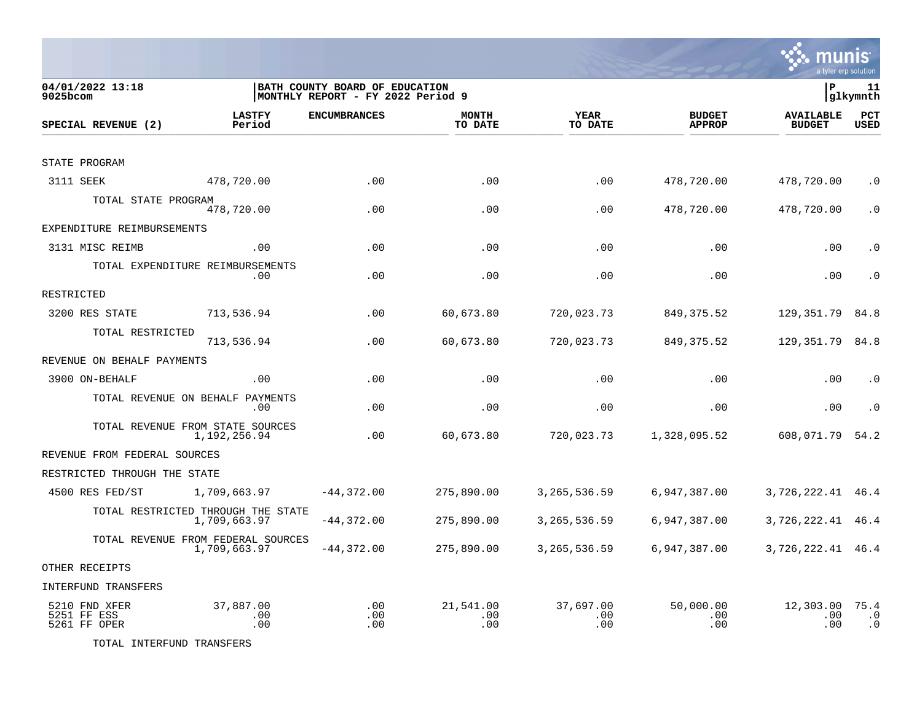04/01/2022 13:18 | BATH COUNTY BOARD OF EDUCATION | P 11
9025bcom | MONTHLY REPORT - FY 2022 Period 9 | glkymnth

| SPECIAL REVENUE (2) | LASTFY Period | ENCUMBRANCES | MONTH TO DATE | YEAR TO DATE | BUDGET APPROP | AVAILABLE BUDGET | PCT USED |
|---|---|---|---|---|---|---|---|
| STATE PROGRAM | | | | | | | |
| 3111 SEEK | 478,720.00 | .00 | .00 | .00 | 478,720.00 | 478,720.00 | .0 |
| TOTAL STATE PROGRAM | 478,720.00 | .00 | .00 | .00 | 478,720.00 | 478,720.00 | .0 |
| EXPENDITURE REIMBURSEMENTS | | | | | | | |
| 3131 MISC REIMB | .00 | .00 | .00 | .00 | .00 | .00 | .0 |
| TOTAL EXPENDITURE REIMBURSEMENTS | .00 | .00 | .00 | .00 | .00 | .00 | .0 |
| RESTRICTED | | | | | | | |
| 3200 RES STATE | 713,536.94 | .00 | 60,673.80 | 720,023.73 | 849,375.52 | 129,351.79 | 84.8 |
| TOTAL RESTRICTED | 713,536.94 | .00 | 60,673.80 | 720,023.73 | 849,375.52 | 129,351.79 | 84.8 |
| REVENUE ON BEHALF PAYMENTS | | | | | | | |
| 3900 ON-BEHALF | .00 | .00 | .00 | .00 | .00 | .00 | .0 |
| TOTAL REVENUE ON BEHALF PAYMENTS | .00 | .00 | .00 | .00 | .00 | .00 | .0 |
| TOTAL REVENUE FROM STATE SOURCES | 1,192,256.94 | .00 | 60,673.80 | 720,023.73 | 1,328,095.52 | 608,071.79 | 54.2 |
| REVENUE FROM FEDERAL SOURCES | | | | | | | |
| RESTRICTED THROUGH THE STATE | | | | | | | |
| 4500 RES FED/ST | 1,709,663.97 | -44,372.00 | 275,890.00 | 3,265,536.59 | 6,947,387.00 | 3,726,222.41 | 46.4 |
| TOTAL RESTRICTED THROUGH THE STATE | 1,709,663.97 | -44,372.00 | 275,890.00 | 3,265,536.59 | 6,947,387.00 | 3,726,222.41 | 46.4 |
| TOTAL REVENUE FROM FEDERAL SOURCES | 1,709,663.97 | -44,372.00 | 275,890.00 | 3,265,536.59 | 6,947,387.00 | 3,726,222.41 | 46.4 |
| OTHER RECEIPTS | | | | | | | |
| INTERFUND TRANSFERS | | | | | | | |
| 5210 FND XFER | 37,887.00 | .00 | 21,541.00 | 37,697.00 | 50,000.00 | 12,303.00 | 75.4 |
| 5251 FF ESS | .00 | .00 | .00 | .00 | .00 | .00 | .0 |
| 5261 FF OPER | .00 | .00 | .00 | .00 | .00 | .00 | .0 |
| TOTAL INTERFUND TRANSFERS | | | | | | | |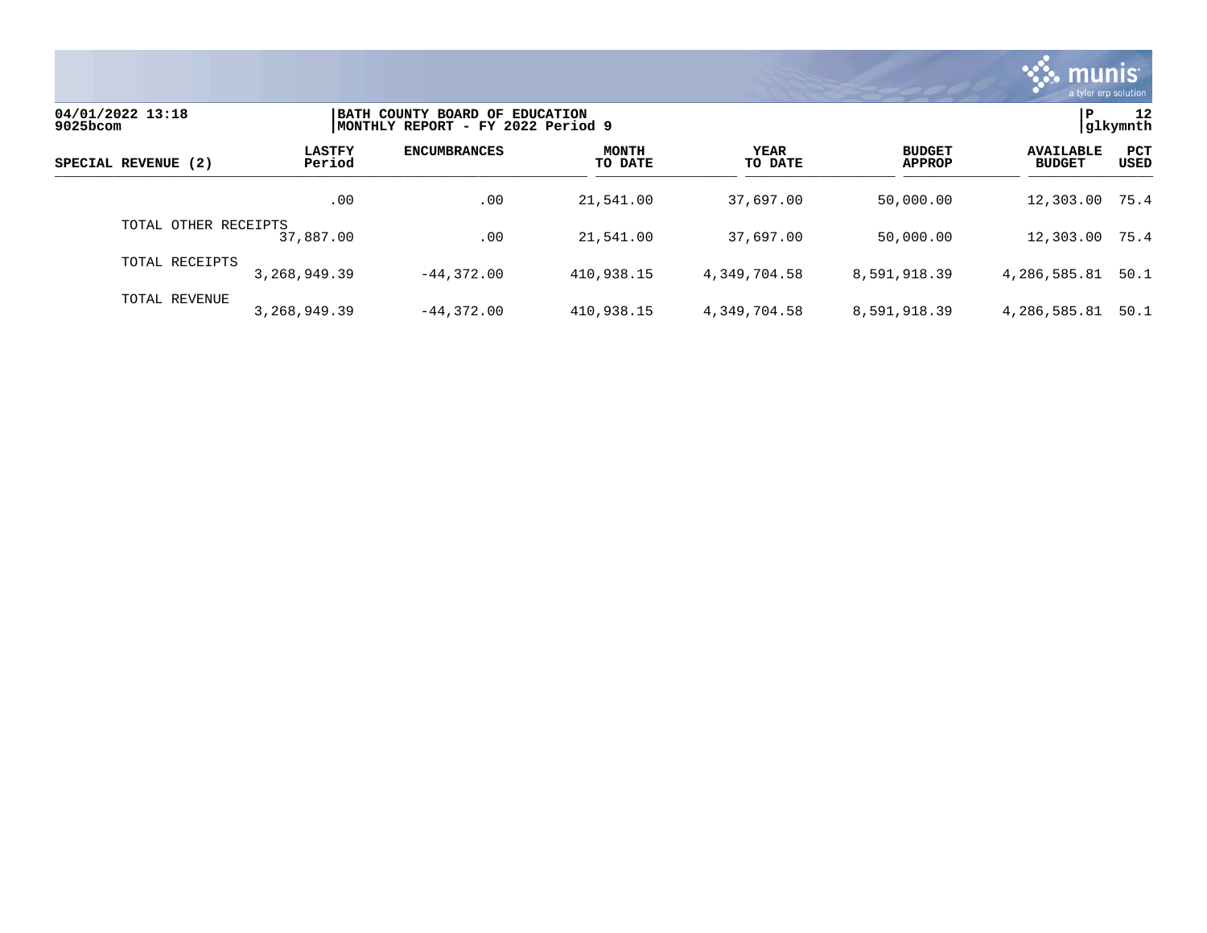**BATH COUNTY BOARD OF EDUCATION**
**MONTHLY REPORT - FY 2022 Period 9**

04/01/2022 13:18
9025bcom

P 12
glkymnth

| SPECIAL REVENUE (2) | LASTFY Period | ENCUMBRANCES | MONTH TO DATE | YEAR TO DATE | BUDGET APPROP | AVAILABLE BUDGET | PCT USED |
|---|---|---|---|---|---|---|---|
| | .00 | .00 | 21,541.00 | 37,697.00 | 50,000.00 | 12,303.00 | 75.4 |
| TOTAL OTHER RECEIPTS | 37,887.00 | .00 | 21,541.00 | 37,697.00 | 50,000.00 | 12,303.00 | 75.4 |
| TOTAL RECEIPTS | 3,268,949.39 | -44,372.00 | 410,938.15 | 4,349,704.58 | 8,591,918.39 | 4,286,585.81 | 50.1 |
| TOTAL REVENUE | 3,268,949.39 | -44,372.00 | 410,938.15 | 4,349,704.58 | 8,591,918.39 | 4,286,585.81 | 50.1 |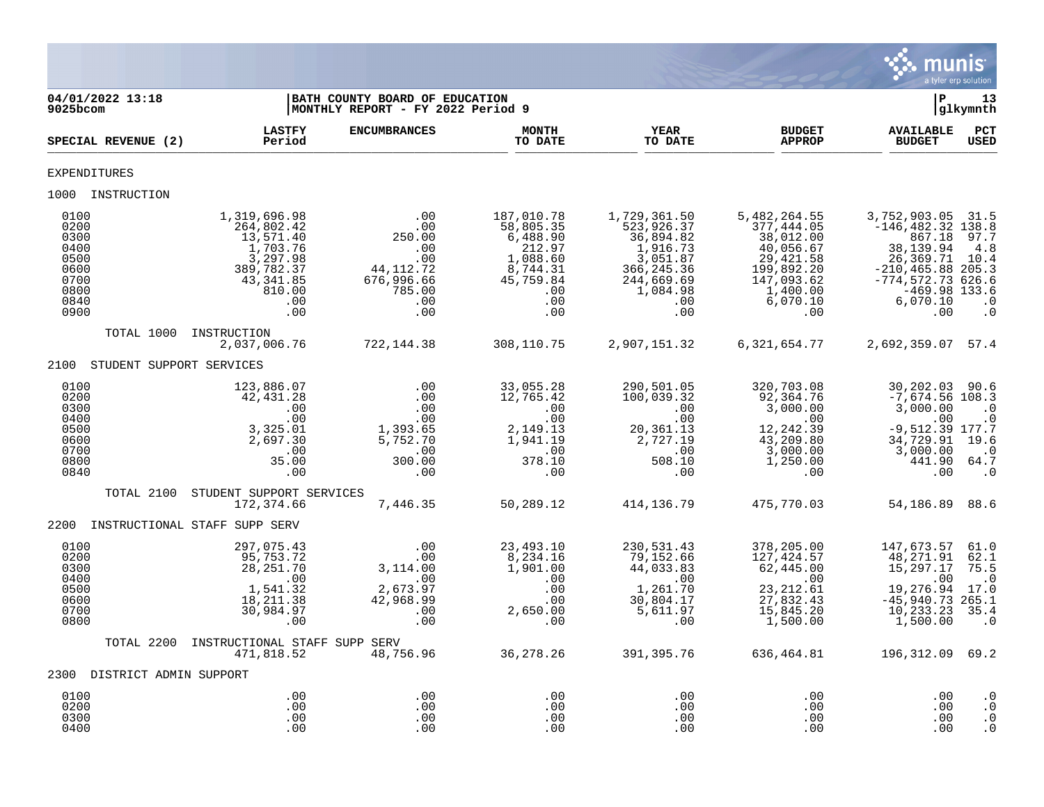**04/01/2022 13:18** | **BATH COUNTY BOARD OF EDUCATION** | **P 13**
**9025bcom** | **MONTHLY REPORT - FY 2022 Period 9** | **glkymnth**

| SPECIAL REVENUE (2) | LASTFY Period | ENCUMBRANCES | MONTH TO DATE | YEAR TO DATE | BUDGET APPROP | AVAILABLE BUDGET | PCT USED |
|---|---|---|---|---|---|---|---|
| **EXPENDITURES** | | | | | | | |
| **1000 INSTRUCTION** | | | | | | | |
| 0100 | 1,319,696.98 | .00 | 187,010.78 | 1,729,361.50 | 5,482,264.55 | 3,752,903.05 | 31.5 |
| 0200 | 264,802.42 | .00 | 58,805.35 | 523,926.37 | 377,444.05 | -146,482.32 | 138.8 |
| 0300 | 13,571.40 | 250.00 | 6,488.90 | 36,894.82 | 38,012.00 | 867.18 | 97.7 |
| 0400 | 1,703.76 | .00 | 212.97 | 1,916.73 | 40,056.67 | 38,139.94 | 4.8 |
| 0500 | 3,297.98 | .00 | 1,088.60 | 3,051.87 | 29,421.58 | 26,369.71 | 10.4 |
| 0600 | 389,782.37 | 44,112.72 | 8,744.31 | 366,245.36 | 199,892.20 | -210,465.88 | 205.3 |
| 0700 | 43,341.85 | 676,996.66 | 45,759.84 | 244,669.69 | 147,093.62 | -774,572.73 | 626.6 |
| 0800 | 810.00 | 785.00 | .00 | 1,084.98 | 1,400.00 | -469.98 | 133.6 |
| 0840 | .00 | .00 | .00 | .00 | 6,070.10 | 6,070.10 | .0 |
| 0900 | .00 | .00 | .00 | .00 | .00 | .00 | .0 |
| TOTAL 1000 INSTRUCTION | 2,037,006.76 | 722,144.38 | 308,110.75 | 2,907,151.32 | 6,321,654.77 | 2,692,359.07 | 57.4 |
| **2100 STUDENT SUPPORT SERVICES** | | | | | | | |
| 0100 | 123,886.07 | .00 | 33,055.28 | 290,501.05 | 320,703.08 | 30,202.03 | 90.6 |
| 0200 | 42,431.28 | .00 | 12,765.42 | 100,039.32 | 92,364.76 | -7,674.56 | 108.3 |
| 0300 | .00 | .00 | .00 | .00 | 3,000.00 | 3,000.00 | .0 |
| 0400 | .00 | .00 | .00 | .00 | .00 | .00 | .0 |
| 0500 | 3,325.01 | 1,393.65 | 2,149.13 | 20,361.13 | 12,242.39 | -9,512.39 | 177.7 |
| 0600 | 2,697.30 | 5,752.70 | 1,941.19 | 2,727.19 | 43,209.80 | 34,729.91 | 19.6 |
| 0700 | .00 | .00 | .00 | .00 | 3,000.00 | 3,000.00 | .0 |
| 0800 | 35.00 | 300.00 | 378.10 | 508.10 | 1,250.00 | 441.90 | 64.7 |
| 0840 | .00 | .00 | .00 | .00 | .00 | .00 | .0 |
| TOTAL 2100 STUDENT SUPPORT SERVICES | 172,374.66 | 7,446.35 | 50,289.12 | 414,136.79 | 475,770.03 | 54,186.89 | 88.6 |
| **2200 INSTRUCTIONAL STAFF SUPP SERV** | | | | | | | |
| 0100 | 297,075.43 | .00 | 23,493.10 | 230,531.43 | 378,205.00 | 147,673.57 | 61.0 |
| 0200 | 95,753.72 | .00 | 8,234.16 | 79,152.66 | 127,424.57 | 48,271.91 | 62.1 |
| 0300 | 28,251.70 | 3,114.00 | 1,901.00 | 44,033.83 | 62,445.00 | 15,297.17 | 75.5 |
| 0400 | .00 | .00 | .00 | .00 | .00 | .00 | .0 |
| 0500 | 1,541.32 | 2,673.97 | .00 | 1,261.70 | 23,212.61 | 19,276.94 | 17.0 |
| 0600 | 18,211.38 | 42,968.99 | .00 | 30,804.17 | 27,832.43 | -45,940.73 | 265.1 |
| 0700 | 30,984.97 | .00 | 2,650.00 | 5,611.97 | 15,845.20 | 10,233.23 | 35.4 |
| 0800 | .00 | .00 | .00 | .00 | 1,500.00 | 1,500.00 | .0 |
| TOTAL 2200 INSTRUCTIONAL STAFF SUPP SERV | 471,818.52 | 48,756.96 | 36,278.26 | 391,395.76 | 636,464.81 | 196,312.09 | 69.2 |
| **2300 DISTRICT ADMIN SUPPORT** | | | | | | | |
| 0100 | .00 | .00 | .00 | .00 | .00 | .00 | .0 |
| 0200 | .00 | .00 | .00 | .00 | .00 | .00 | .0 |
| 0300 | .00 | .00 | .00 | .00 | .00 | .00 | .0 |
| 0400 | .00 | .00 | .00 | .00 | .00 | .00 | .0 |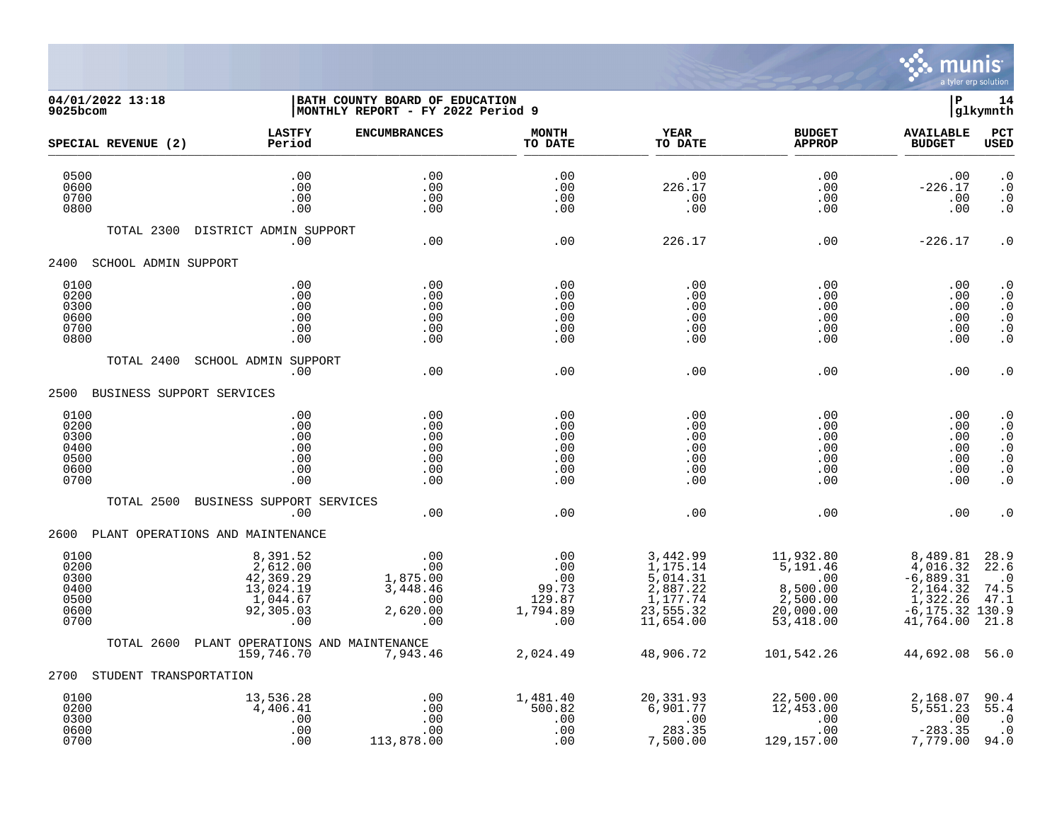04/01/2022 13:18 | BATH COUNTY BOARD OF EDUCATION | P 14
9025bcom | MONTHLY REPORT - FY 2022 Period 9 | glkymnth

| SPECIAL REVENUE (2) | LASTFY Period | ENCUMBRANCES | MONTH TO DATE | YEAR TO DATE | BUDGET APPROP | AVAILABLE BUDGET | PCT USED |
|---|---|---|---|---|---|---|---|
| 0500 | .00 | .00 | .00 | .00 | .00 | .00 | .0 |
| 0600 | .00 | .00 | .00 | 226.17 | .00 | -226.17 | .0 |
| 0700 | .00 | .00 | .00 | .00 | .00 | .00 | .0 |
| 0800 | .00 | .00 | .00 | .00 | .00 | .00 | .0 |
| TOTAL 2300 DISTRICT ADMIN SUPPORT | .00 | .00 | .00 | 226.17 | .00 | -226.17 | .0 |
| **2400 SCHOOL ADMIN SUPPORT** | | | | | | | |
| 0100 | .00 | .00 | .00 | .00 | .00 | .00 | .0 |
| 0200 | .00 | .00 | .00 | .00 | .00 | .00 | .0 |
| 0300 | .00 | .00 | .00 | .00 | .00 | .00 | .0 |
| 0600 | .00 | .00 | .00 | .00 | .00 | .00 | .0 |
| 0700 | .00 | .00 | .00 | .00 | .00 | .00 | .0 |
| 0800 | .00 | .00 | .00 | .00 | .00 | .00 | .0 |
| TOTAL 2400 SCHOOL ADMIN SUPPORT | .00 | .00 | .00 | .00 | .00 | .00 | .0 |
| **2500 BUSINESS SUPPORT SERVICES** | | | | | | | |
| 0100 | .00 | .00 | .00 | .00 | .00 | .00 | .0 |
| 0200 | .00 | .00 | .00 | .00 | .00 | .00 | .0 |
| 0300 | .00 | .00 | .00 | .00 | .00 | .00 | .0 |
| 0400 | .00 | .00 | .00 | .00 | .00 | .00 | .0 |
| 0500 | .00 | .00 | .00 | .00 | .00 | .00 | .0 |
| 0600 | .00 | .00 | .00 | .00 | .00 | .00 | .0 |
| 0700 | .00 | .00 | .00 | .00 | .00 | .00 | .0 |
| TOTAL 2500 BUSINESS SUPPORT SERVICES | .00 | .00 | .00 | .00 | .00 | .00 | .0 |
| **2600 PLANT OPERATIONS AND MAINTENANCE** | | | | | | | |
| 0100 | 8,391.52 | .00 | .00 | 3,442.99 | 11,932.80 | 8,489.81 | 28.9 |
| 0200 | 2,612.00 | .00 | .00 | 1,175.14 | 5,191.46 | 4,016.32 | 22.6 |
| 0300 | 42,369.29 | 1,875.00 | .00 | 5,014.31 | .00 | -6,889.31 | .0 |
| 0400 | 13,024.19 | 3,448.46 | 99.73 | 2,887.22 | 8,500.00 | 2,164.32 | 74.5 |
| 0500 | 1,044.67 | .00 | 129.87 | 1,177.74 | 2,500.00 | 1,322.26 | 47.1 |
| 0600 | 92,305.03 | 2,620.00 | 1,794.89 | 23,555.32 | 20,000.00 | -6,175.32 | 130.9 |
| 0700 | .00 | .00 | .00 | 11,654.00 | 53,418.00 | 41,764.00 | 21.8 |
| TOTAL 2600 PLANT OPERATIONS AND MAINTENANCE | 159,746.70 | 7,943.46 | 2,024.49 | 48,906.72 | 101,542.26 | 44,692.08 | 56.0 |
| **2700 STUDENT TRANSPORTATION** | | | | | | | |
| 0100 | 13,536.28 | .00 | 1,481.40 | 20,331.93 | 22,500.00 | 2,168.07 | 90.4 |
| 0200 | 4,406.41 | .00 | 500.82 | 6,901.77 | 12,453.00 | 5,551.23 | 55.4 |
| 0300 | .00 | .00 | .00 | .00 | .00 | .00 | .0 |
| 0600 | .00 | .00 | .00 | 283.35 | .00 | -283.35 | .0 |
| 0700 | .00 | 113,878.00 | .00 | 7,500.00 | 129,157.00 | 7,779.00 | 94.0 |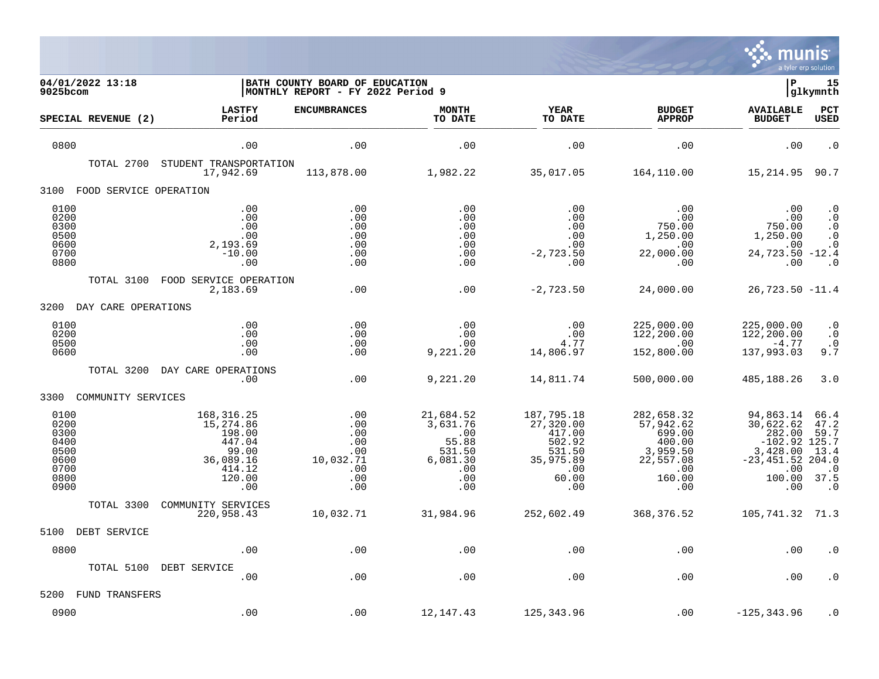**04/01/2022 13:18** | **BATH COUNTY BOARD OF EDUCATION** | **P 15**
**9025bcom** | **MONTHLY REPORT - FY 2022 Period 9** | **glkymnth**

| SPECIAL REVENUE (2) | LASTFY Period | ENCUMBRANCES | MONTH TO DATE | YEAR TO DATE | BUDGET APPROP | AVAILABLE BUDGET | PCT USED |
|---|---|---|---|---|---|---|---|
| 0800 | .00 | .00 | .00 | .00 | .00 | .00 | .0 |
| TOTAL 2700 STUDENT TRANSPORTATION | 17,942.69 | 113,878.00 | 1,982.22 | 35,017.05 | 164,110.00 | 15,214.95 | 90.7 |
| **3100 FOOD SERVICE OPERATION** | | | | | | | |
| 0100 | .00 | .00 | .00 | .00 | .00 | .00 | .0 |
| 0200 | .00 | .00 | .00 | .00 | .00 | .00 | .0 |
| 0300 | .00 | .00 | .00 | .00 | 750.00 | 750.00 | .0 |
| 0500 | .00 | .00 | .00 | .00 | 1,250.00 | 1,250.00 | .0 |
| 0600 | 2,193.69 | .00 | .00 | .00 | .00 | .00 | .0 |
| 0700 | -10.00 | .00 | .00 | -2,723.50 | 22,000.00 | 24,723.50 | -12.4 |
| 0800 | .00 | .00 | .00 | .00 | .00 | .00 | .0 |
| TOTAL 3100 FOOD SERVICE OPERATION | 2,183.69 | .00 | .00 | -2,723.50 | 24,000.00 | 26,723.50 | -11.4 |
| **3200 DAY CARE OPERATIONS** | | | | | | | |
| 0100 | .00 | .00 | .00 | .00 | 225,000.00 | 225,000.00 | .0 |
| 0200 | .00 | .00 | .00 | .00 | 122,200.00 | 122,200.00 | .0 |
| 0500 | .00 | .00 | .00 | 4.77 | .00 | -4.77 | .0 |
| 0600 | .00 | .00 | 9,221.20 | 14,806.97 | 152,800.00 | 137,993.03 | 9.7 |
| TOTAL 3200 DAY CARE OPERATIONS | .00 | .00 | 9,221.20 | 14,811.74 | 500,000.00 | 485,188.26 | 3.0 |
| **3300 COMMUNITY SERVICES** | | | | | | | |
| 0100 | 168,316.25 | .00 | 21,684.52 | 187,795.18 | 282,658.32 | 94,863.14 | 66.4 |
| 0200 | 15,274.86 | .00 | 3,631.76 | 27,320.00 | 57,942.62 | 30,622.62 | 47.2 |
| 0300 | 198.00 | .00 | .00 | 417.00 | 699.00 | 282.00 | 59.7 |
| 0400 | 447.04 | .00 | 55.88 | 502.92 | 400.00 | -102.92 | 125.7 |
| 0500 | 99.00 | .00 | 531.50 | 531.50 | 3,959.50 | 3,428.00 | 13.4 |
| 0600 | 36,089.16 | 10,032.71 | 6,081.30 | 35,975.89 | 22,557.08 | -23,451.52 | 204.0 |
| 0700 | 414.12 | .00 | .00 | .00 | .00 | .00 | .0 |
| 0800 | 120.00 | .00 | .00 | 60.00 | 160.00 | 100.00 | 37.5 |
| 0900 | .00 | .00 | .00 | .00 | .00 | .00 | .0 |
| TOTAL 3300 COMMUNITY SERVICES | 220,958.43 | 10,032.71 | 31,984.96 | 252,602.49 | 368,376.52 | 105,741.32 | 71.3 |
| **5100 DEBT SERVICE** | | | | | | | |
| 0800 | .00 | .00 | .00 | .00 | .00 | .00 | .0 |
| TOTAL 5100 DEBT SERVICE | .00 | .00 | .00 | .00 | .00 | .00 | .0 |
| **5200 FUND TRANSFERS** | | | | | | | |
| 0900 | .00 | .00 | 12,147.43 | 125,343.96 | .00 | -125,343.96 | .0 |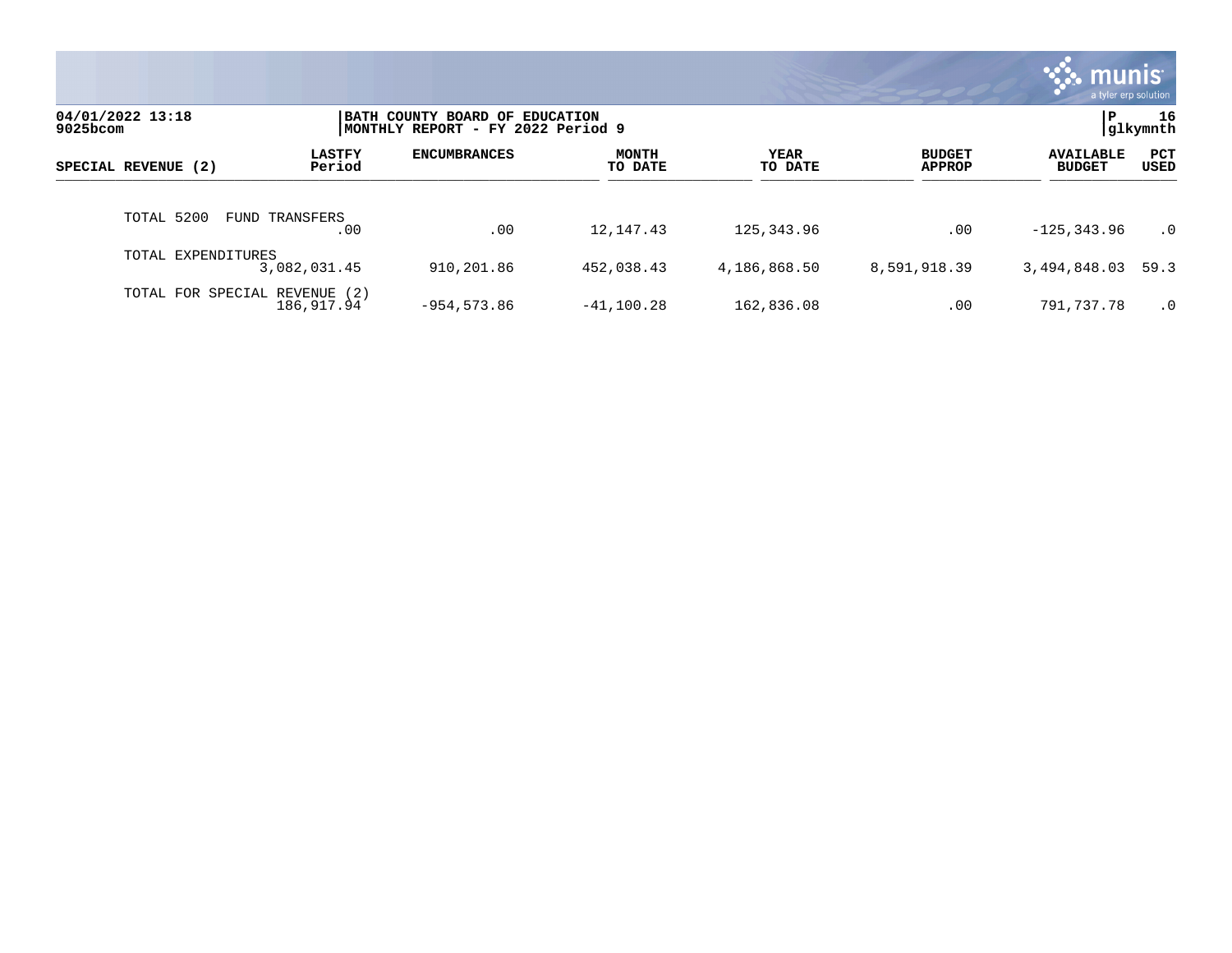| SPECIAL REVENUE (2) | LASTFY Period | ENCUMBRANCES | MONTH TO DATE | YEAR TO DATE | BUDGET APPROP | AVAILABLE BUDGET | PCT USED |
|---|---|---|---|---|---|---|---|
| TOTAL 5200 FUND TRANSFERS | .00 | .00 | 12,147.43 | 125,343.96 | .00 | -125,343.96 | .0 |
| TOTAL EXPENDITURES | 3,082,031.45 | 910,201.86 | 452,038.43 | 4,186,868.50 | 8,591,918.39 | 3,494,848.03 | 59.3 |
| TOTAL FOR SPECIAL REVENUE (2) | 186,917.94 | -954,573.86 | -41,100.28 | 162,836.08 | .00 | 791,737.78 | .0 |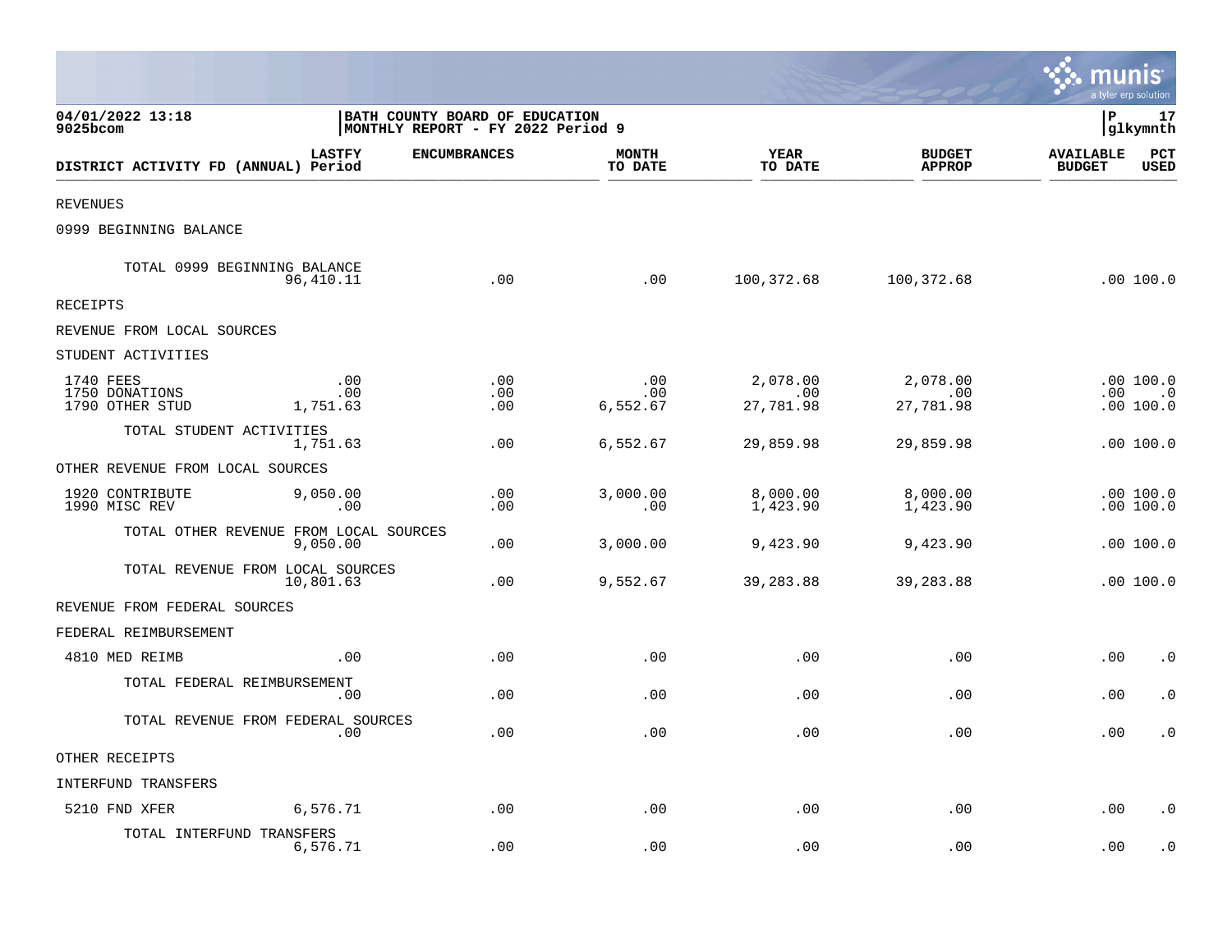04/01/2022 13:18 | BATH COUNTY BOARD OF EDUCATION
9025bcom | MONTHLY REPORT - FY 2022 Period 9

| DISTRICT ACTIVITY FD (ANNUAL) | LASTFY Period | ENCUMBRANCES | MONTH TO DATE | YEAR TO DATE | BUDGET APPROP | AVAILABLE BUDGET | PCT USED |
|---|---|---|---|---|---|---|---|
| REVENUES | | | | | | | |
| 0999 BEGINNING BALANCE | | | | | | | |
| TOTAL 0999 BEGINNING BALANCE | 96,410.11 | .00 | .00 | 100,372.68 | 100,372.68 | .00 | 100.0 |
| RECEIPTS | | | | | | | |
| REVENUE FROM LOCAL SOURCES | | | | | | | |
| STUDENT ACTIVITIES | | | | | | | |
| 1740 FEES | .00 | .00 | .00 | 2,078.00 | 2,078.00 | .00 | 100.0 |
| 1750 DONATIONS | .00 | .00 | .00 | .00 | .00 | .00 | .0 |
| 1790 OTHER STUD | 1,751.63 | .00 | 6,552.67 | 27,781.98 | 27,781.98 | .00 | 100.0 |
| TOTAL STUDENT ACTIVITIES | 1,751.63 | .00 | 6,552.67 | 29,859.98 | 29,859.98 | .00 | 100.0 |
| OTHER REVENUE FROM LOCAL SOURCES | | | | | | | |
| 1920 CONTRIBUTE | 9,050.00 | .00 | 3,000.00 | 8,000.00 | 8,000.00 | .00 | 100.0 |
| 1990 MISC REV | .00 | .00 | .00 | 1,423.90 | 1,423.90 | .00 | 100.0 |
| TOTAL OTHER REVENUE FROM LOCAL SOURCES | 9,050.00 | .00 | 3,000.00 | 9,423.90 | 9,423.90 | .00 | 100.0 |
| TOTAL REVENUE FROM LOCAL SOURCES | 10,801.63 | .00 | 9,552.67 | 39,283.88 | 39,283.88 | .00 | 100.0 |
| REVENUE FROM FEDERAL SOURCES | | | | | | | |
| FEDERAL REIMBURSEMENT | | | | | | | |
| 4810 MED REIMB | .00 | .00 | .00 | .00 | .00 | .00 | .0 |
| TOTAL FEDERAL REIMBURSEMENT | .00 | .00 | .00 | .00 | .00 | .00 | .0 |
| TOTAL REVENUE FROM FEDERAL SOURCES | .00 | .00 | .00 | .00 | .00 | .00 | .0 |
| OTHER RECEIPTS | | | | | | | |
| INTERFUND TRANSFERS | | | | | | | |
| 5210 FND XFER | 6,576.71 | .00 | .00 | .00 | .00 | .00 | .0 |
| TOTAL INTERFUND TRANSFERS | 6,576.71 | .00 | .00 | .00 | .00 | .00 | .0 |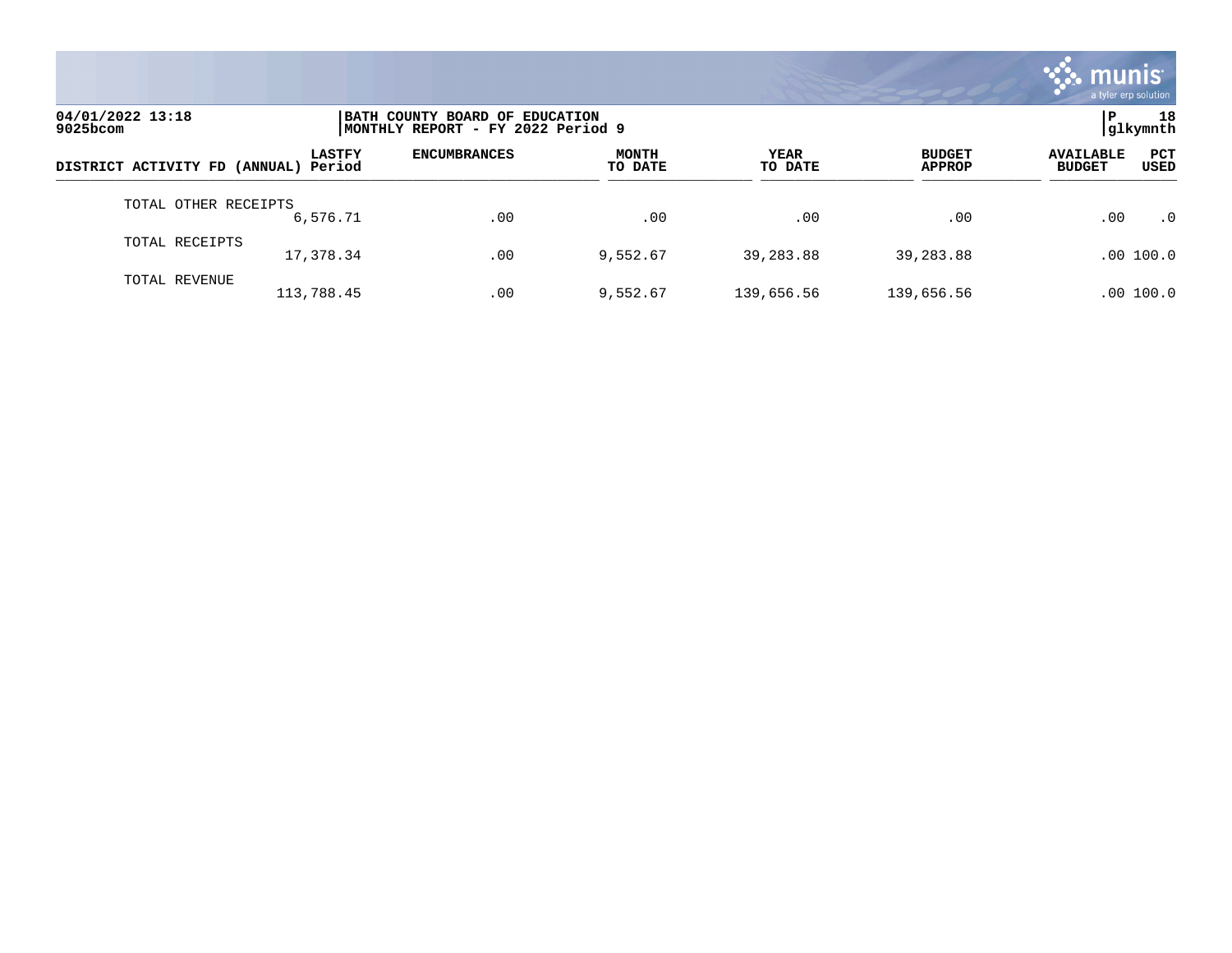04/01/2022 13:18
9025bcom

BATH COUNTY BOARD OF EDUCATION
MONTHLY REPORT - FY 2022 Period 9

P 18
glkymnth

| DISTRICT ACTIVITY FD (ANNUAL) | LASTFY Period | ENCUMBRANCES | MONTH TO DATE | YEAR TO DATE | BUDGET APPROP | AVAILABLE BUDGET | PCT USED |
|---|---|---|---|---|---|---|---|
| TOTAL OTHER RECEIPTS | 6,576.71 | .00 | .00 | .00 | .00 | .00 | .0 |
| TOTAL RECEIPTS | 17,378.34 | .00 | 9,552.67 | 39,283.88 | 39,283.88 | .00 | 100.0 |
| TOTAL REVENUE | 113,788.45 | .00 | 9,552.67 | 139,656.56 | 139,656.56 | .00 | 100.0 |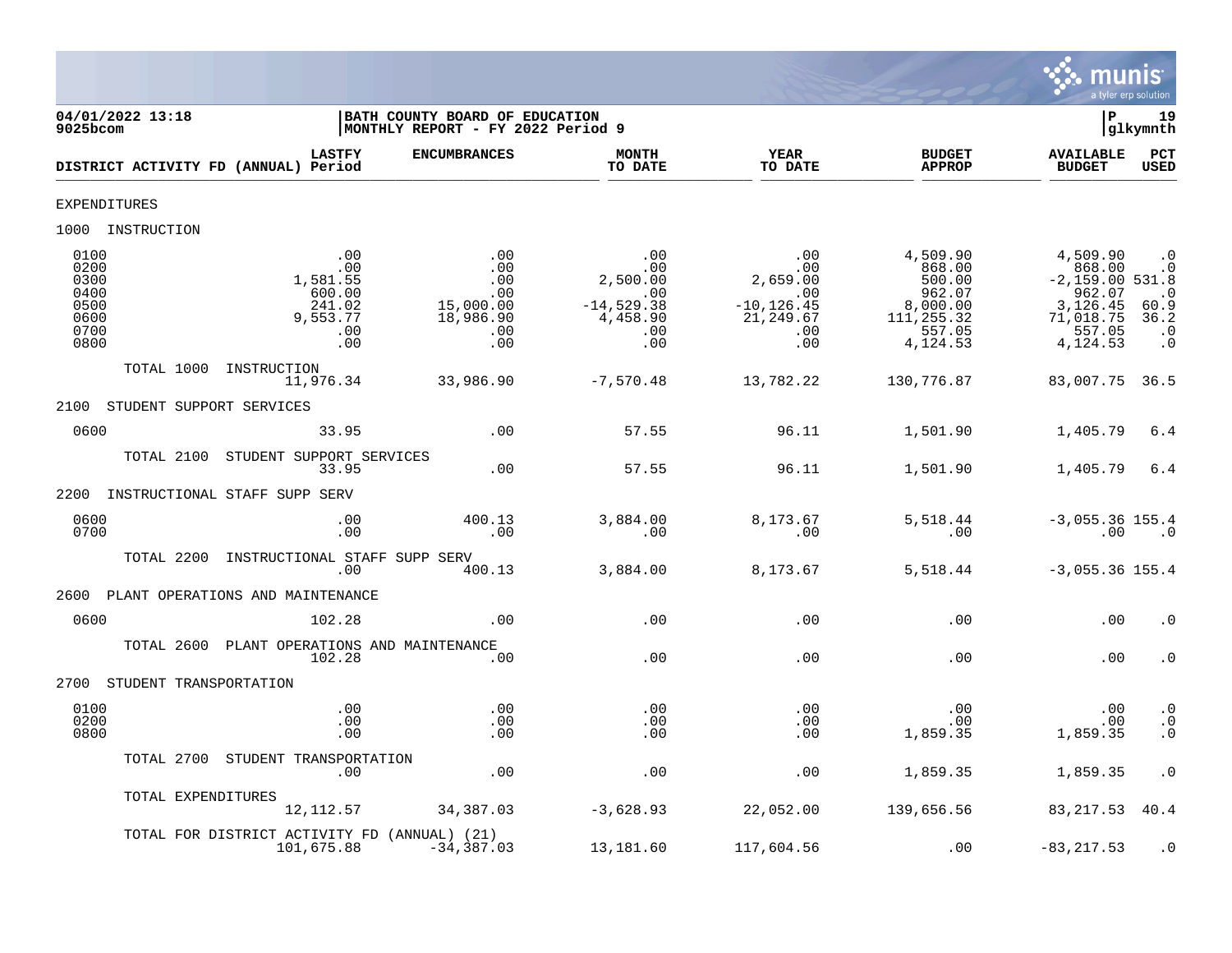04/01/2022 13:18 | BATH COUNTY BOARD OF EDUCATION | P 19
9025bcom | MONTHLY REPORT - FY 2022 Period 9 | glkymnth

| DISTRICT ACTIVITY FD (ANNUAL) | LASTFY Period | ENCUMBRANCES | MONTH TO DATE | YEAR TO DATE | BUDGET APPROP | AVAILABLE BUDGET | PCT USED |
|---|---|---|---|---|---|---|---|
| EXPENDITURES | | | | | | | |
| 1000 INSTRUCTION | | | | | | | |
| 0100 | .00 | .00 | .00 | .00 | 4,509.90 | 4,509.90 | .0 |
| 0200 | .00 | .00 | .00 | .00 | 868.00 | 868.00 | .0 |
| 0300 | 1,581.55 | .00 | 2,500.00 | 2,659.00 | 500.00 | -2,159.00 | 531.8 |
| 0400 | 600.00 | .00 | .00 | .00 | 962.07 | 962.07 | .0 |
| 0500 | 241.02 | 15,000.00 | -14,529.38 | -10,126.45 | 8,000.00 | 3,126.45 | 60.9 |
| 0600 | 9,553.77 | 18,986.90 | 4,458.90 | 21,249.67 | 111,255.32 | 71,018.75 | 36.2 |
| 0700 | .00 | .00 | .00 | .00 | 557.05 | 557.05 | .0 |
| 0800 | .00 | .00 | .00 | .00 | 4,124.53 | 4,124.53 | .0 |
| TOTAL 1000 INSTRUCTION | 11,976.34 | 33,986.90 | -7,570.48 | 13,782.22 | 130,776.87 | 83,007.75 | 36.5 |
| 2100 STUDENT SUPPORT SERVICES | | | | | | | |
| 0600 | 33.95 | .00 | 57.55 | 96.11 | 1,501.90 | 1,405.79 | 6.4 |
| TOTAL 2100 STUDENT SUPPORT SERVICES | 33.95 | .00 | 57.55 | 96.11 | 1,501.90 | 1,405.79 | 6.4 |
| 2200 INSTRUCTIONAL STAFF SUPP SERV | | | | | | | |
| 0600 | .00 | 400.13 | 3,884.00 | 8,173.67 | 5,518.44 | -3,055.36 | 155.4 |
| 0700 | .00 | .00 | .00 | .00 | .00 | .00 | .0 |
| TOTAL 2200 INSTRUCTIONAL STAFF SUPP SERV | .00 | 400.13 | 3,884.00 | 8,173.67 | 5,518.44 | -3,055.36 | 155.4 |
| 2600 PLANT OPERATIONS AND MAINTENANCE | | | | | | | |
| 0600 | 102.28 | .00 | .00 | .00 | .00 | .00 | .0 |
| TOTAL 2600 PLANT OPERATIONS AND MAINTENANCE | 102.28 | .00 | .00 | .00 | .00 | .00 | .0 |
| 2700 STUDENT TRANSPORTATION | | | | | | | |
| 0100 | .00 | .00 | .00 | .00 | .00 | .00 | .0 |
| 0200 | .00 | .00 | .00 | .00 | .00 | .00 | .0 |
| 0800 | .00 | .00 | .00 | .00 | 1,859.35 | 1,859.35 | .0 |
| TOTAL 2700 STUDENT TRANSPORTATION | .00 | .00 | .00 | .00 | 1,859.35 | 1,859.35 | .0 |
| TOTAL EXPENDITURES | 12,112.57 | 34,387.03 | -3,628.93 | 22,052.00 | 139,656.56 | 83,217.53 | 40.4 |
| TOTAL FOR DISTRICT ACTIVITY FD (ANNUAL) (21) | 101,675.88 | -34,387.03 | 13,181.60 | 117,604.56 | .00 | -83,217.53 | .0 |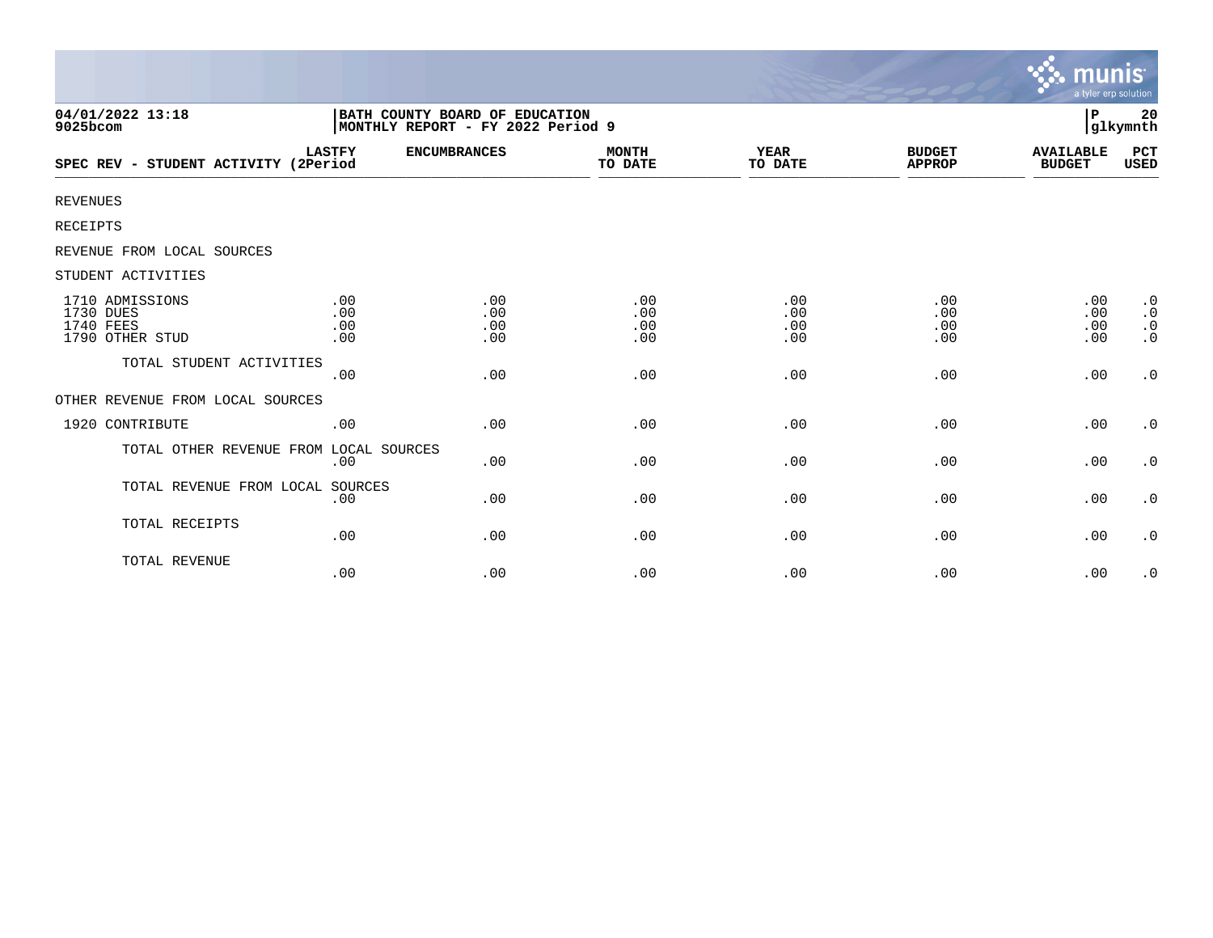04/01/2022 13:18
9025bcom

BATH COUNTY BOARD OF EDUCATION
MONTHLY REPORT - FY 2022 Period 9

P 20
glkymnth

| SPEC REV - STUDENT ACTIVITY | LASTFY (2Period | ENCUMBRANCES | MONTH TO DATE | YEAR TO DATE | BUDGET APPROP | AVAILABLE BUDGET | PCT USED |
|---|---|---|---|---|---|---|---|
| REVENUES | | | | | | | |
| RECEIPTS | | | | | | | |
| REVENUE FROM LOCAL SOURCES | | | | | | | |
| STUDENT ACTIVITIES | | | | | | | |
| 1710 ADMISSIONS | .00 | .00 | .00 | .00 | .00 | .00 | .0 |
| 1730 DUES | .00 | .00 | .00 | .00 | .00 | .00 | .0 |
| 1740 FEES | .00 | .00 | .00 | .00 | .00 | .00 | .0 |
| 1790 OTHER STUD | .00 | .00 | .00 | .00 | .00 | .00 | .0 |
| TOTAL STUDENT ACTIVITIES | .00 | .00 | .00 | .00 | .00 | .00 | .0 |
| OTHER REVENUE FROM LOCAL SOURCES | | | | | | | |
| 1920 CONTRIBUTE | .00 | .00 | .00 | .00 | .00 | .00 | .0 |
| TOTAL OTHER REVENUE FROM LOCAL SOURCES | .00 | .00 | .00 | .00 | .00 | .00 | .0 |
| TOTAL REVENUE FROM LOCAL SOURCES | .00 | .00 | .00 | .00 | .00 | .00 | .0 |
| TOTAL RECEIPTS | .00 | .00 | .00 | .00 | .00 | .00 | .0 |
| TOTAL REVENUE | .00 | .00 | .00 | .00 | .00 | .00 | .0 |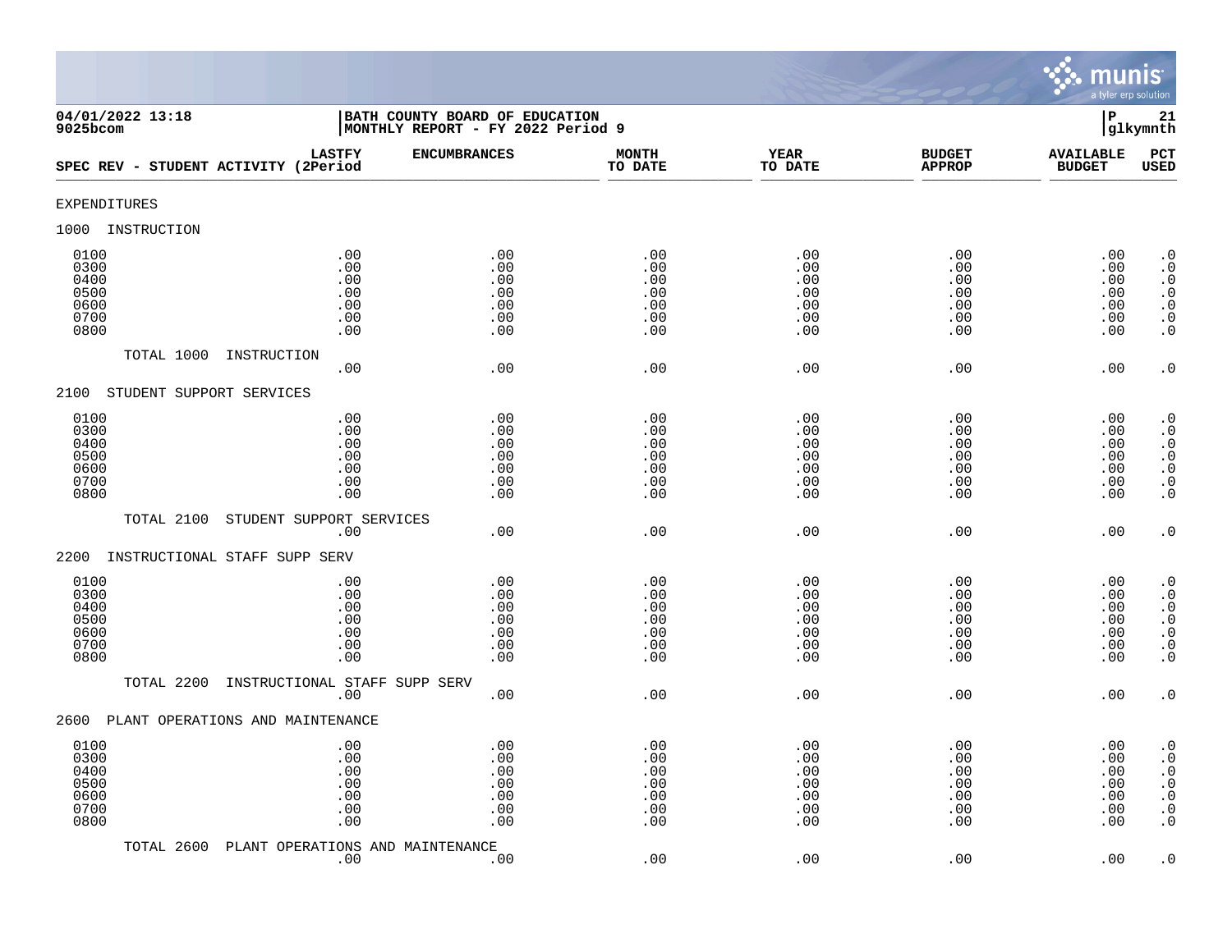BATH COUNTY BOARD OF EDUCATION
MONTHLY REPORT - FY 2022 Period 9

| SPEC REV - STUDENT ACTIVITY | LASTFY (2Period | ENCUMBRANCES | MONTH TO DATE | YEAR TO DATE | BUDGET APPROP | AVAILABLE BUDGET | PCT USED |
|---|---|---|---|---|---|---|---|
| EXPENDITURES | | | | | | | |
| 1000 INSTRUCTION | | | | | | | |
| 0100 | .00 | .00 | .00 | .00 | .00 | .00 | .0 |
| 0300 | .00 | .00 | .00 | .00 | .00 | .00 | .0 |
| 0400 | .00 | .00 | .00 | .00 | .00 | .00 | .0 |
| 0500 | .00 | .00 | .00 | .00 | .00 | .00 | .0 |
| 0600 | .00 | .00 | .00 | .00 | .00 | .00 | .0 |
| 0700 | .00 | .00 | .00 | .00 | .00 | .00 | .0 |
| 0800 | .00 | .00 | .00 | .00 | .00 | .00 | .0 |
| TOTAL 1000 INSTRUCTION | .00 | .00 | .00 | .00 | .00 | .00 | .0 |
| 2100 STUDENT SUPPORT SERVICES | | | | | | | |
| 0100 | .00 | .00 | .00 | .00 | .00 | .00 | .0 |
| 0300 | .00 | .00 | .00 | .00 | .00 | .00 | .0 |
| 0400 | .00 | .00 | .00 | .00 | .00 | .00 | .0 |
| 0500 | .00 | .00 | .00 | .00 | .00 | .00 | .0 |
| 0600 | .00 | .00 | .00 | .00 | .00 | .00 | .0 |
| 0700 | .00 | .00 | .00 | .00 | .00 | .00 | .0 |
| 0800 | .00 | .00 | .00 | .00 | .00 | .00 | .0 |
| TOTAL 2100 STUDENT SUPPORT SERVICES | .00 | .00 | .00 | .00 | .00 | .00 | .0 |
| 2200 INSTRUCTIONAL STAFF SUPP SERV | | | | | | | |
| 0100 | .00 | .00 | .00 | .00 | .00 | .00 | .0 |
| 0300 | .00 | .00 | .00 | .00 | .00 | .00 | .0 |
| 0400 | .00 | .00 | .00 | .00 | .00 | .00 | .0 |
| 0500 | .00 | .00 | .00 | .00 | .00 | .00 | .0 |
| 0600 | .00 | .00 | .00 | .00 | .00 | .00 | .0 |
| 0700 | .00 | .00 | .00 | .00 | .00 | .00 | .0 |
| 0800 | .00 | .00 | .00 | .00 | .00 | .00 | .0 |
| TOTAL 2200 INSTRUCTIONAL STAFF SUPP SERV | .00 | .00 | .00 | .00 | .00 | .00 | .0 |
| 2600 PLANT OPERATIONS AND MAINTENANCE | | | | | | | |
| 0100 | .00 | .00 | .00 | .00 | .00 | .00 | .0 |
| 0300 | .00 | .00 | .00 | .00 | .00 | .00 | .0 |
| 0400 | .00 | .00 | .00 | .00 | .00 | .00 | .0 |
| 0500 | .00 | .00 | .00 | .00 | .00 | .00 | .0 |
| 0600 | .00 | .00 | .00 | .00 | .00 | .00 | .0 |
| 0700 | .00 | .00 | .00 | .00 | .00 | .00 | .0 |
| 0800 | .00 | .00 | .00 | .00 | .00 | .00 | .0 |
| TOTAL 2600 PLANT OPERATIONS AND MAINTENANCE | .00 | .00 | .00 | .00 | .00 | .00 | .0 |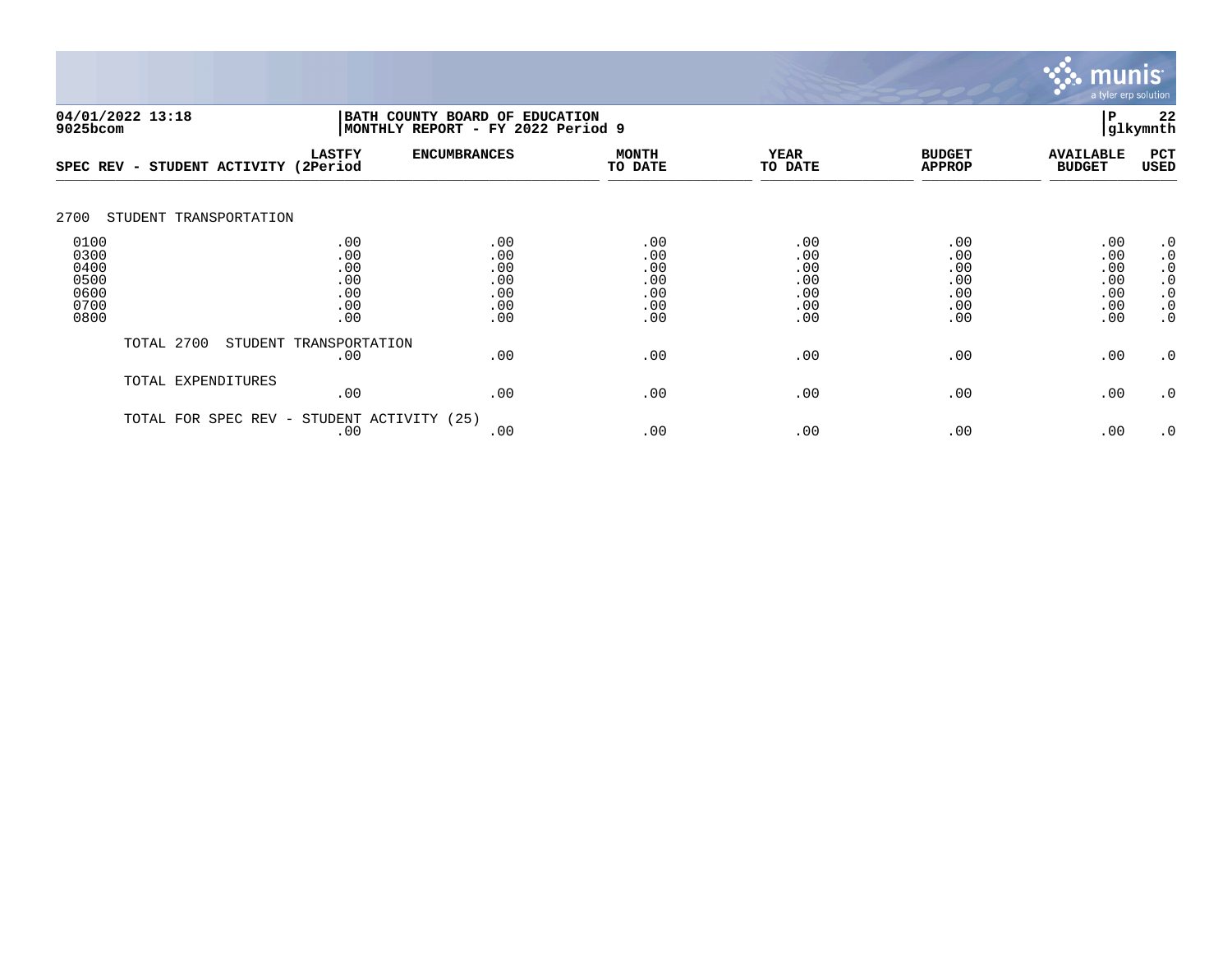**BATH COUNTY BOARD OF EDUCATION**
**MONTHLY REPORT - FY 2022 Period 9**

04/01/2022 13:18
9025bcom

P 22
glkymnth

| SPEC REV - STUDENT ACTIVITY | LASTFY (2Period | ENCUMBRANCES | MONTH TO DATE | YEAR TO DATE | BUDGET APPROP | AVAILABLE BUDGET | PCT USED |
|---|---|---|---|---|---|---|---|
| 2700 STUDENT TRANSPORTATION | | | | | | | |
| 0100 | .00 | .00 | .00 | .00 | .00 | .00 | .0 |
| 0300 | .00 | .00 | .00 | .00 | .00 | .00 | .0 |
| 0400 | .00 | .00 | .00 | .00 | .00 | .00 | .0 |
| 0500 | .00 | .00 | .00 | .00 | .00 | .00 | .0 |
| 0600 | .00 | .00 | .00 | .00 | .00 | .00 | .0 |
| 0700 | .00 | .00 | .00 | .00 | .00 | .00 | .0 |
| 0800 | .00 | .00 | .00 | .00 | .00 | .00 | .0 |
| TOTAL 2700 STUDENT TRANSPORTATION | .00 | .00 | .00 | .00 | .00 | .00 | .0 |
| TOTAL EXPENDITURES | .00 | .00 | .00 | .00 | .00 | .00 | .0 |
| TOTAL FOR SPEC REV - STUDENT ACTIVITY (25) | .00 | .00 | .00 | .00 | .00 | .00 | .0 |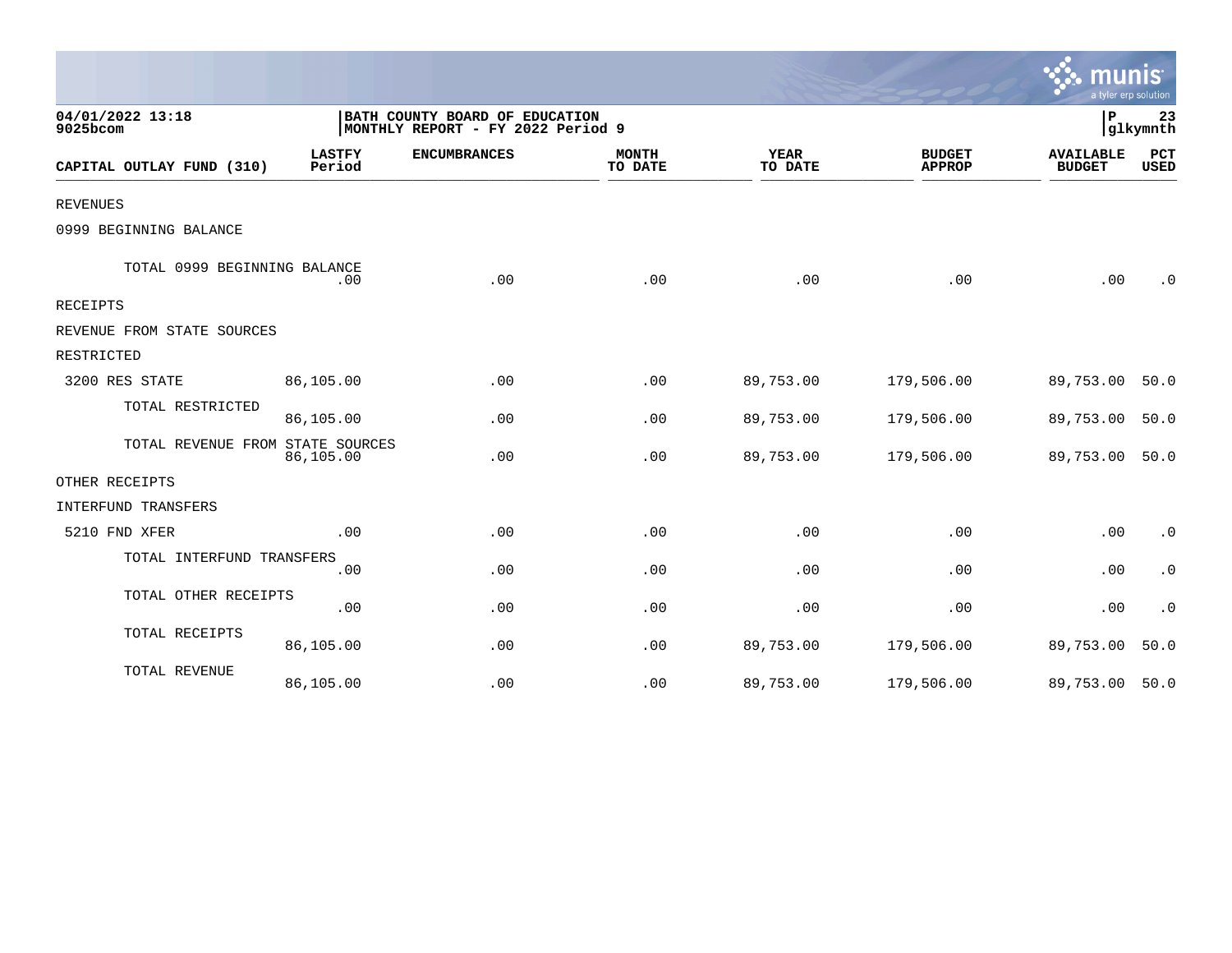04/01/2022 13:18
9025bcom

BATH COUNTY BOARD OF EDUCATION
MONTHLY REPORT - FY 2022 Period 9

P 23
glkymnth

| CAPITAL OUTLAY FUND (310) | LASTFY Period | ENCUMBRANCES | MONTH TO DATE | YEAR TO DATE | BUDGET APPROP | AVAILABLE BUDGET | PCT USED |
|---|---|---|---|---|---|---|---|
| REVENUES | | | | | | | |
| 0999 BEGINNING BALANCE | | | | | | | |
| TOTAL 0999 BEGINNING BALANCE | .00 | .00 | .00 | .00 | .00 | .00 | .0 |
| RECEIPTS | | | | | | | |
| REVENUE FROM STATE SOURCES | | | | | | | |
| RESTRICTED | | | | | | | |
| 3200 RES STATE | 86,105.00 | .00 | .00 | 89,753.00 | 179,506.00 | 89,753.00 | 50.0 |
| TOTAL RESTRICTED | 86,105.00 | .00 | .00 | 89,753.00 | 179,506.00 | 89,753.00 | 50.0 |
| TOTAL REVENUE FROM STATE SOURCES | 86,105.00 | .00 | .00 | 89,753.00 | 179,506.00 | 89,753.00 | 50.0 |
| OTHER RECEIPTS | | | | | | | |
| INTERFUND TRANSFERS | | | | | | | |
| 5210 FND XFER | .00 | .00 | .00 | .00 | .00 | .00 | .0 |
| TOTAL INTERFUND TRANSFERS | .00 | .00 | .00 | .00 | .00 | .00 | .0 |
| TOTAL OTHER RECEIPTS | .00 | .00 | .00 | .00 | .00 | .00 | .0 |
| TOTAL RECEIPTS | 86,105.00 | .00 | .00 | 89,753.00 | 179,506.00 | 89,753.00 | 50.0 |
| TOTAL REVENUE | 86,105.00 | .00 | .00 | 89,753.00 | 179,506.00 | 89,753.00 | 50.0 |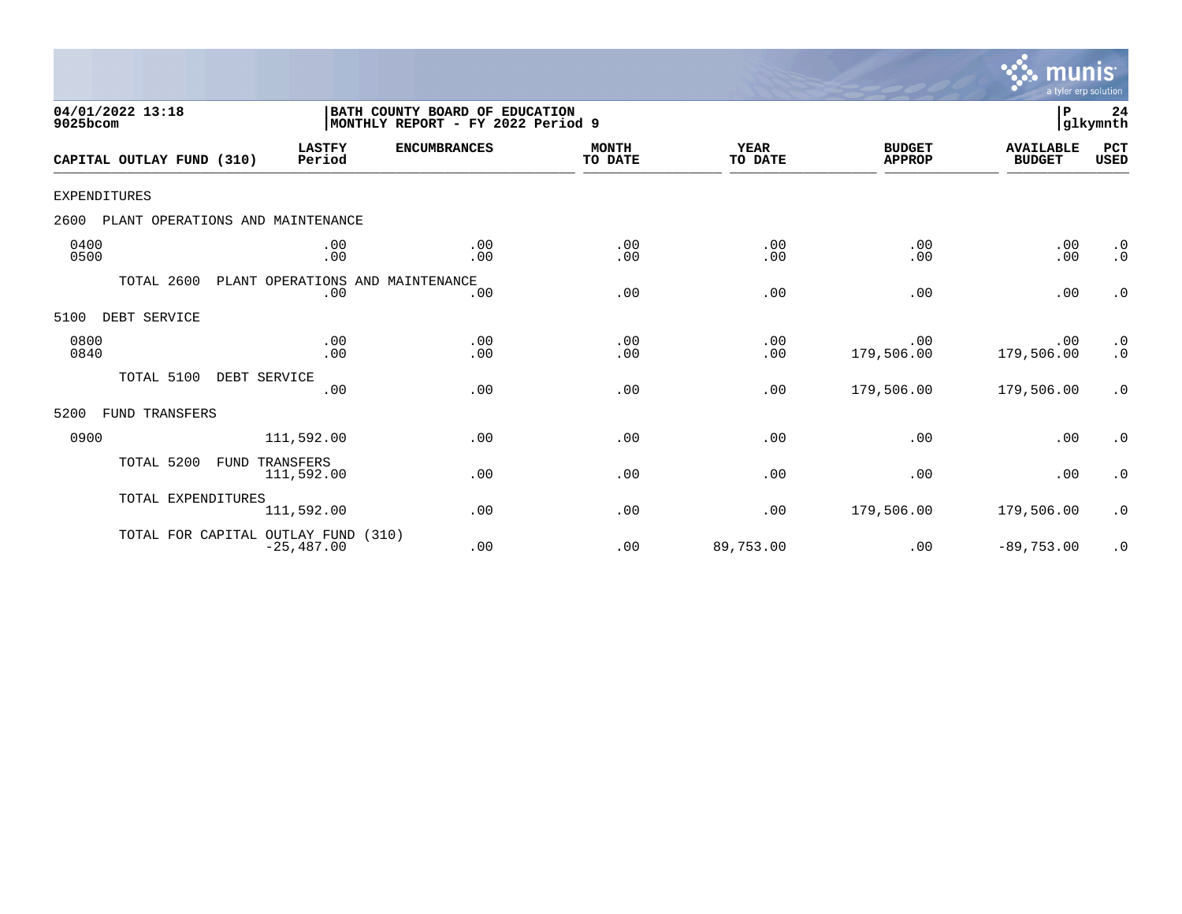04/01/2022 13:18
9025bcom

BATH COUNTY BOARD OF EDUCATION
MONTHLY REPORT - FY 2022 Period 9

P 24
glkymnth

| CAPITAL OUTLAY FUND (310) | LASTFY Period | ENCUMBRANCES | MONTH TO DATE | YEAR TO DATE | BUDGET APPROP | AVAILABLE BUDGET | PCT USED |
|---|---|---|---|---|---|---|---|
| EXPENDITURES | | | | | | | |
| 2600 PLANT OPERATIONS AND MAINTENANCE | | | | | | | |
| 0400 | .00 | .00 | .00 | .00 | .00 | .00 | .0 |
| 0500 | .00 | .00 | .00 | .00 | .00 | .00 | .0 |
| TOTAL 2600 PLANT OPERATIONS AND MAINTENANCE | .00 | .00 | .00 | .00 | .00 | .00 | .0 |
| 5100 DEBT SERVICE | | | | | | | |
| 0800 | .00 | .00 | .00 | .00 | .00 | .00 | .0 |
| 0840 | .00 | .00 | .00 | .00 | 179,506.00 | 179,506.00 | .0 |
| TOTAL 5100 DEBT SERVICE | .00 | .00 | .00 | .00 | 179,506.00 | 179,506.00 | .0 |
| 5200 FUND TRANSFERS | | | | | | | |
| 0900 | 111,592.00 | .00 | .00 | .00 | .00 | .00 | .0 |
| TOTAL 5200 FUND TRANSFERS | 111,592.00 | .00 | .00 | .00 | .00 | .00 | .0 |
| TOTAL EXPENDITURES | 111,592.00 | .00 | .00 | .00 | 179,506.00 | 179,506.00 | .0 |
| TOTAL FOR CAPITAL OUTLAY FUND (310) | -25,487.00 | .00 | .00 | 89,753.00 | .00 | -89,753.00 | .0 |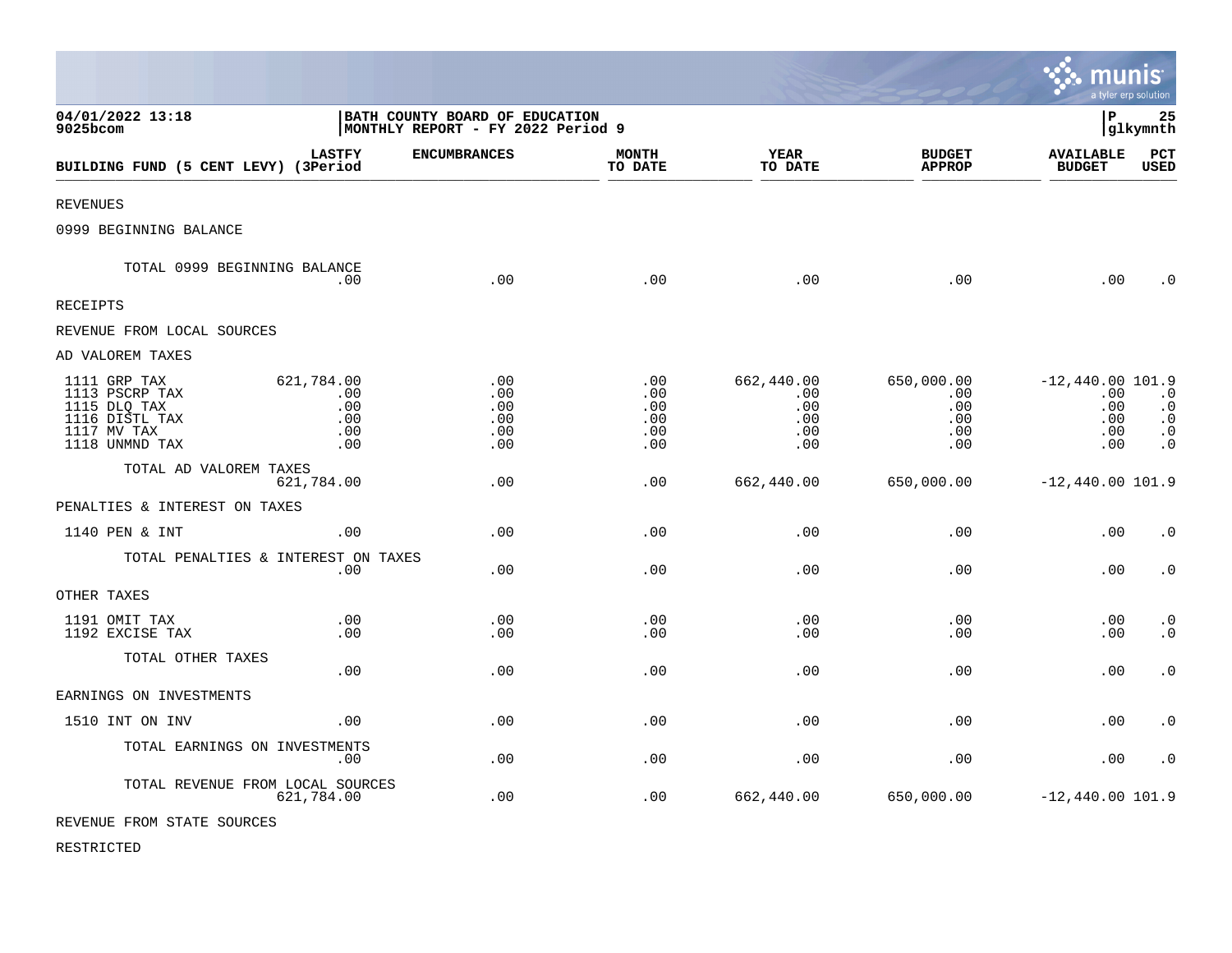**04/01/2022 13:18** | **BATH COUNTY BOARD OF EDUCATION** | **P 25**
**9025bcom** | **MONTHLY REPORT - FY 2022 Period 9** | **glkymnth**

| BUILDING FUND (5 CENT LEVY) | LASTFY (3Period | ENCUMBRANCES | MONTH TO DATE | YEAR TO DATE | BUDGET APPROP | AVAILABLE BUDGET | PCT USED |
|---|---|---|---|---|---|---|---|
| REVENUES | | | | | | | |
| 0999 BEGINNING BALANCE | | | | | | | |
| TOTAL 0999 BEGINNING BALANCE | .00 | .00 | .00 | .00 | .00 | .00 | .0 |
| RECEIPTS | | | | | | | |
| REVENUE FROM LOCAL SOURCES | | | | | | | |
| AD VALOREM TAXES | | | | | | | |
| 1111 GRP TAX | 621,784.00 | .00 | .00 | 662,440.00 | 650,000.00 | -12,440.00 | 101.9 |
| 1113 PSCRP TAX | .00 | .00 | .00 | .00 | .00 | .00 | .0 |
| 1115 DLQ TAX | .00 | .00 | .00 | .00 | .00 | .00 | .0 |
| 1116 DISTL TAX | .00 | .00 | .00 | .00 | .00 | .00 | .0 |
| 1117 MV TAX | .00 | .00 | .00 | .00 | .00 | .00 | .0 |
| 1118 UNMND TAX | .00 | .00 | .00 | .00 | .00 | .00 | .0 |
| TOTAL AD VALOREM TAXES | 621,784.00 | .00 | .00 | 662,440.00 | 650,000.00 | -12,440.00 | 101.9 |
| PENALTIES & INTEREST ON TAXES | | | | | | | |
| 1140 PEN & INT | .00 | .00 | .00 | .00 | .00 | .00 | .0 |
| TOTAL PENALTIES & INTEREST ON TAXES | .00 | .00 | .00 | .00 | .00 | .00 | .0 |
| OTHER TAXES | | | | | | | |
| 1191 OMIT TAX | .00 | .00 | .00 | .00 | .00 | .00 | .0 |
| 1192 EXCISE TAX | .00 | .00 | .00 | .00 | .00 | .00 | .0 |
| TOTAL OTHER TAXES | .00 | .00 | .00 | .00 | .00 | .00 | .0 |
| EARNINGS ON INVESTMENTS | | | | | | | |
| 1510 INT ON INV | .00 | .00 | .00 | .00 | .00 | .00 | .0 |
| TOTAL EARNINGS ON INVESTMENTS | .00 | .00 | .00 | .00 | .00 | .00 | .0 |
| TOTAL REVENUE FROM LOCAL SOURCES | 621,784.00 | .00 | .00 | 662,440.00 | 650,000.00 | -12,440.00 | 101.9 |
| REVENUE FROM STATE SOURCES | | | | | | | |
| RESTRICTED | | | | | | | |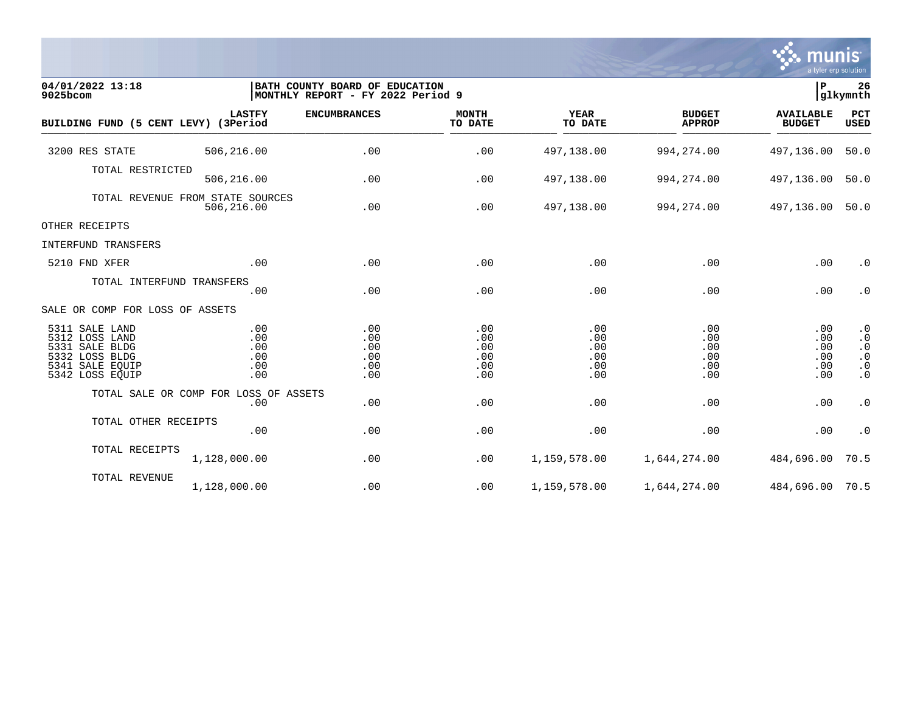**04/01/2022 13:18** | **BATH COUNTY BOARD OF EDUCATION** | **P 26**
**9025bcom** | **MONTHLY REPORT - FY 2022 Period 9** | **glkymnth**

| BUILDING FUND (5 CENT LEVY) | LASTFY (3Period | ENCUMBRANCES | MONTH TO DATE | YEAR TO DATE | BUDGET APPROP | AVAILABLE BUDGET | PCT USED |
|---|---|---|---|---|---|---|---|
| 3200 RES STATE | 506,216.00 | .00 | .00 | 497,138.00 | 994,274.00 | 497,136.00 | 50.0 |
| TOTAL RESTRICTED | 506,216.00 | .00 | .00 | 497,138.00 | 994,274.00 | 497,136.00 | 50.0 |
| TOTAL REVENUE FROM STATE SOURCES | 506,216.00 | .00 | .00 | 497,138.00 | 994,274.00 | 497,136.00 | 50.0 |
| OTHER RECEIPTS | | | | | | | |
| INTERFUND TRANSFERS | | | | | | | |
| 5210 FND XFER | .00 | .00 | .00 | .00 | .00 | .00 | .0 |
| TOTAL INTERFUND TRANSFERS | .00 | .00 | .00 | .00 | .00 | .00 | .0 |
| SALE OR COMP FOR LOSS OF ASSETS | | | | | | | |
| 5311 SALE LAND | .00 | .00 | .00 | .00 | .00 | .00 | .0 |
| 5312 LOSS LAND | .00 | .00 | .00 | .00 | .00 | .00 | .0 |
| 5331 SALE BLDG | .00 | .00 | .00 | .00 | .00 | .00 | .0 |
| 5332 LOSS BLDG | .00 | .00 | .00 | .00 | .00 | .00 | .0 |
| 5341 SALE EQUIP | .00 | .00 | .00 | .00 | .00 | .00 | .0 |
| 5342 LOSS EQUIP | .00 | .00 | .00 | .00 | .00 | .00 | .0 |
| TOTAL SALE OR COMP FOR LOSS OF ASSETS | .00 | .00 | .00 | .00 | .00 | .00 | .0 |
| TOTAL OTHER RECEIPTS | .00 | .00 | .00 | .00 | .00 | .00 | .0 |
| TOTAL RECEIPTS | 1,128,000.00 | .00 | .00 | 1,159,578.00 | 1,644,274.00 | 484,696.00 | 70.5 |
| TOTAL REVENUE | 1,128,000.00 | .00 | .00 | 1,159,578.00 | 1,644,274.00 | 484,696.00 | 70.5 |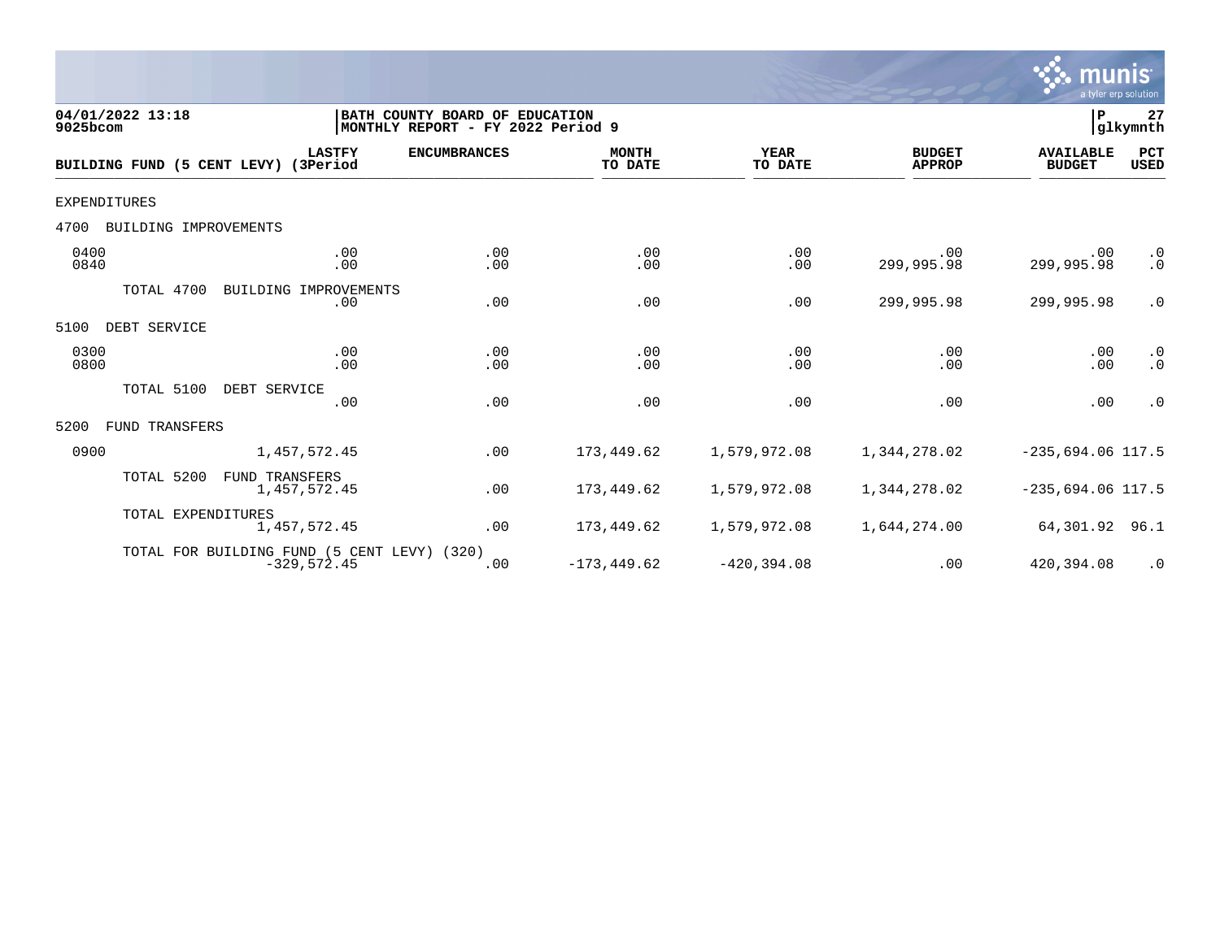**04/01/2022 13:18** | **BATH COUNTY BOARD OF EDUCATION** | **P 27**
**9025bcom** | **MONTHLY REPORT - FY 2022 Period 9** | **glkymnth**

| BUILDING FUND (5 CENT LEVY) | LASTFY (3Period | ENCUMBRANCES | MONTH TO DATE | YEAR TO DATE | BUDGET APPROP | AVAILABLE BUDGET | PCT USED |
|---|---|---|---|---|---|---|---|
| EXPENDITURES | | | | | | | |
| 4700 BUILDING IMPROVEMENTS | | | | | | | |
| 0400 | .00 | .00 | .00 | .00 | .00 | .00 | .0 |
| 0840 | .00 | .00 | .00 | .00 | 299,995.98 | 299,995.98 | .0 |
| TOTAL 4700 BUILDING IMPROVEMENTS | .00 | .00 | .00 | .00 | 299,995.98 | 299,995.98 | .0 |
| 5100 DEBT SERVICE | | | | | | | |
| 0300 | .00 | .00 | .00 | .00 | .00 | .00 | .0 |
| 0800 | .00 | .00 | .00 | .00 | .00 | .00 | .0 |
| TOTAL 5100 DEBT SERVICE | .00 | .00 | .00 | .00 | .00 | .00 | .0 |
| 5200 FUND TRANSFERS | | | | | | | |
| 0900 | 1,457,572.45 | .00 | 173,449.62 | 1,579,972.08 | 1,344,278.02 | -235,694.06 | 117.5 |
| TOTAL 5200 FUND TRANSFERS | 1,457,572.45 | .00 | 173,449.62 | 1,579,972.08 | 1,344,278.02 | -235,694.06 | 117.5 |
| TOTAL EXPENDITURES | 1,457,572.45 | .00 | 173,449.62 | 1,579,972.08 | 1,644,274.00 | 64,301.92 | 96.1 |
| TOTAL FOR BUILDING FUND (5 CENT LEVY) (320) | -329,572.45 | .00 | -173,449.62 | -420,394.08 | .00 | 420,394.08 | .0 |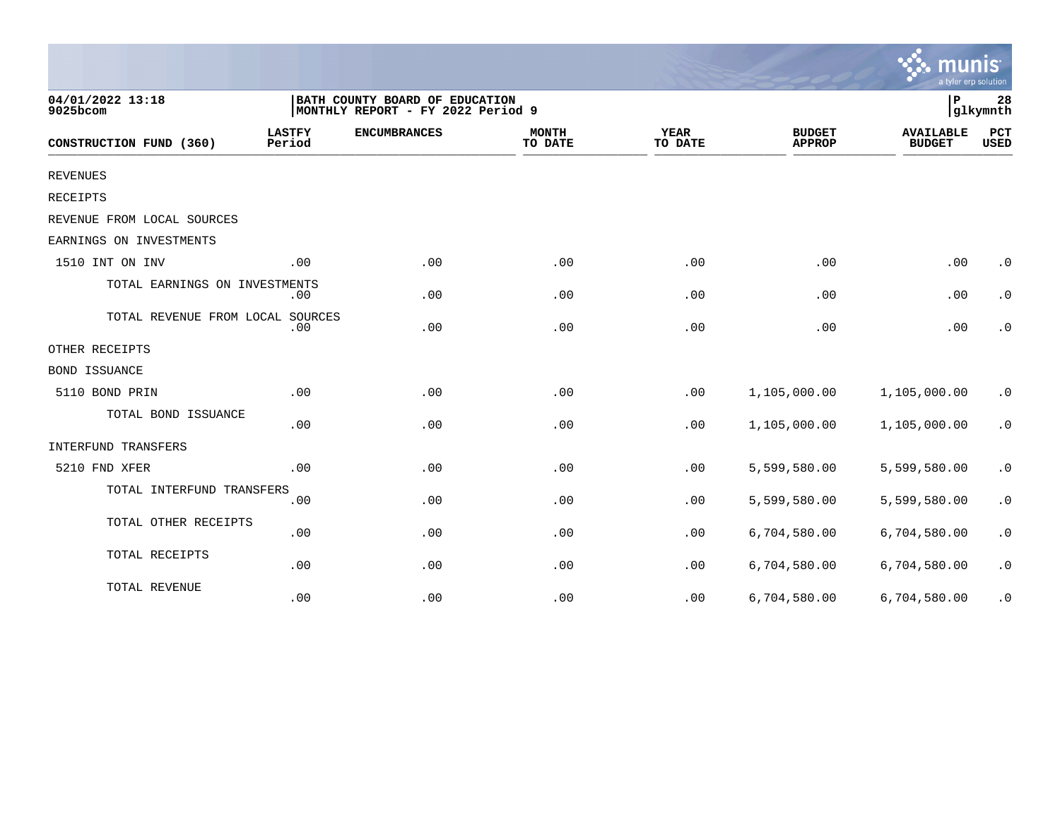04/01/2022 13:18
9025bcom

BATH COUNTY BOARD OF EDUCATION
MONTHLY REPORT - FY 2022 Period 9

P 28
glkymnth

| CONSTRUCTION FUND (360) | LASTFY Period | ENCUMBRANCES | MONTH TO DATE | YEAR TO DATE | BUDGET APPROP | AVAILABLE BUDGET | PCT USED |
|---|---|---|---|---|---|---|---|
| REVENUES | | | | | | | |
| RECEIPTS | | | | | | | |
| REVENUE FROM LOCAL SOURCES | | | | | | | |
| EARNINGS ON INVESTMENTS | | | | | | | |
| 1510 INT ON INV | .00 | .00 | .00 | .00 | .00 | .00 | .0 |
| TOTAL EARNINGS ON INVESTMENTS | .00 | .00 | .00 | .00 | .00 | .00 | .0 |
| TOTAL REVENUE FROM LOCAL SOURCES | .00 | .00 | .00 | .00 | .00 | .00 | .0 |
| OTHER RECEIPTS | | | | | | | |
| BOND ISSUANCE | | | | | | | |
| 5110 BOND PRIN | .00 | .00 | .00 | .00 | 1,105,000.00 | 1,105,000.00 | .0 |
| TOTAL BOND ISSUANCE | .00 | .00 | .00 | .00 | 1,105,000.00 | 1,105,000.00 | .0 |
| INTERFUND TRANSFERS | | | | | | | |
| 5210 FND XFER | .00 | .00 | .00 | .00 | 5,599,580.00 | 5,599,580.00 | .0 |
| TOTAL INTERFUND TRANSFERS | .00 | .00 | .00 | .00 | 5,599,580.00 | 5,599,580.00 | .0 |
| TOTAL OTHER RECEIPTS | .00 | .00 | .00 | .00 | 6,704,580.00 | 6,704,580.00 | .0 |
| TOTAL RECEIPTS | .00 | .00 | .00 | .00 | 6,704,580.00 | 6,704,580.00 | .0 |
| TOTAL REVENUE | .00 | .00 | .00 | .00 | 6,704,580.00 | 6,704,580.00 | .0 |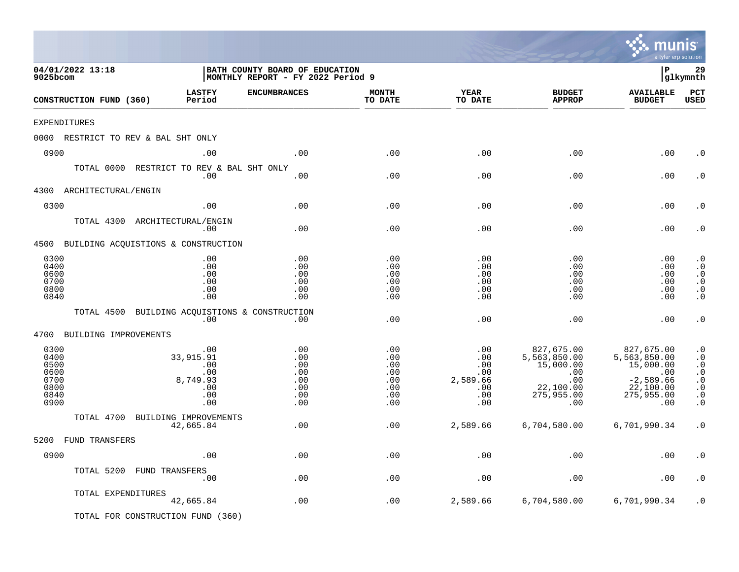04/01/2022 13:18
9025bcom

BATH COUNTY BOARD OF EDUCATION
MONTHLY REPORT - FY 2022 Period 9

glkymnth

| CONSTRUCTION FUND (360) | LASTFY Period | ENCUMBRANCES | MONTH TO DATE | YEAR TO DATE | BUDGET APPROP | AVAILABLE BUDGET | PCT USED |
|---|---|---|---|---|---|---|---|
| EXPENDITURES | | | | | | | |
| 0000 RESTRICT TO REV & BAL SHT ONLY | | | | | | | |
| 0900 | .00 | .00 | .00 | .00 | .00 | .00 | .0 |
| TOTAL 0000 RESTRICT TO REV & BAL SHT ONLY | .00 | .00 | .00 | .00 | .00 | .00 | .0 |
| 4300 ARCHITECTURAL/ENGIN | | | | | | | |
| 0300 | .00 | .00 | .00 | .00 | .00 | .00 | .0 |
| TOTAL 4300 ARCHITECTURAL/ENGIN | .00 | .00 | .00 | .00 | .00 | .00 | .0 |
| 4500 BUILDING ACQUISTIONS & CONSTRUCTION | | | | | | | |
| 0300 | .00 | .00 | .00 | .00 | .00 | .00 | .0 |
| 0400 | .00 | .00 | .00 | .00 | .00 | .00 | .0 |
| 0600 | .00 | .00 | .00 | .00 | .00 | .00 | .0 |
| 0700 | .00 | .00 | .00 | .00 | .00 | .00 | .0 |
| 0800 | .00 | .00 | .00 | .00 | .00 | .00 | .0 |
| 0840 | .00 | .00 | .00 | .00 | .00 | .00 | .0 |
| TOTAL 4500 BUILDING ACQUISTIONS & CONSTRUCTION | .00 | .00 | .00 | .00 | .00 | .00 | .0 |
| 4700 BUILDING IMPROVEMENTS | | | | | | | |
| 0300 | .00 | .00 | .00 | .00 | 827,675.00 | 827,675.00 | .0 |
| 0400 | 33,915.91 | .00 | .00 | .00 | 5,563,850.00 | 5,563,850.00 | .0 |
| 0500 | .00 | .00 | .00 | .00 | 15,000.00 | 15,000.00 | .0 |
| 0600 | .00 | .00 | .00 | .00 | .00 | .00 | .0 |
| 0700 | 8,749.93 | .00 | .00 | 2,589.66 | .00 | -2,589.66 | .0 |
| 0800 | .00 | .00 | .00 | .00 | 22,100.00 | 22,100.00 | .0 |
| 0840 | .00 | .00 | .00 | .00 | 275,955.00 | 275,955.00 | .0 |
| 0900 | .00 | .00 | .00 | .00 | .00 | .00 | .0 |
| TOTAL 4700 BUILDING IMPROVEMENTS | 42,665.84 | .00 | .00 | 2,589.66 | 6,704,580.00 | 6,701,990.34 | .0 |
| 5200 FUND TRANSFERS | | | | | | | |
| 0900 | .00 | .00 | .00 | .00 | .00 | .00 | .0 |
| TOTAL 5200 FUND TRANSFERS | .00 | .00 | .00 | .00 | .00 | .00 | .0 |
| TOTAL EXPENDITURES | 42,665.84 | .00 | .00 | 2,589.66 | 6,704,580.00 | 6,701,990.34 | .0 |
| TOTAL FOR CONSTRUCTION FUND (360) | | | | | | | |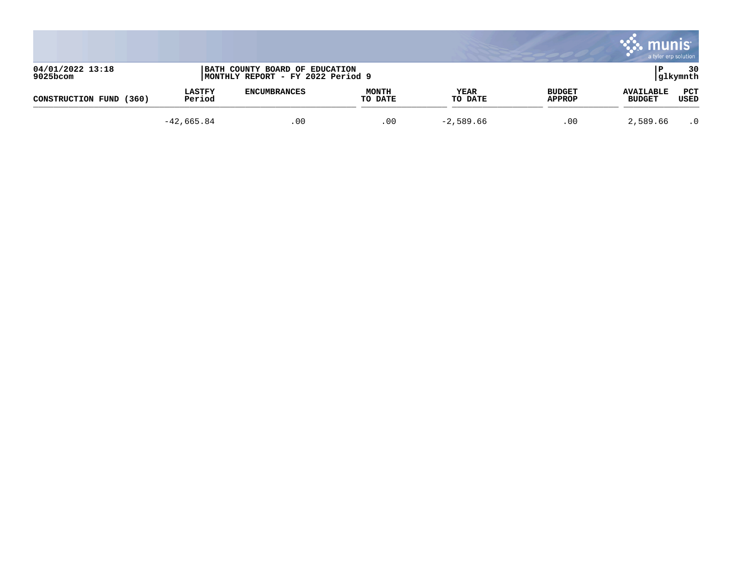| CONSTRUCTION FUND (360) | LASTFY Period | ENCUMBRANCES | MONTH TO DATE | YEAR TO DATE | BUDGET APPROP | AVAILABLE BUDGET | PCT USED |
|---|---|---|---|---|---|---|---|
| | -42,665.84 | .00 | .00 | -2,589.66 | .00 | 2,589.66 | .0 |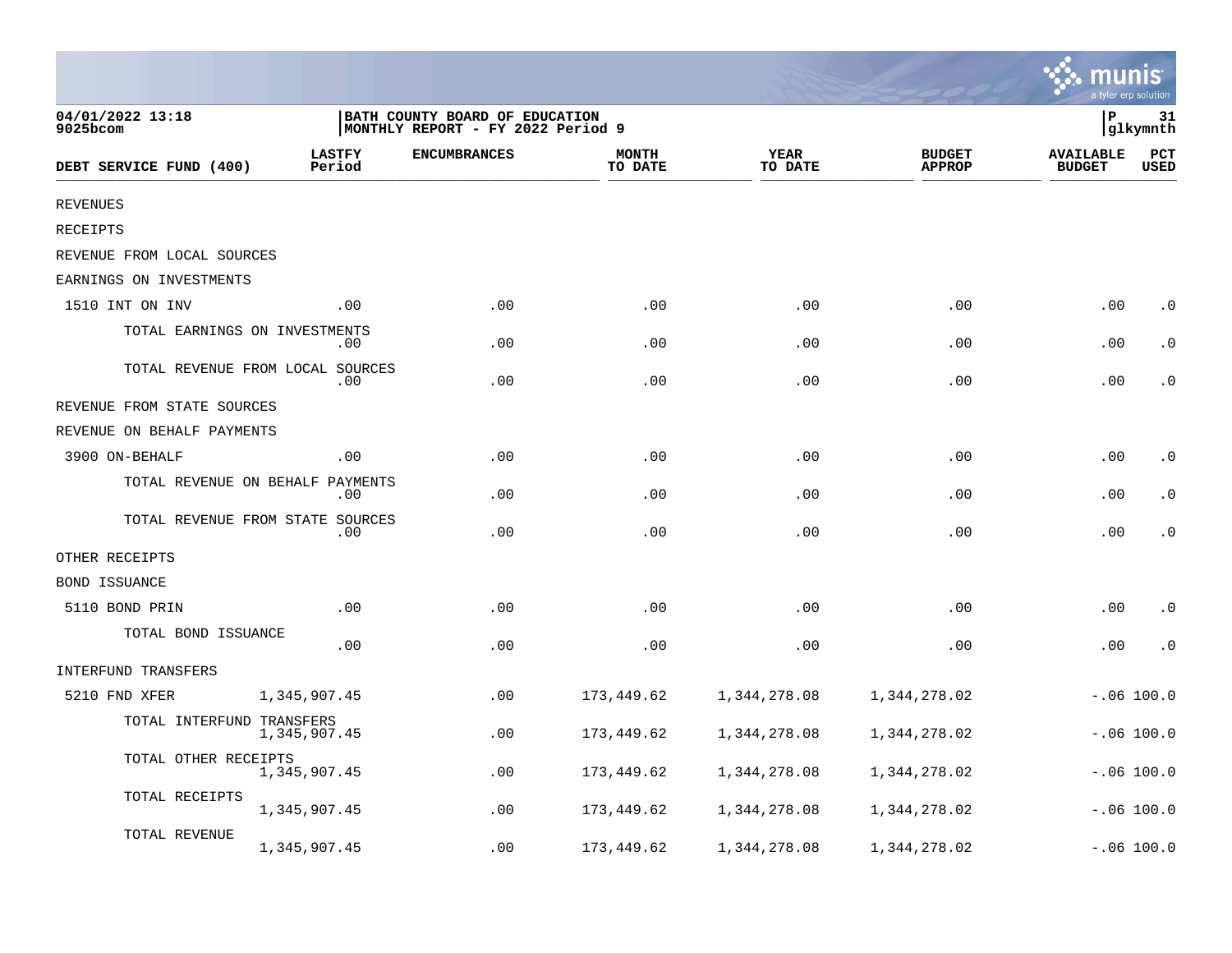04/01/2022 13:18
9025bcom

BATH COUNTY BOARD OF EDUCATION
MONTHLY REPORT - FY 2022 Period 9

P 31
glkymnth

| DEBT SERVICE FUND (400) | LASTFY Period | ENCUMBRANCES | MONTH TO DATE | YEAR TO DATE | BUDGET APPROP | AVAILABLE BUDGET | PCT USED |
|---|---|---|---|---|---|---|---|
| REVENUES | | | | | | | |
| RECEIPTS | | | | | | | |
| REVENUE FROM LOCAL SOURCES | | | | | | | |
| EARNINGS ON INVESTMENTS | | | | | | | |
| 1510 INT ON INV | .00 | .00 | .00 | .00 | .00 | .00 | .0 |
| TOTAL EARNINGS ON INVESTMENTS | .00 | .00 | .00 | .00 | .00 | .00 | .0 |
| TOTAL REVENUE FROM LOCAL SOURCES | .00 | .00 | .00 | .00 | .00 | .00 | .0 |
| REVENUE FROM STATE SOURCES | | | | | | | |
| REVENUE ON BEHALF PAYMENTS | | | | | | | |
| 3900 ON-BEHALF | .00 | .00 | .00 | .00 | .00 | .00 | .0 |
| TOTAL REVENUE ON BEHALF PAYMENTS | .00 | .00 | .00 | .00 | .00 | .00 | .0 |
| TOTAL REVENUE FROM STATE SOURCES | .00 | .00 | .00 | .00 | .00 | .00 | .0 |
| OTHER RECEIPTS | | | | | | | |
| BOND ISSUANCE | | | | | | | |
| 5110 BOND PRIN | .00 | .00 | .00 | .00 | .00 | .00 | .0 |
| TOTAL BOND ISSUANCE | .00 | .00 | .00 | .00 | .00 | .00 | .0 |
| INTERFUND TRANSFERS | | | | | | | |
| 5210 FND XFER | 1,345,907.45 | .00 | 173,449.62 | 1,344,278.08 | 1,344,278.02 | -.06 | 100.0 |
| TOTAL INTERFUND TRANSFERS | 1,345,907.45 | .00 | 173,449.62 | 1,344,278.08 | 1,344,278.02 | -.06 | 100.0 |
| TOTAL OTHER RECEIPTS | 1,345,907.45 | .00 | 173,449.62 | 1,344,278.08 | 1,344,278.02 | -.06 | 100.0 |
| TOTAL RECEIPTS | 1,345,907.45 | .00 | 173,449.62 | 1,344,278.08 | 1,344,278.02 | -.06 | 100.0 |
| TOTAL REVENUE | 1,345,907.45 | .00 | 173,449.62 | 1,344,278.08 | 1,344,278.02 | -.06 | 100.0 |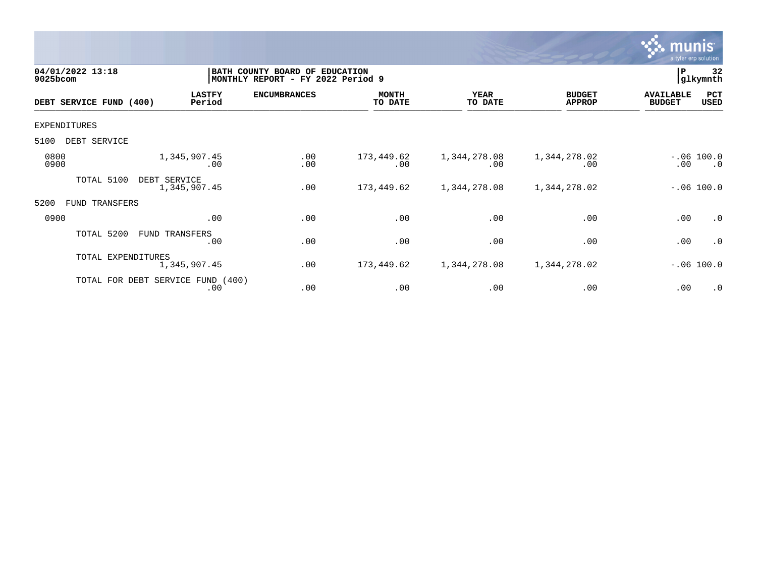04/01/2022 13:18
9025bcom

BATH COUNTY BOARD OF EDUCATION
MONTHLY REPORT - FY 2022 Period 9

P 32
glkymnth

| DEBT SERVICE FUND (400) | LASTFY Period | ENCUMBRANCES | MONTH TO DATE | YEAR TO DATE | BUDGET APPROP | AVAILABLE BUDGET | PCT USED |
|---|---|---|---|---|---|---|---|
| EXPENDITURES | | | | | | | |
| 5100 DEBT SERVICE | | | | | | | |
| 0800 | 1,345,907.45 | .00 | 173,449.62 | 1,344,278.08 | 1,344,278.02 | -.06 | 100.0 |
| 0900 | .00 | .00 | .00 | .00 | .00 | .00 | .0 |
| TOTAL 5100 DEBT SERVICE | 1,345,907.45 | .00 | 173,449.62 | 1,344,278.08 | 1,344,278.02 | -.06 | 100.0 |
| 5200 FUND TRANSFERS | | | | | | | |
| 0900 | .00 | .00 | .00 | .00 | .00 | .00 | .0 |
| TOTAL 5200 FUND TRANSFERS | .00 | .00 | .00 | .00 | .00 | .00 | .0 |
| TOTAL EXPENDITURES | 1,345,907.45 | .00 | 173,449.62 | 1,344,278.08 | 1,344,278.02 | -.06 | 100.0 |
| TOTAL FOR DEBT SERVICE FUND (400) | .00 | .00 | .00 | .00 | .00 | .00 | .0 |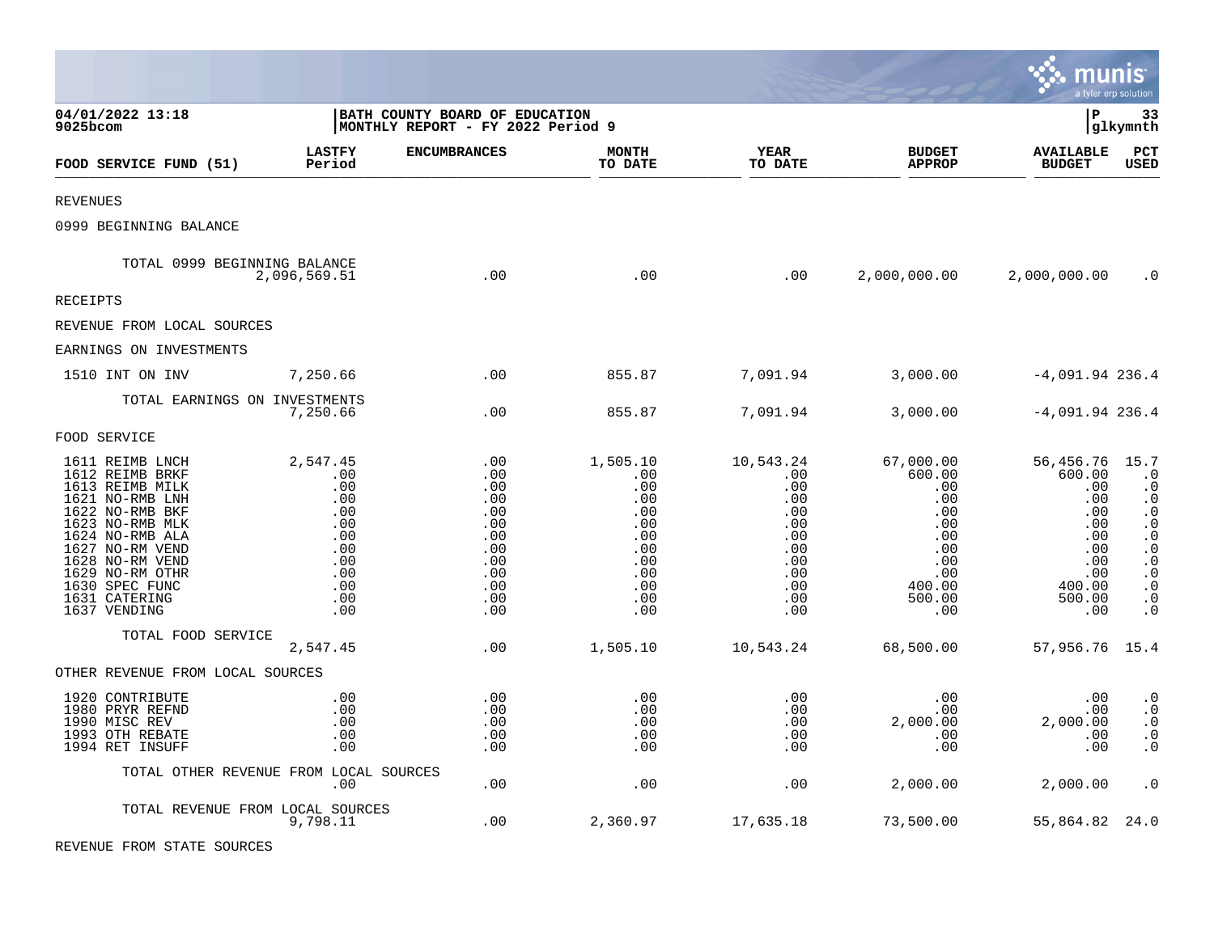**BATH COUNTY BOARD OF EDUCATION**
**MONTHLY REPORT - FY 2022 Period 9**

04/01/2022 13:18
9025bcom

| FOOD SERVICE FUND (51) | LASTFY Period | ENCUMBRANCES | MONTH TO DATE | YEAR TO DATE | BUDGET APPROP | AVAILABLE BUDGET | PCT USED |
|---|---|---|---|---|---|---|---|
| REVENUES | | | | | | | |
| 0999 BEGINNING BALANCE | | | | | | | |
| TOTAL 0999 BEGINNING BALANCE | 2,096,569.51 | .00 | .00 | .00 | 2,000,000.00 | 2,000,000.00 | .0 |
| RECEIPTS | | | | | | | |
| REVENUE FROM LOCAL SOURCES | | | | | | | |
| EARNINGS ON INVESTMENTS | | | | | | | |
| 1510 INT ON INV | 7,250.66 | .00 | 855.87 | 7,091.94 | 3,000.00 | -4,091.94 | 236.4 |
| TOTAL EARNINGS ON INVESTMENTS | 7,250.66 | .00 | 855.87 | 7,091.94 | 3,000.00 | -4,091.94 | 236.4 |
| FOOD SERVICE | | | | | | | |
| 1611 REIMB LNCH | 2,547.45 | .00 | 1,505.10 | 10,543.24 | 67,000.00 | 56,456.76 | 15.7 |
| 1612 REIMB BRKF | .00 | .00 | .00 | .00 | 600.00 | 600.00 | .0 |
| 1613 REIMB MILK | .00 | .00 | .00 | .00 | .00 | .00 | .0 |
| 1621 NO-RMB LNH | .00 | .00 | .00 | .00 | .00 | .00 | .0 |
| 1622 NO-RMB BKF | .00 | .00 | .00 | .00 | .00 | .00 | .0 |
| 1623 NO-RMB MLK | .00 | .00 | .00 | .00 | .00 | .00 | .0 |
| 1624 NO-RMB ALA | .00 | .00 | .00 | .00 | .00 | .00 | .0 |
| 1627 NO-RM VEND | .00 | .00 | .00 | .00 | .00 | .00 | .0 |
| 1628 NO-RM VEND | .00 | .00 | .00 | .00 | .00 | .00 | .0 |
| 1629 NO-RM OTHR | .00 | .00 | .00 | .00 | .00 | .00 | .0 |
| 1630 SPEC FUNC | .00 | .00 | .00 | .00 | 400.00 | 400.00 | .0 |
| 1631 CATERING | .00 | .00 | .00 | .00 | 500.00 | 500.00 | .0 |
| 1637 VENDING | .00 | .00 | .00 | .00 | .00 | .00 | .0 |
| TOTAL FOOD SERVICE | 2,547.45 | .00 | 1,505.10 | 10,543.24 | 68,500.00 | 57,956.76 | 15.4 |
| OTHER REVENUE FROM LOCAL SOURCES | | | | | | | |
| 1920 CONTRIBUTE | .00 | .00 | .00 | .00 | .00 | .00 | .0 |
| 1980 PRYR REFND | .00 | .00 | .00 | .00 | .00 | .00 | .0 |
| 1990 MISC REV | .00 | .00 | .00 | .00 | 2,000.00 | 2,000.00 | .0 |
| 1993 OTH REBATE | .00 | .00 | .00 | .00 | .00 | .00 | .0 |
| 1994 RET INSUFF | .00 | .00 | .00 | .00 | .00 | .00 | .0 |
| TOTAL OTHER REVENUE FROM LOCAL SOURCES | .00 | .00 | .00 | .00 | 2,000.00 | 2,000.00 | .0 |
| TOTAL REVENUE FROM LOCAL SOURCES | 9,798.11 | .00 | 2,360.97 | 17,635.18 | 73,500.00 | 55,864.82 | 24.0 |
| REVENUE FROM STATE SOURCES | | | | | | | |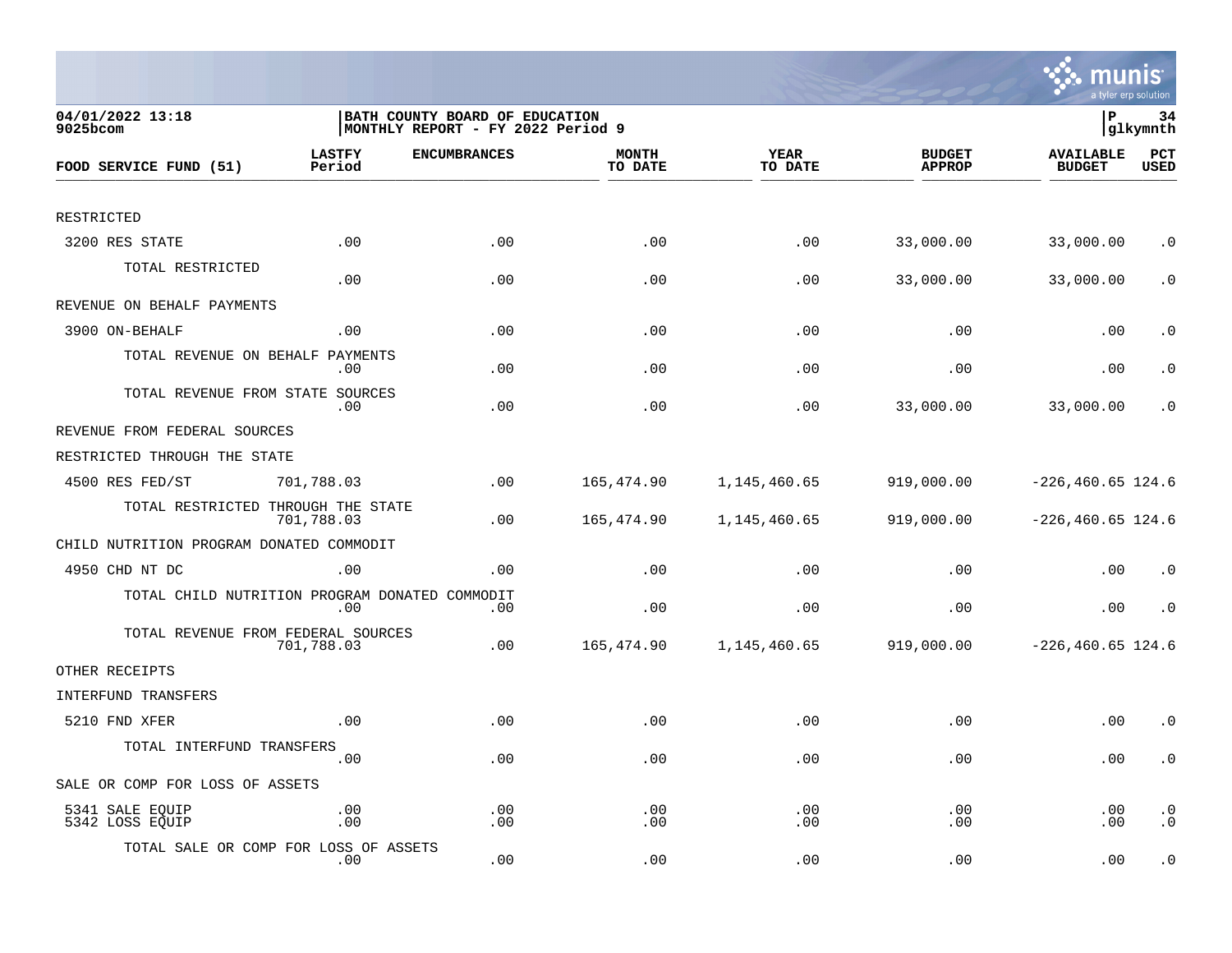**04/01/2022 13:18**
**9025bcom**

**BATH COUNTY BOARD OF EDUCATION**
**MONTHLY REPORT - FY 2022 Period 9**

**P 34**
**glkymnth**

| FOOD SERVICE FUND (51) | LASTFY Period | ENCUMBRANCES | MONTH TO DATE | YEAR TO DATE | BUDGET APPROP | AVAILABLE BUDGET | PCT USED |
|---|---|---|---|---|---|---|---|
| RESTRICTED | | | | | | | |
| 3200 RES STATE | .00 | .00 | .00 | .00 | 33,000.00 | 33,000.00 | .0 |
| TOTAL RESTRICTED | .00 | .00 | .00 | .00 | 33,000.00 | 33,000.00 | .0 |
| REVENUE ON BEHALF PAYMENTS | | | | | | | |
| 3900 ON-BEHALF | .00 | .00 | .00 | .00 | .00 | .00 | .0 |
| TOTAL REVENUE ON BEHALF PAYMENTS | .00 | .00 | .00 | .00 | .00 | .00 | .0 |
| TOTAL REVENUE FROM STATE SOURCES | .00 | .00 | .00 | .00 | 33,000.00 | 33,000.00 | .0 |
| REVENUE FROM FEDERAL SOURCES | | | | | | | |
| RESTRICTED THROUGH THE STATE | | | | | | | |
| 4500 RES FED/ST | 701,788.03 | .00 | 165,474.90 | 1,145,460.65 | 919,000.00 | -226,460.65 | 124.6 |
| TOTAL RESTRICTED THROUGH THE STATE | 701,788.03 | .00 | 165,474.90 | 1,145,460.65 | 919,000.00 | -226,460.65 | 124.6 |
| CHILD NUTRITION PROGRAM DONATED COMMODIT | | | | | | | |
| 4950 CHD NT DC | .00 | .00 | .00 | .00 | .00 | .00 | .0 |
| TOTAL CHILD NUTRITION PROGRAM DONATED COMMODIT | .00 | .00 | .00 | .00 | .00 | .00 | .0 |
| TOTAL REVENUE FROM FEDERAL SOURCES | 701,788.03 | .00 | 165,474.90 | 1,145,460.65 | 919,000.00 | -226,460.65 | 124.6 |
| OTHER RECEIPTS | | | | | | | |
| INTERFUND TRANSFERS | | | | | | | |
| 5210 FND XFER | .00 | .00 | .00 | .00 | .00 | .00 | .0 |
| TOTAL INTERFUND TRANSFERS | .00 | .00 | .00 | .00 | .00 | .00 | .0 |
| SALE OR COMP FOR LOSS OF ASSETS | | | | | | | |
| 5341 SALE EQUIP | .00 | .00 | .00 | .00 | .00 | .00 | .0 |
| 5342 LOSS EQUIP | .00 | .00 | .00 | .00 | .00 | .00 | .0 |
| TOTAL SALE OR COMP FOR LOSS OF ASSETS | .00 | .00 | .00 | .00 | .00 | .00 | .0 |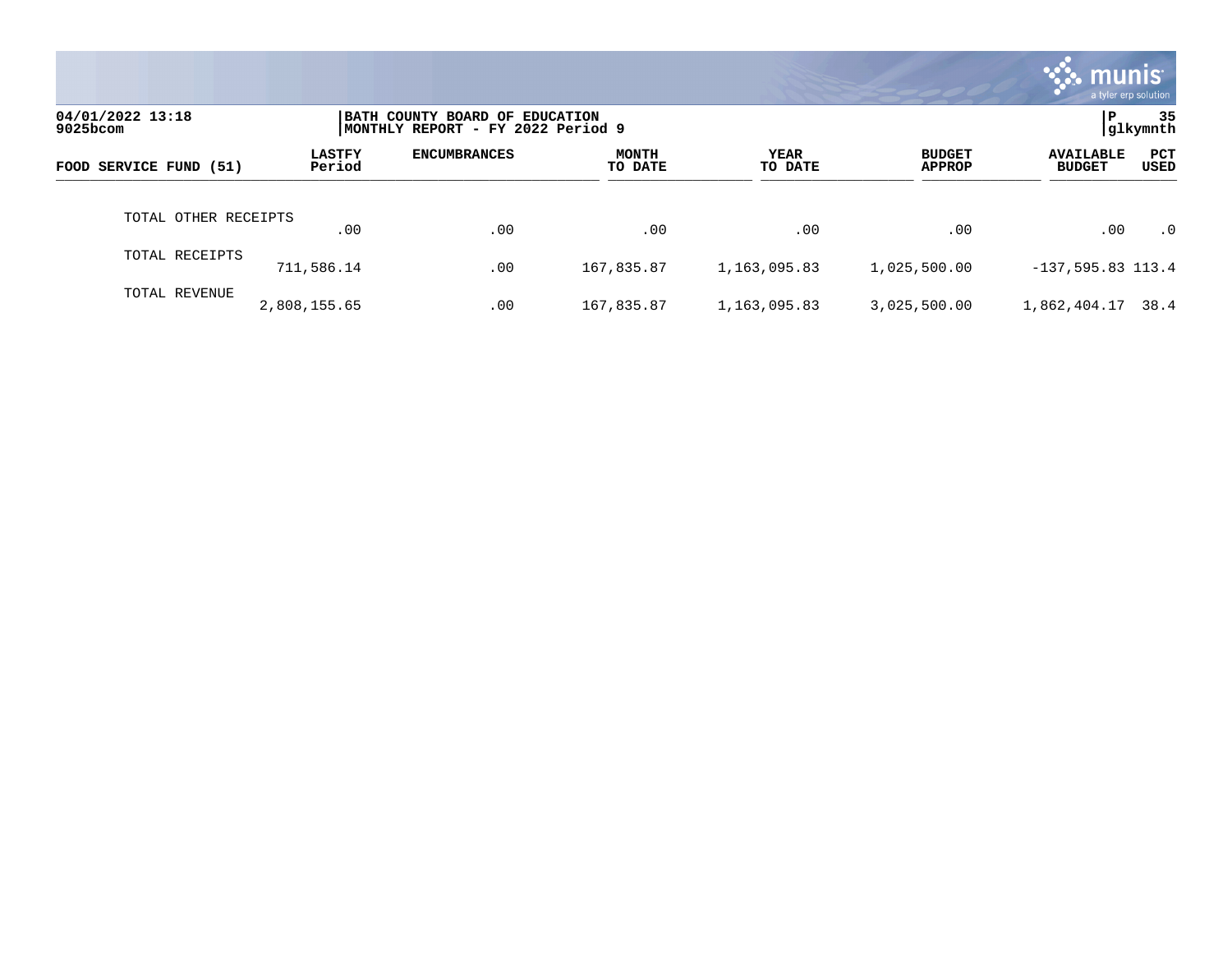04/01/2022 13:18
9025bcom

BATH COUNTY BOARD OF EDUCATION
MONTHLY REPORT - FY 2022 Period 9

P
glkymnth

| FOOD SERVICE FUND (51) | LASTFY Period | ENCUMBRANCES | MONTH TO DATE | YEAR TO DATE | BUDGET APPROP | AVAILABLE BUDGET | PCT USED |
|---|---|---|---|---|---|---|---|
| TOTAL OTHER RECEIPTS | .00 | .00 | .00 | .00 | .00 | .00 | .0 |
| TOTAL RECEIPTS | 711,586.14 | .00 | 167,835.87 | 1,163,095.83 | 1,025,500.00 | -137,595.83 | 113.4 |
| TOTAL REVENUE | 2,808,155.65 | .00 | 167,835.87 | 1,163,095.83 | 3,025,500.00 | 1,862,404.17 | 38.4 |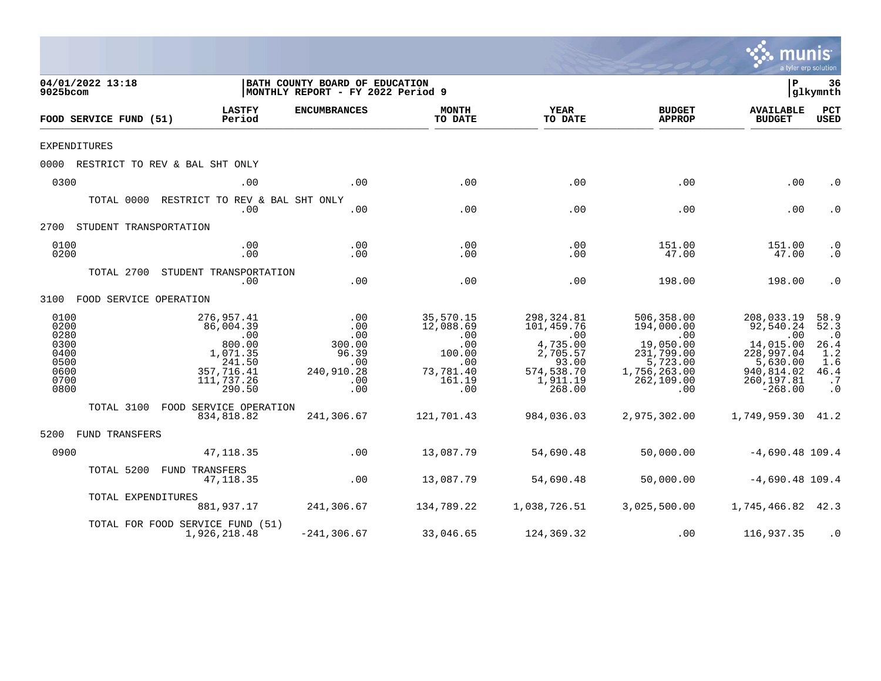04/01/2022 13:18 | BATH COUNTY BOARD OF EDUCATION | P 36
9025bcom | MONTHLY REPORT - FY 2022 Period 9 | glkymnth

| FOOD SERVICE FUND (51) | LASTFY Period | ENCUMBRANCES | MONTH TO DATE | YEAR TO DATE | BUDGET APPROP | AVAILABLE BUDGET | PCT USED |
|---|---|---|---|---|---|---|---|
| EXPENDITURES | | | | | | | |
| 0000 RESTRICT TO REV & BAL SHT ONLY | | | | | | | |
| 0300 | .00 | .00 | .00 | .00 | .00 | .00 | .0 |
| TOTAL 0000 RESTRICT TO REV & BAL SHT ONLY | .00 | .00 | .00 | .00 | .00 | .00 | .0 |
| 2700 STUDENT TRANSPORTATION | | | | | | | |
| 0100 | .00 | .00 | .00 | .00 | 151.00 | 151.00 | .0 |
| 0200 | .00 | .00 | .00 | .00 | 47.00 | 47.00 | .0 |
| TOTAL 2700 STUDENT TRANSPORTATION | .00 | .00 | .00 | .00 | 198.00 | 198.00 | .0 |
| 3100 FOOD SERVICE OPERATION | | | | | | | |
| 0100 | 276,957.41 | .00 | 35,570.15 | 298,324.81 | 506,358.00 | 208,033.19 | 58.9 |
| 0200 | 86,004.39 | .00 | 12,088.69 | 101,459.76 | 194,000.00 | 92,540.24 | 52.3 |
| 0280 | .00 | .00 | .00 | .00 | .00 | .00 | .0 |
| 0300 | 800.00 | 300.00 | .00 | 4,735.00 | 19,050.00 | 14,015.00 | 26.4 |
| 0400 | 1,071.35 | 96.39 | 100.00 | 2,705.57 | 231,799.00 | 228,997.04 | 1.2 |
| 0500 | 241.50 | .00 | .00 | 93.00 | 5,723.00 | 5,630.00 | 1.6 |
| 0600 | 357,716.41 | 240,910.28 | 73,781.40 | 574,538.70 | 1,756,263.00 | 940,814.02 | 46.4 |
| 0700 | 111,737.26 | .00 | 161.19 | 1,911.19 | 262,109.00 | 260,197.81 | .7 |
| 0800 | 290.50 | .00 | .00 | 268.00 | .00 | -268.00 | .0 |
| TOTAL 3100 FOOD SERVICE OPERATION | 834,818.82 | 241,306.67 | 121,701.43 | 984,036.03 | 2,975,302.00 | 1,749,959.30 | 41.2 |
| 5200 FUND TRANSFERS | | | | | | | |
| 0900 | 47,118.35 | .00 | 13,087.79 | 54,690.48 | 50,000.00 | -4,690.48 | 109.4 |
| TOTAL 5200 FUND TRANSFERS | 47,118.35 | .00 | 13,087.79 | 54,690.48 | 50,000.00 | -4,690.48 | 109.4 |
| TOTAL EXPENDITURES | 881,937.17 | 241,306.67 | 134,789.22 | 1,038,726.51 | 3,025,500.00 | 1,745,466.82 | 42.3 |
| TOTAL FOR FOOD SERVICE FUND (51) | 1,926,218.48 | -241,306.67 | 33,046.65 | 124,369.32 | .00 | 116,937.35 | .0 |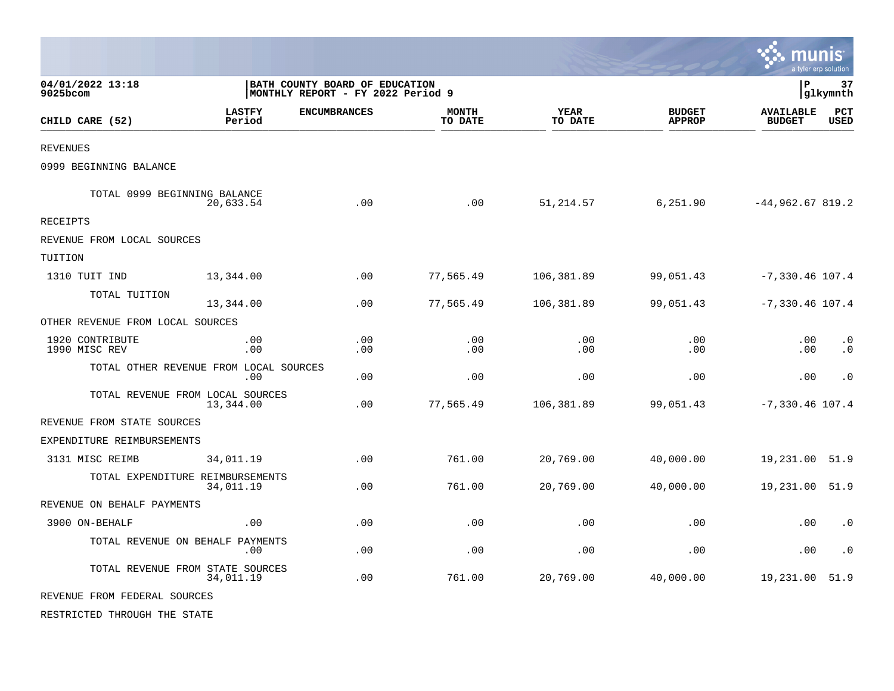04/01/2022 13:18
9025bcom

BATH COUNTY BOARD OF EDUCATION
MONTHLY REPORT - FY 2022 Period 9

P 37
glkymnth

| CHILD CARE (52) | LASTFY Period | ENCUMBRANCES | MONTH TO DATE | YEAR TO DATE | BUDGET APPROP | AVAILABLE BUDGET | PCT USED |
|---|---|---|---|---|---|---|---|
| REVENUES | | | | | | | |
| 0999 BEGINNING BALANCE | | | | | | | |
| TOTAL 0999 BEGINNING BALANCE | 20,633.54 | .00 | .00 | 51,214.57 | 6,251.90 | -44,962.67 | 819.2 |
| RECEIPTS | | | | | | | |
| REVENUE FROM LOCAL SOURCES | | | | | | | |
| TUITION | | | | | | | |
| 1310 TUIT IND | 13,344.00 | .00 | 77,565.49 | 106,381.89 | 99,051.43 | -7,330.46 | 107.4 |
| TOTAL TUITION | 13,344.00 | .00 | 77,565.49 | 106,381.89 | 99,051.43 | -7,330.46 | 107.4 |
| OTHER REVENUE FROM LOCAL SOURCES | | | | | | | |
| 1920 CONTRIBUTE | .00 | .00 | .00 | .00 | .00 | .00 | .0 |
| 1990 MISC REV | .00 | .00 | .00 | .00 | .00 | .00 | .0 |
| TOTAL OTHER REVENUE FROM LOCAL SOURCES | .00 | .00 | .00 | .00 | .00 | .00 | .0 |
| TOTAL REVENUE FROM LOCAL SOURCES | 13,344.00 | .00 | 77,565.49 | 106,381.89 | 99,051.43 | -7,330.46 | 107.4 |
| REVENUE FROM STATE SOURCES | | | | | | | |
| EXPENDITURE REIMBURSEMENTS | | | | | | | |
| 3131 MISC REIMB | 34,011.19 | .00 | 761.00 | 20,769.00 | 40,000.00 | 19,231.00 | 51.9 |
| TOTAL EXPENDITURE REIMBURSEMENTS | 34,011.19 | .00 | 761.00 | 20,769.00 | 40,000.00 | 19,231.00 | 51.9 |
| REVENUE ON BEHALF PAYMENTS | | | | | | | |
| 3900 ON-BEHALF | .00 | .00 | .00 | .00 | .00 | .00 | .0 |
| TOTAL REVENUE ON BEHALF PAYMENTS | .00 | .00 | .00 | .00 | .00 | .00 | .0 |
| TOTAL REVENUE FROM STATE SOURCES | 34,011.19 | .00 | 761.00 | 20,769.00 | 40,000.00 | 19,231.00 | 51.9 |
| REVENUE FROM FEDERAL SOURCES | | | | | | | |
| RESTRICTED THROUGH THE STATE | | | | | | | |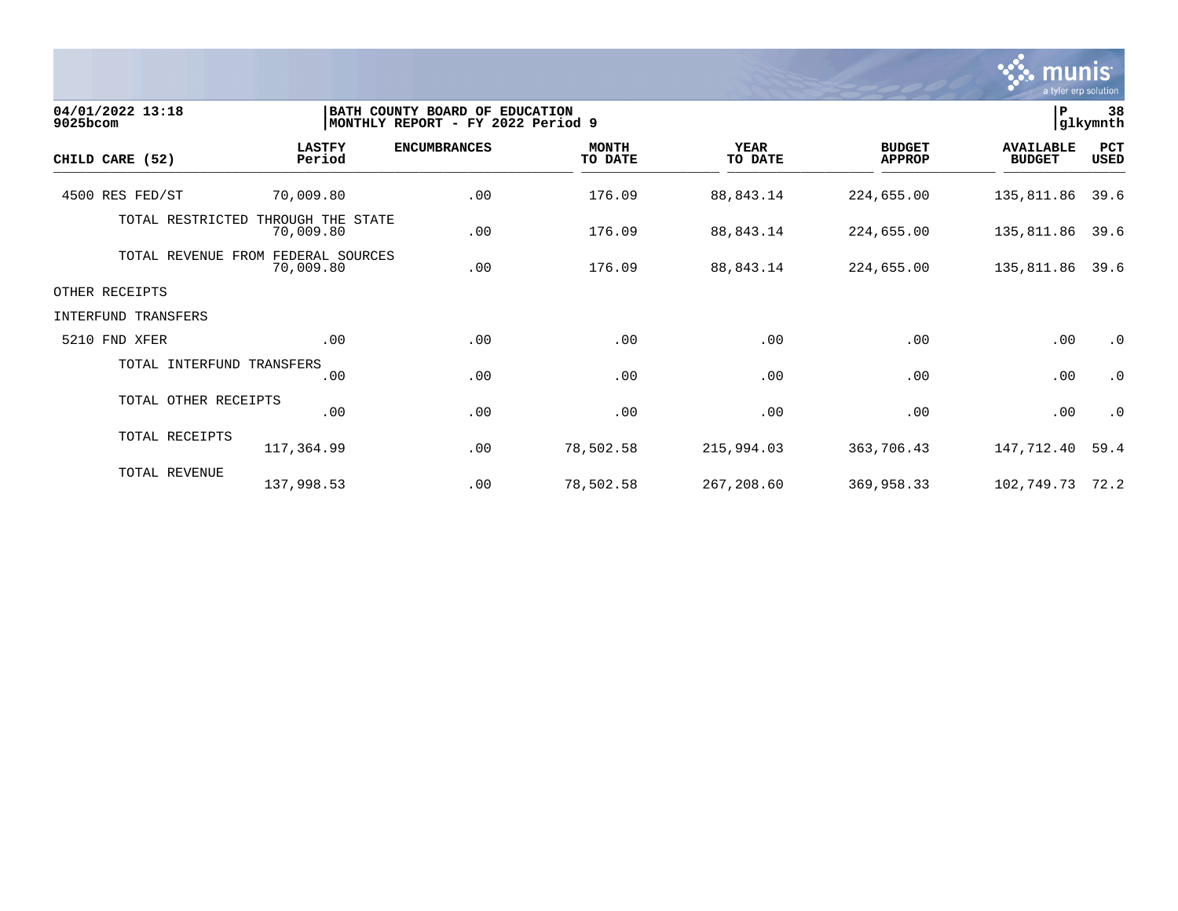04/01/2022 13:18 | BATH COUNTY BOARD OF EDUCATION
9025bcom | MONTHLY REPORT - FY 2022 Period 9

| CHILD CARE (52) | LASTFY Period | ENCUMBRANCES | MONTH TO DATE | YEAR TO DATE | BUDGET APPROP | AVAILABLE BUDGET | PCT USED |
|---|---|---|---|---|---|---|---|
| 4500 RES FED/ST | 70,009.80 | .00 | 176.09 | 88,843.14 | 224,655.00 | 135,811.86 | 39.6 |
| TOTAL RESTRICTED THROUGH THE STATE | 70,009.80 | .00 | 176.09 | 88,843.14 | 224,655.00 | 135,811.86 | 39.6 |
| TOTAL REVENUE FROM FEDERAL SOURCES | 70,009.80 | .00 | 176.09 | 88,843.14 | 224,655.00 | 135,811.86 | 39.6 |
| OTHER RECEIPTS | | | | | | | |
| INTERFUND TRANSFERS | | | | | | | |
| 5210 FND XFER | .00 | .00 | .00 | .00 | .00 | .00 | .0 |
| TOTAL INTERFUND TRANSFERS | .00 | .00 | .00 | .00 | .00 | .00 | .0 |
| TOTAL OTHER RECEIPTS | .00 | .00 | .00 | .00 | .00 | .00 | .0 |
| TOTAL RECEIPTS | 117,364.99 | .00 | 78,502.58 | 215,994.03 | 363,706.43 | 147,712.40 | 59.4 |
| TOTAL REVENUE | 137,998.53 | .00 | 78,502.58 | 267,208.60 | 369,958.33 | 102,749.73 | 72.2 |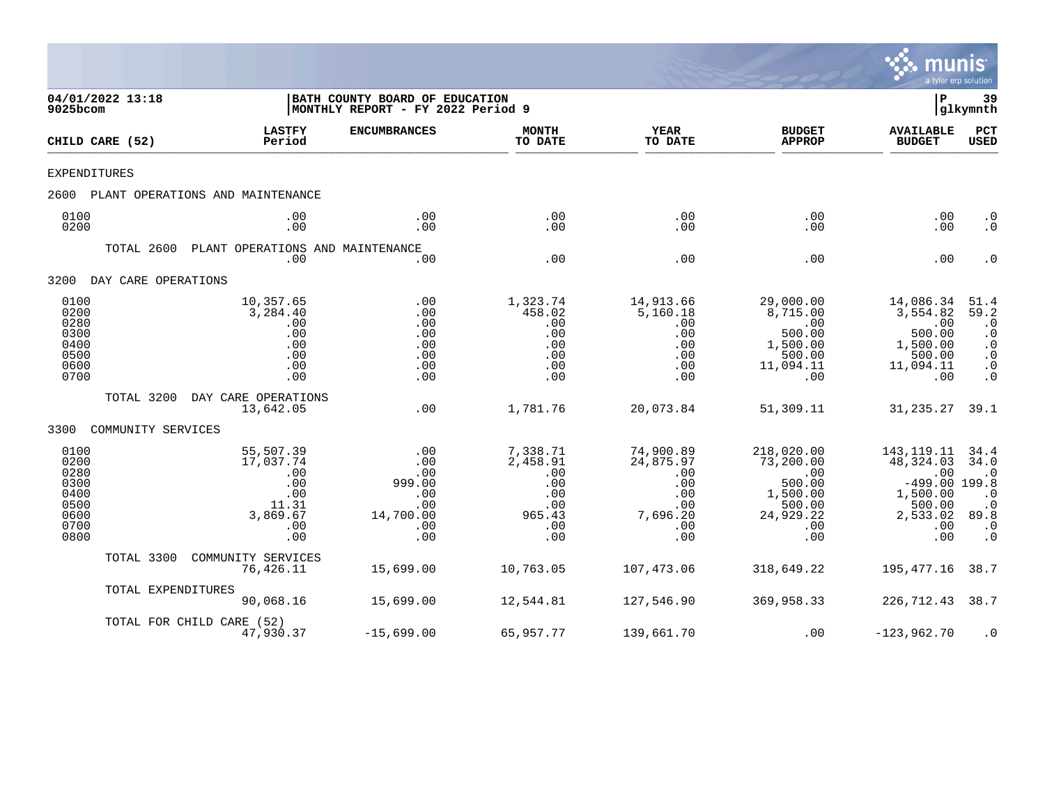04/01/2022 13:18
9025bcom

**BATH COUNTY BOARD OF EDUCATION**
**MONTHLY REPORT - FY 2022 Period 9**

P 39
glkymnth

| CHILD CARE (52) | LASTFY Period | ENCUMBRANCES | MONTH TO DATE | YEAR TO DATE | BUDGET APPROP | AVAILABLE BUDGET | PCT USED |
|---|---|---|---|---|---|---|---|
| EXPENDITURES | | | | | | | |
| 2600 PLANT OPERATIONS AND MAINTENANCE | | | | | | | |
| 0100 | .00 | .00 | .00 | .00 | .00 | .00 | .0 |
| 0200 | .00 | .00 | .00 | .00 | .00 | .00 | .0 |
| TOTAL 2600 PLANT OPERATIONS AND MAINTENANCE | .00 | .00 | .00 | .00 | .00 | .00 | .0 |
| 3200 DAY CARE OPERATIONS | | | | | | | |
| 0100 | 10,357.65 | .00 | 1,323.74 | 14,913.66 | 29,000.00 | 14,086.34 | 51.4 |
| 0200 | 3,284.40 | .00 | 458.02 | 5,160.18 | 8,715.00 | 3,554.82 | 59.2 |
| 0280 | .00 | .00 | .00 | .00 | .00 | .00 | .0 |
| 0300 | .00 | .00 | .00 | .00 | 500.00 | 500.00 | .0 |
| 0400 | .00 | .00 | .00 | .00 | 1,500.00 | 1,500.00 | .0 |
| 0500 | .00 | .00 | .00 | .00 | 500.00 | 500.00 | .0 |
| 0600 | .00 | .00 | .00 | .00 | 11,094.11 | 11,094.11 | .0 |
| 0700 | .00 | .00 | .00 | .00 | .00 | .00 | .0 |
| TOTAL 3200 DAY CARE OPERATIONS | 13,642.05 | .00 | 1,781.76 | 20,073.84 | 51,309.11 | 31,235.27 | 39.1 |
| 3300 COMMUNITY SERVICES | | | | | | | |
| 0100 | 55,507.39 | .00 | 7,338.71 | 74,900.89 | 218,020.00 | 143,119.11 | 34.4 |
| 0200 | 17,037.74 | .00 | 2,458.91 | 24,875.97 | 73,200.00 | 48,324.03 | 34.0 |
| 0280 | .00 | .00 | .00 | .00 | .00 | .00 | .0 |
| 0300 | .00 | 999.00 | .00 | .00 | 500.00 | -499.00 | 199.8 |
| 0400 | .00 | .00 | .00 | .00 | 1,500.00 | 1,500.00 | .0 |
| 0500 | 11.31 | .00 | .00 | .00 | 500.00 | 500.00 | .0 |
| 0600 | 3,869.67 | 14,700.00 | 965.43 | 7,696.20 | 24,929.22 | 2,533.02 | 89.8 |
| 0700 | .00 | .00 | .00 | .00 | .00 | .00 | .0 |
| 0800 | .00 | .00 | .00 | .00 | .00 | .00 | .0 |
| TOTAL 3300 COMMUNITY SERVICES | 76,426.11 | 15,699.00 | 10,763.05 | 107,473.06 | 318,649.22 | 195,477.16 | 38.7 |
| TOTAL EXPENDITURES | 90,068.16 | 15,699.00 | 12,544.81 | 127,546.90 | 369,958.33 | 226,712.43 | 38.7 |
| TOTAL FOR CHILD CARE (52) | 47,930.37 | -15,699.00 | 65,957.77 | 139,661.70 | .00 | -123,962.70 | .0 |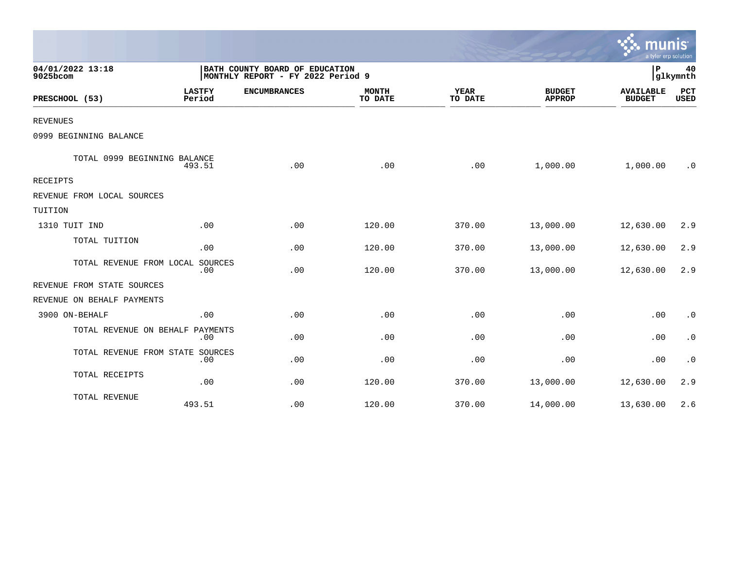BATH COUNTY BOARD OF EDUCATION
MONTHLY REPORT - FY 2022 Period 9

04/01/2022 13:18
9025bcom

| PRESCHOOL (53) | LASTFY Period | ENCUMBRANCES | MONTH TO DATE | YEAR TO DATE | BUDGET APPROP | AVAILABLE BUDGET | PCT USED |
|---|---|---|---|---|---|---|---|
| REVENUES | | | | | | | |
| 0999 BEGINNING BALANCE | | | | | | | |
| TOTAL 0999 BEGINNING BALANCE | 493.51 | .00 | .00 | .00 | 1,000.00 | 1,000.00 | .0 |
| RECEIPTS | | | | | | | |
| REVENUE FROM LOCAL SOURCES | | | | | | | |
| TUITION | | | | | | | |
| 1310 TUIT IND | .00 | .00 | 120.00 | 370.00 | 13,000.00 | 12,630.00 | 2.9 |
| TOTAL TUITION | .00 | .00 | 120.00 | 370.00 | 13,000.00 | 12,630.00 | 2.9 |
| TOTAL REVENUE FROM LOCAL SOURCES | .00 | .00 | 120.00 | 370.00 | 13,000.00 | 12,630.00 | 2.9 |
| REVENUE FROM STATE SOURCES | | | | | | | |
| REVENUE ON BEHALF PAYMENTS | | | | | | | |
| 3900 ON-BEHALF | .00 | .00 | .00 | .00 | .00 | .00 | .0 |
| TOTAL REVENUE ON BEHALF PAYMENTS | .00 | .00 | .00 | .00 | .00 | .00 | .0 |
| TOTAL REVENUE FROM STATE SOURCES | .00 | .00 | .00 | .00 | .00 | .00 | .0 |
| TOTAL RECEIPTS | .00 | .00 | 120.00 | 370.00 | 13,000.00 | 12,630.00 | 2.9 |
| TOTAL REVENUE | 493.51 | .00 | 120.00 | 370.00 | 14,000.00 | 13,630.00 | 2.6 |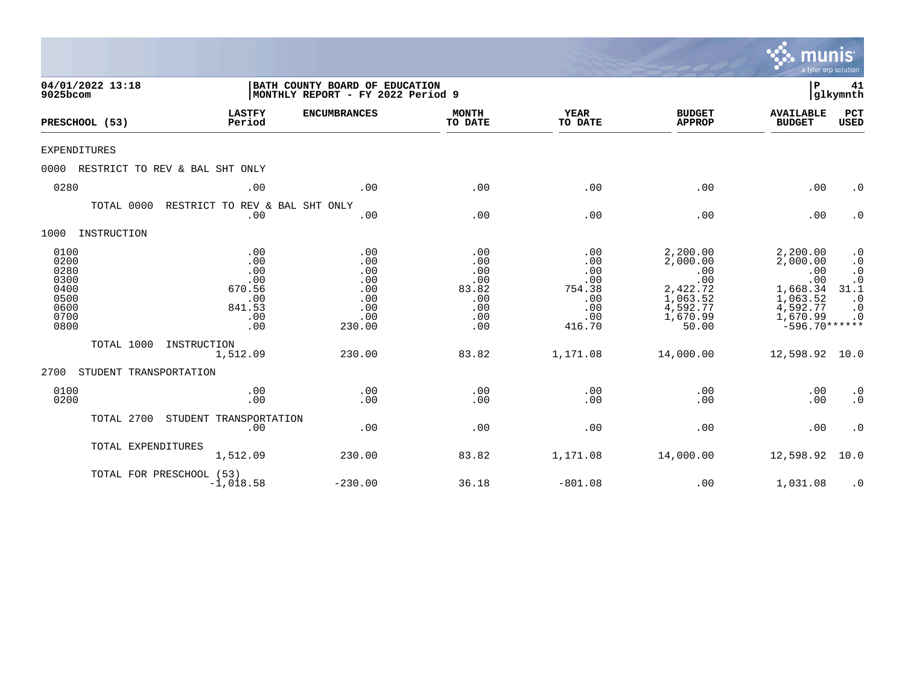04/01/2022 13:18 | BATH COUNTY BOARD OF EDUCATION | P 41
9025bcom | MONTHLY REPORT - FY 2022 Period 9 | glkymnth

| PRESCHOOL (53) | LASTFY Period | ENCUMBRANCES | MONTH TO DATE | YEAR TO DATE | BUDGET APPROP | AVAILABLE BUDGET | PCT USED |
|---|---|---|---|---|---|---|---|
| EXPENDITURES | | | | | | | |
| 0000 RESTRICT TO REV & BAL SHT ONLY | | | | | | | |
| 0280 | .00 | .00 | .00 | .00 | .00 | .00 | .0 |
| TOTAL 0000 RESTRICT TO REV & BAL SHT ONLY | .00 | .00 | .00 | .00 | .00 | .00 | .0 |
| 1000 INSTRUCTION | | | | | | | |
| 0100 | .00 | .00 | .00 | .00 | 2,200.00 | 2,200.00 | .0 |
| 0200 | .00 | .00 | .00 | .00 | 2,000.00 | 2,000.00 | .0 |
| 0280 | .00 | .00 | .00 | .00 | .00 | .00 | .0 |
| 0300 | .00 | .00 | .00 | .00 | .00 | .00 | .0 |
| 0400 | 670.56 | .00 | 83.82 | 754.38 | 2,422.72 | 1,668.34 | 31.1 |
| 0500 | .00 | .00 | .00 | .00 | 1,063.52 | 1,063.52 | .0 |
| 0600 | 841.53 | .00 | .00 | .00 | 4,592.77 | 4,592.77 | .0 |
| 0700 | .00 | .00 | .00 | .00 | 1,670.99 | 1,670.99 | .0 |
| 0800 | .00 | 230.00 | .00 | 416.70 | 50.00 | -596.70 | ****** |
| TOTAL 1000 INSTRUCTION | 1,512.09 | 230.00 | 83.82 | 1,171.08 | 14,000.00 | 12,598.92 | 10.0 |
| 2700 STUDENT TRANSPORTATION | | | | | | | |
| 0100 | .00 | .00 | .00 | .00 | .00 | .00 | .0 |
| 0200 | .00 | .00 | .00 | .00 | .00 | .00 | .0 |
| TOTAL 2700 STUDENT TRANSPORTATION | .00 | .00 | .00 | .00 | .00 | .00 | .0 |
| TOTAL EXPENDITURES | 1,512.09 | 230.00 | 83.82 | 1,171.08 | 14,000.00 | 12,598.92 | 10.0 |
| TOTAL FOR PRESCHOOL (53) | -1,018.58 | -230.00 | 36.18 | -801.08 | .00 | 1,031.08 | .0 |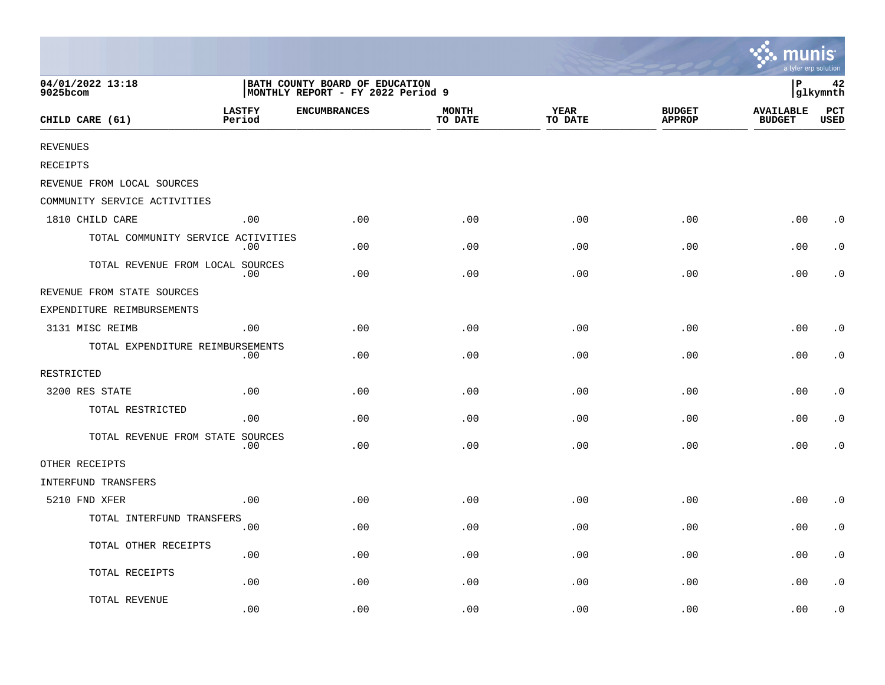04/01/2022 13:18
9025bcom

BATH COUNTY BOARD OF EDUCATION
MONTHLY REPORT - FY 2022 Period 9

P 42
glkymnth

| CHILD CARE (61) | LASTFY Period | ENCUMBRANCES | MONTH TO DATE | YEAR TO DATE | BUDGET APPROP | AVAILABLE BUDGET | PCT USED |
|---|---|---|---|---|---|---|---|
| REVENUES | | | | | | | |
| RECEIPTS | | | | | | | |
| REVENUE FROM LOCAL SOURCES | | | | | | | |
| COMMUNITY SERVICE ACTIVITIES | | | | | | | |
| 1810 CHILD CARE | .00 | .00 | .00 | .00 | .00 | .00 | .0 |
| TOTAL COMMUNITY SERVICE ACTIVITIES | .00 | .00 | .00 | .00 | .00 | .00 | .0 |
| TOTAL REVENUE FROM LOCAL SOURCES | .00 | .00 | .00 | .00 | .00 | .00 | .0 |
| REVENUE FROM STATE SOURCES | | | | | | | |
| EXPENDITURE REIMBURSEMENTS | | | | | | | |
| 3131 MISC REIMB | .00 | .00 | .00 | .00 | .00 | .00 | .0 |
| TOTAL EXPENDITURE REIMBURSEMENTS | .00 | .00 | .00 | .00 | .00 | .00 | .0 |
| RESTRICTED | | | | | | | |
| 3200 RES STATE | .00 | .00 | .00 | .00 | .00 | .00 | .0 |
| TOTAL RESTRICTED | .00 | .00 | .00 | .00 | .00 | .00 | .0 |
| TOTAL REVENUE FROM STATE SOURCES | .00 | .00 | .00 | .00 | .00 | .00 | .0 |
| OTHER RECEIPTS | | | | | | | |
| INTERFUND TRANSFERS | | | | | | | |
| 5210 FND XFER | .00 | .00 | .00 | .00 | .00 | .00 | .0 |
| TOTAL INTERFUND TRANSFERS | .00 | .00 | .00 | .00 | .00 | .00 | .0 |
| TOTAL OTHER RECEIPTS | .00 | .00 | .00 | .00 | .00 | .00 | .0 |
| TOTAL RECEIPTS | .00 | .00 | .00 | .00 | .00 | .00 | .0 |
| TOTAL REVENUE | .00 | .00 | .00 | .00 | .00 | .00 | .0 |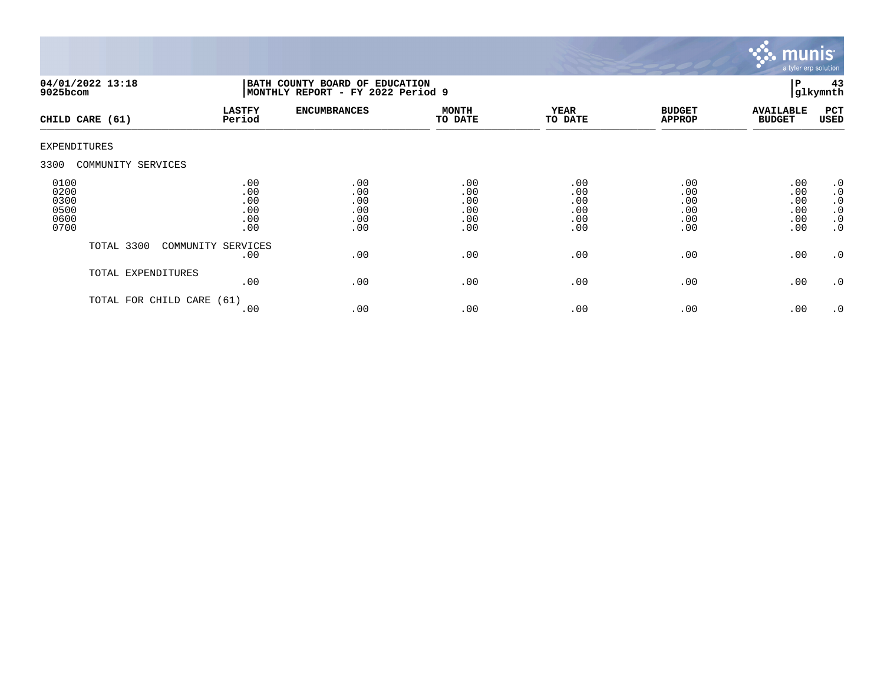04/01/2022 13:18
9025bcom

BATH COUNTY BOARD OF EDUCATION
MONTHLY REPORT - FY 2022 Period 9

P 43
glkymnth

| CHILD CARE (61) | LASTFY Period | ENCUMBRANCES | MONTH TO DATE | YEAR TO DATE | BUDGET APPROP | AVAILABLE BUDGET | PCT USED |
|---|---|---|---|---|---|---|---|
| EXPENDITURES | | | | | | | |
| 3300 COMMUNITY SERVICES | | | | | | | |
| 0100 | .00 | .00 | .00 | .00 | .00 | .00 | .0 |
| 0200 | .00 | .00 | .00 | .00 | .00 | .00 | .0 |
| 0300 | .00 | .00 | .00 | .00 | .00 | .00 | .0 |
| 0500 | .00 | .00 | .00 | .00 | .00 | .00 | .0 |
| 0600 | .00 | .00 | .00 | .00 | .00 | .00 | .0 |
| 0700 | .00 | .00 | .00 | .00 | .00 | .00 | .0 |
| TOTAL 3300 COMMUNITY SERVICES | .00 | .00 | .00 | .00 | .00 | .00 | .0 |
| TOTAL EXPENDITURES | .00 | .00 | .00 | .00 | .00 | .00 | .0 |
| TOTAL FOR CHILD CARE (61) | .00 | .00 | .00 | .00 | .00 | .00 | .0 |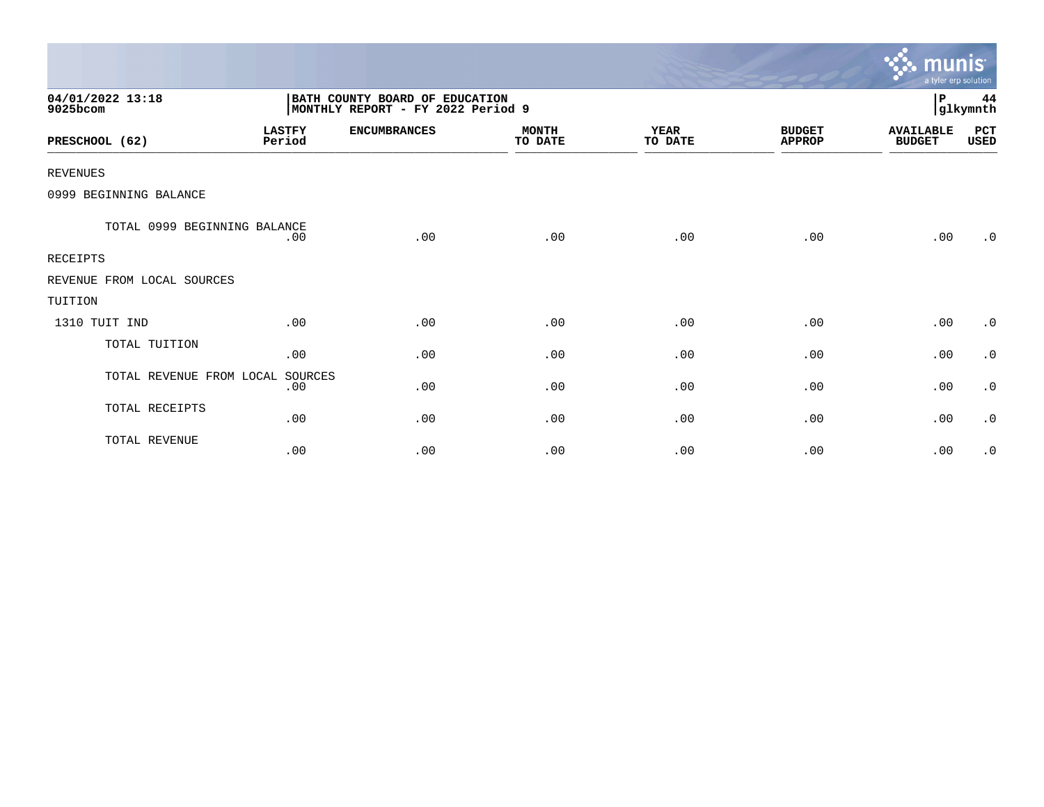04/01/2022 13:18
9025bcom

BATH COUNTY BOARD OF EDUCATION
MONTHLY REPORT - FY 2022 Period 9

P 44
glkymnth

| PRESCHOOL (62) | LASTFY Period | ENCUMBRANCES | MONTH TO DATE | YEAR TO DATE | BUDGET APPROP | AVAILABLE BUDGET | PCT USED |
|---|---|---|---|---|---|---|---|
| REVENUES | | | | | | | |
| 0999 BEGINNING BALANCE | | | | | | | |
| TOTAL 0999 BEGINNING BALANCE | .00 | .00 | .00 | .00 | .00 | .00 | .0 |
| RECEIPTS | | | | | | | |
| REVENUE FROM LOCAL SOURCES | | | | | | | |
| TUITION | | | | | | | |
| 1310 TUIT IND | .00 | .00 | .00 | .00 | .00 | .00 | .0 |
| TOTAL TUITION | .00 | .00 | .00 | .00 | .00 | .00 | .0 |
| TOTAL REVENUE FROM LOCAL SOURCES | .00 | .00 | .00 | .00 | .00 | .00 | .0 |
| TOTAL RECEIPTS | .00 | .00 | .00 | .00 | .00 | .00 | .0 |
| TOTAL REVENUE | .00 | .00 | .00 | .00 | .00 | .00 | .0 |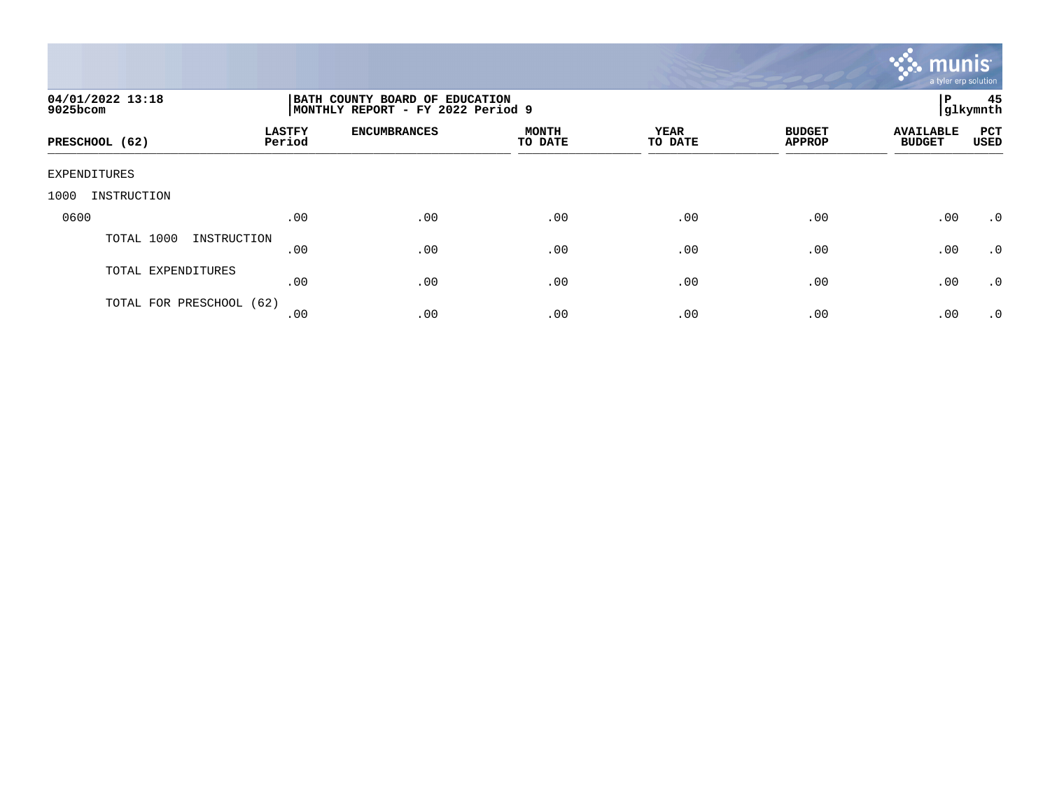04/01/2022 13:18
9025bcom

BATH COUNTY BOARD OF EDUCATION
MONTHLY REPORT - FY 2022 Period 9

P 45
glkymnth

| PRESCHOOL (62) | LASTFY Period | ENCUMBRANCES | MONTH TO DATE | YEAR TO DATE | BUDGET APPROP | AVAILABLE BUDGET | PCT USED |
|---|---|---|---|---|---|---|---|
| EXPENDITURES | | | | | | | |
| 1000 INSTRUCTION | | | | | | | |
| 0600 | .00 | .00 | .00 | .00 | .00 | .00 | .0 |
| TOTAL 1000 INSTRUCTION | .00 | .00 | .00 | .00 | .00 | .00 | .0 |
| TOTAL EXPENDITURES | .00 | .00 | .00 | .00 | .00 | .00 | .0 |
| TOTAL FOR PRESCHOOL (62) | .00 | .00 | .00 | .00 | .00 | .00 | .0 |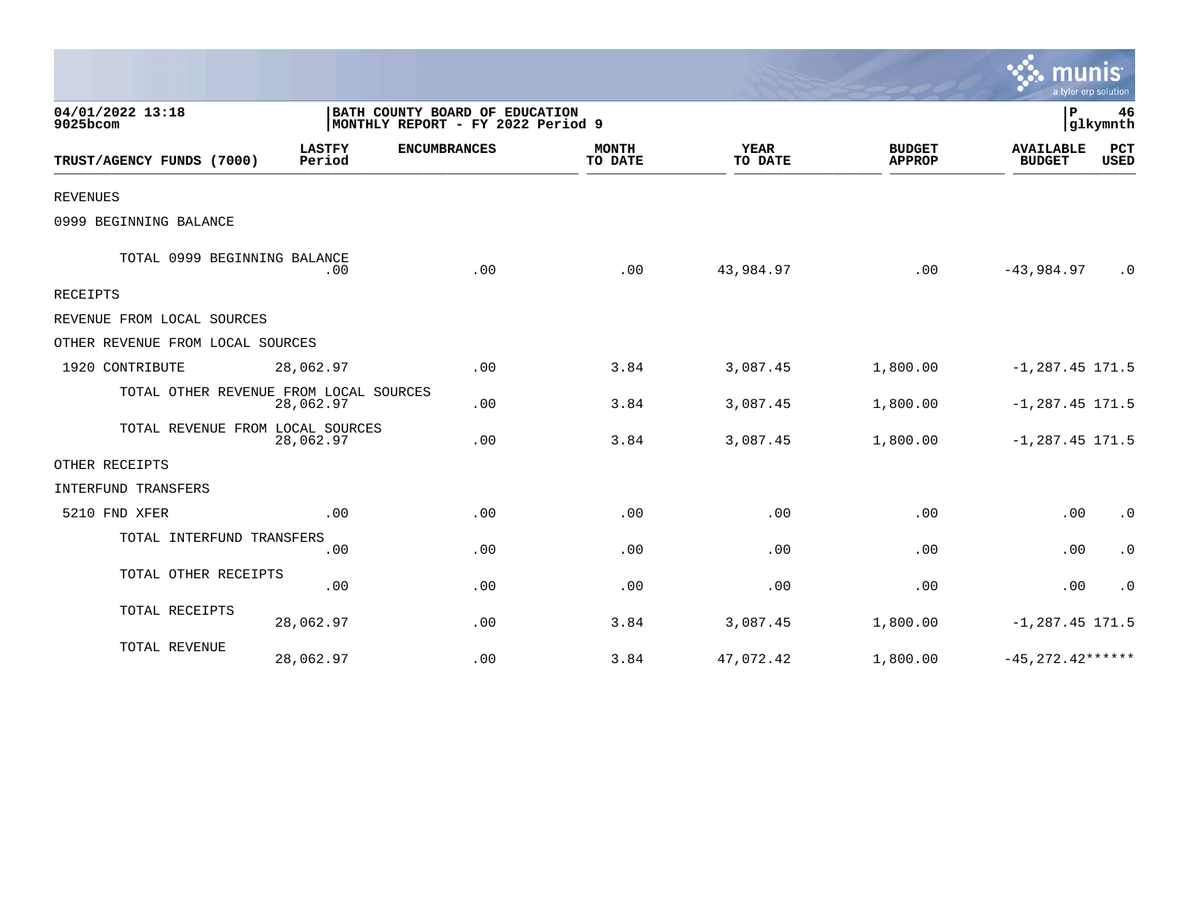04/01/2022 13:18
9025bcom

**BATH COUNTY BOARD OF EDUCATION**
**MONTHLY REPORT - FY 2022 Period 9**

P 46
glkymnth

| TRUST/AGENCY FUNDS (7000) | LASTFY Period | ENCUMBRANCES | MONTH TO DATE | YEAR TO DATE | BUDGET APPROP | AVAILABLE BUDGET | PCT USED |
|---|---|---|---|---|---|---|---|
| REVENUES | | | | | | | |
| 0999 BEGINNING BALANCE | | | | | | | |
| TOTAL 0999 BEGINNING BALANCE | .00 | .00 | .00 | 43,984.97 | .00 | -43,984.97 | .0 |
| RECEIPTS | | | | | | | |
| REVENUE FROM LOCAL SOURCES | | | | | | | |
| OTHER REVENUE FROM LOCAL SOURCES | | | | | | | |
| 1920 CONTRIBUTE | 28,062.97 | .00 | 3.84 | 3,087.45 | 1,800.00 | -1,287.45 | 171.5 |
| TOTAL OTHER REVENUE FROM LOCAL SOURCES | 28,062.97 | .00 | 3.84 | 3,087.45 | 1,800.00 | -1,287.45 | 171.5 |
| TOTAL REVENUE FROM LOCAL SOURCES | 28,062.97 | .00 | 3.84 | 3,087.45 | 1,800.00 | -1,287.45 | 171.5 |
| OTHER RECEIPTS | | | | | | | |
| INTERFUND TRANSFERS | | | | | | | |
| 5210 FND XFER | .00 | .00 | .00 | .00 | .00 | .00 | .0 |
| TOTAL INTERFUND TRANSFERS | .00 | .00 | .00 | .00 | .00 | .00 | .0 |
| TOTAL OTHER RECEIPTS | .00 | .00 | .00 | .00 | .00 | .00 | .0 |
| TOTAL RECEIPTS | 28,062.97 | .00 | 3.84 | 3,087.45 | 1,800.00 | -1,287.45 | 171.5 |
| TOTAL REVENUE | 28,062.97 | .00 | 3.84 | 47,072.42 | 1,800.00 | -45,272.42 | ****** |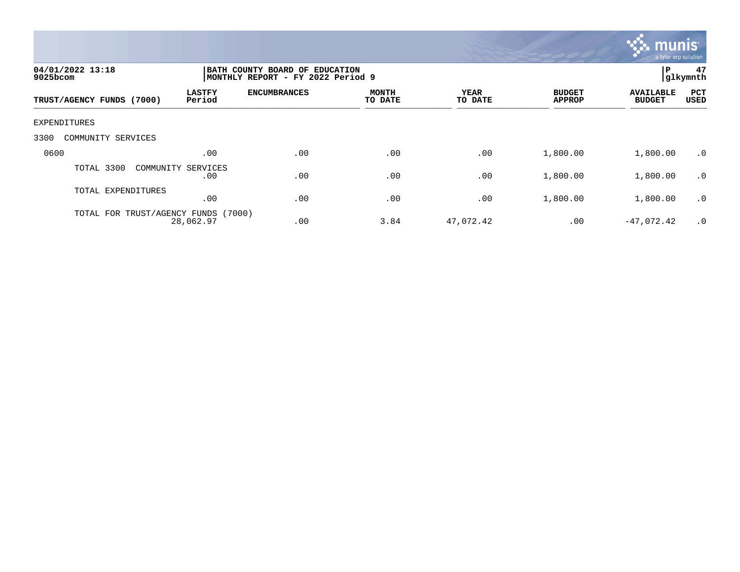04/01/2022 13:18 | BATH COUNTY BOARD OF EDUCATION | P 47
9025bcom | MONTHLY REPORT - FY 2022 Period 9 | glkymnth

| TRUST/AGENCY FUNDS (7000) | LASTFY Period | ENCUMBRANCES | MONTH TO DATE | YEAR TO DATE | BUDGET APPROP | AVAILABLE BUDGET | PCT USED |
|---|---|---|---|---|---|---|---|
| EXPENDITURES | | | | | | | |
| 3300 COMMUNITY SERVICES | | | | | | | |
| 0600 | .00 | .00 | .00 | .00 | 1,800.00 | 1,800.00 | .0 |
| TOTAL 3300 COMMUNITY SERVICES | .00 | .00 | .00 | .00 | 1,800.00 | 1,800.00 | .0 |
| TOTAL EXPENDITURES | .00 | .00 | .00 | .00 | 1,800.00 | 1,800.00 | .0 |
| TOTAL FOR TRUST/AGENCY FUNDS (7000) | 28,062.97 | .00 | 3.84 | 47,072.42 | .00 | -47,072.42 | .0 |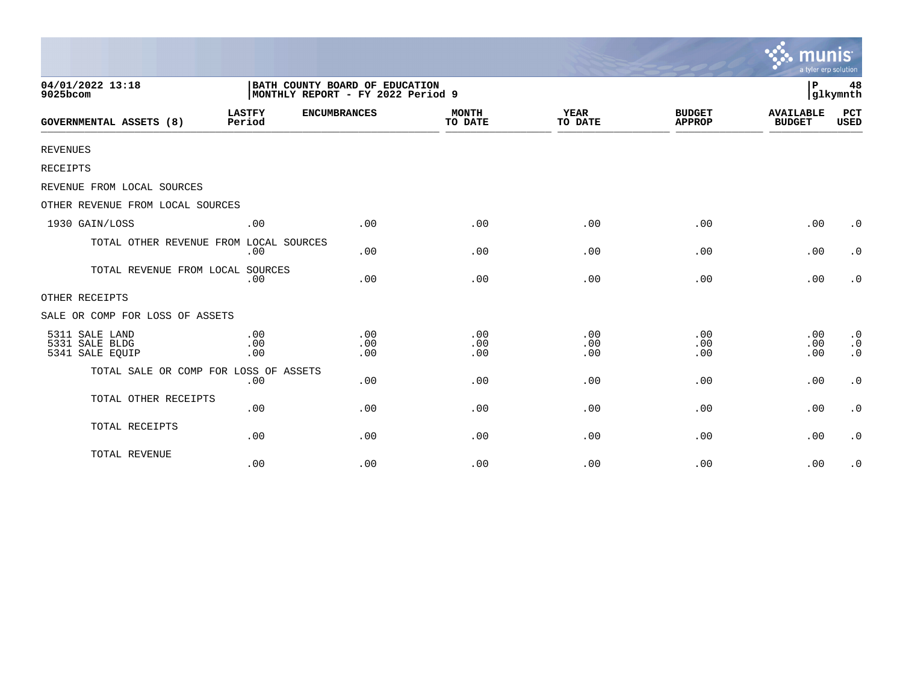04/01/2022 13:18 | BATH COUNTY BOARD OF EDUCATION | P 48
9025bcom | MONTHLY REPORT - FY 2022 Period 9 | glkymnth

| GOVERNMENTAL ASSETS (8) | LASTFY Period | ENCUMBRANCES | MONTH TO DATE | YEAR TO DATE | BUDGET APPROP | AVAILABLE BUDGET | PCT USED |
|---|---|---|---|---|---|---|---|
| REVENUES | | | | | | | |
| RECEIPTS | | | | | | | |
| REVENUE FROM LOCAL SOURCES | | | | | | | |
| OTHER REVENUE FROM LOCAL SOURCES | | | | | | | |
| 1930 GAIN/LOSS | .00 | .00 | .00 | .00 | .00 | .00 | .0 |
| TOTAL OTHER REVENUE FROM LOCAL SOURCES | .00 | .00 | .00 | .00 | .00 | .00 | .0 |
| TOTAL REVENUE FROM LOCAL SOURCES | .00 | .00 | .00 | .00 | .00 | .00 | .0 |
| OTHER RECEIPTS | | | | | | | |
| SALE OR COMP FOR LOSS OF ASSETS | | | | | | | |
| 5311 SALE LAND | .00 | .00 | .00 | .00 | .00 | .00 | .0 |
| 5331 SALE BLDG | .00 | .00 | .00 | .00 | .00 | .00 | .0 |
| 5341 SALE EQUIP | .00 | .00 | .00 | .00 | .00 | .00 | .0 |
| TOTAL SALE OR COMP FOR LOSS OF ASSETS | .00 | .00 | .00 | .00 | .00 | .00 | .0 |
| TOTAL OTHER RECEIPTS | .00 | .00 | .00 | .00 | .00 | .00 | .0 |
| TOTAL RECEIPTS | .00 | .00 | .00 | .00 | .00 | .00 | .0 |
| TOTAL REVENUE | .00 | .00 | .00 | .00 | .00 | .00 | .0 |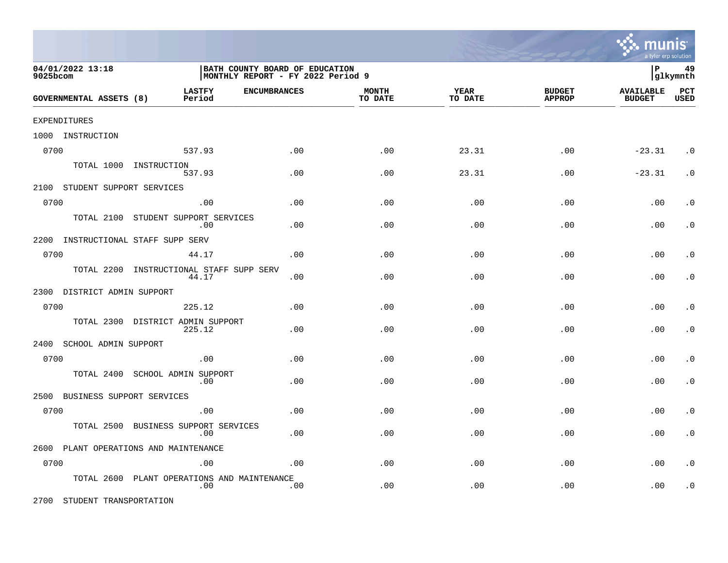04/01/2022 13:18
9025bcom

BATH COUNTY BOARD OF EDUCATION
MONTHLY REPORT - FY 2022 Period 9

P 49
glkymnth

| GOVERNMENTAL ASSETS (8) | LASTFY Period | ENCUMBRANCES | MONTH TO DATE | YEAR TO DATE | BUDGET APPROP | AVAILABLE BUDGET | PCT USED |
|---|---|---|---|---|---|---|---|
| EXPENDITURES | | | | | | | |
| 1000 INSTRUCTION | | | | | | | |
| 0700 | 537.93 | .00 | .00 | 23.31 | .00 | -23.31 | .0 |
| TOTAL 1000 INSTRUCTION | 537.93 | .00 | .00 | 23.31 | .00 | -23.31 | .0 |
| 2100 STUDENT SUPPORT SERVICES | | | | | | | |
| 0700 | .00 | .00 | .00 | .00 | .00 | .00 | .0 |
| TOTAL 2100 STUDENT SUPPORT SERVICES | .00 | .00 | .00 | .00 | .00 | .00 | .0 |
| 2200 INSTRUCTIONAL STAFF SUPP SERV | | | | | | | |
| 0700 | 44.17 | .00 | .00 | .00 | .00 | .00 | .0 |
| TOTAL 2200 INSTRUCTIONAL STAFF SUPP SERV | 44.17 | .00 | .00 | .00 | .00 | .00 | .0 |
| 2300 DISTRICT ADMIN SUPPORT | | | | | | | |
| 0700 | 225.12 | .00 | .00 | .00 | .00 | .00 | .0 |
| TOTAL 2300 DISTRICT ADMIN SUPPORT | 225.12 | .00 | .00 | .00 | .00 | .00 | .0 |
| 2400 SCHOOL ADMIN SUPPORT | | | | | | | |
| 0700 | .00 | .00 | .00 | .00 | .00 | .00 | .0 |
| TOTAL 2400 SCHOOL ADMIN SUPPORT | .00 | .00 | .00 | .00 | .00 | .00 | .0 |
| 2500 BUSINESS SUPPORT SERVICES | | | | | | | |
| 0700 | .00 | .00 | .00 | .00 | .00 | .00 | .0 |
| TOTAL 2500 BUSINESS SUPPORT SERVICES | .00 | .00 | .00 | .00 | .00 | .00 | .0 |
| 2600 PLANT OPERATIONS AND MAINTENANCE | | | | | | | |
| 0700 | .00 | .00 | .00 | .00 | .00 | .00 | .0 |
| TOTAL 2600 PLANT OPERATIONS AND MAINTENANCE | .00 | .00 | .00 | .00 | .00 | .00 | .0 |
| 2700 STUDENT TRANSPORTATION | | | | | | | |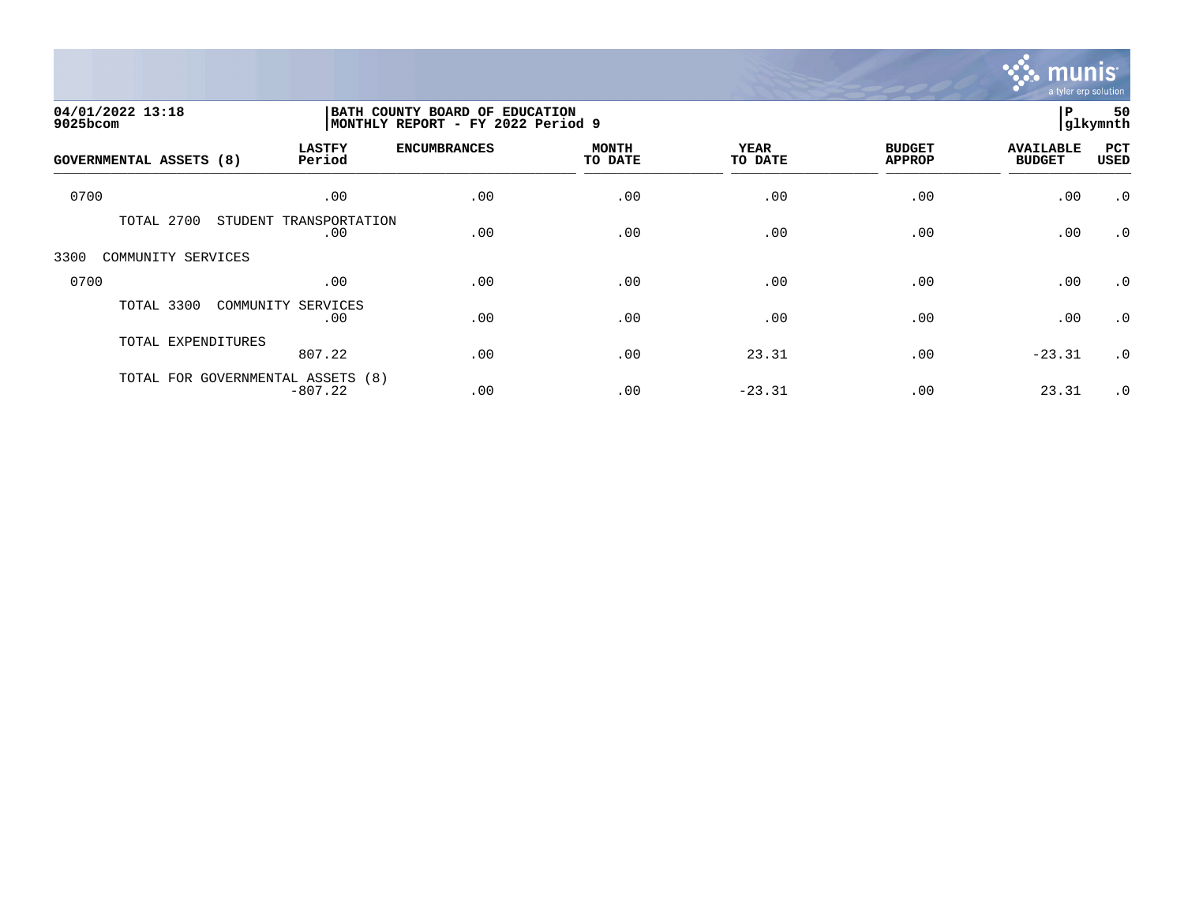04/01/2022 13:18
9025bcom

BATH COUNTY BOARD OF EDUCATION
MONTHLY REPORT - FY 2022 Period 9

P 50
glkymnth

| GOVERNMENTAL ASSETS (8) | LASTFY Period | ENCUMBRANCES | MONTH TO DATE | YEAR TO DATE | BUDGET APPROP | AVAILABLE BUDGET | PCT USED |
|---|---|---|---|---|---|---|---|
| 0700 | .00 | .00 | .00 | .00 | .00 | .00 | .0 |
| TOTAL 2700 STUDENT TRANSPORTATION | .00 | .00 | .00 | .00 | .00 | .00 | .0 |
| 3300 COMMUNITY SERVICES | | | | | | | |
| 0700 | .00 | .00 | .00 | .00 | .00 | .00 | .0 |
| TOTAL 3300 COMMUNITY SERVICES | .00 | .00 | .00 | .00 | .00 | .00 | .0 |
| TOTAL EXPENDITURES | 807.22 | .00 | .00 | 23.31 | .00 | -23.31 | .0 |
| TOTAL FOR GOVERNMENTAL ASSETS (8) | -807.22 | .00 | .00 | -23.31 | .00 | 23.31 | .0 |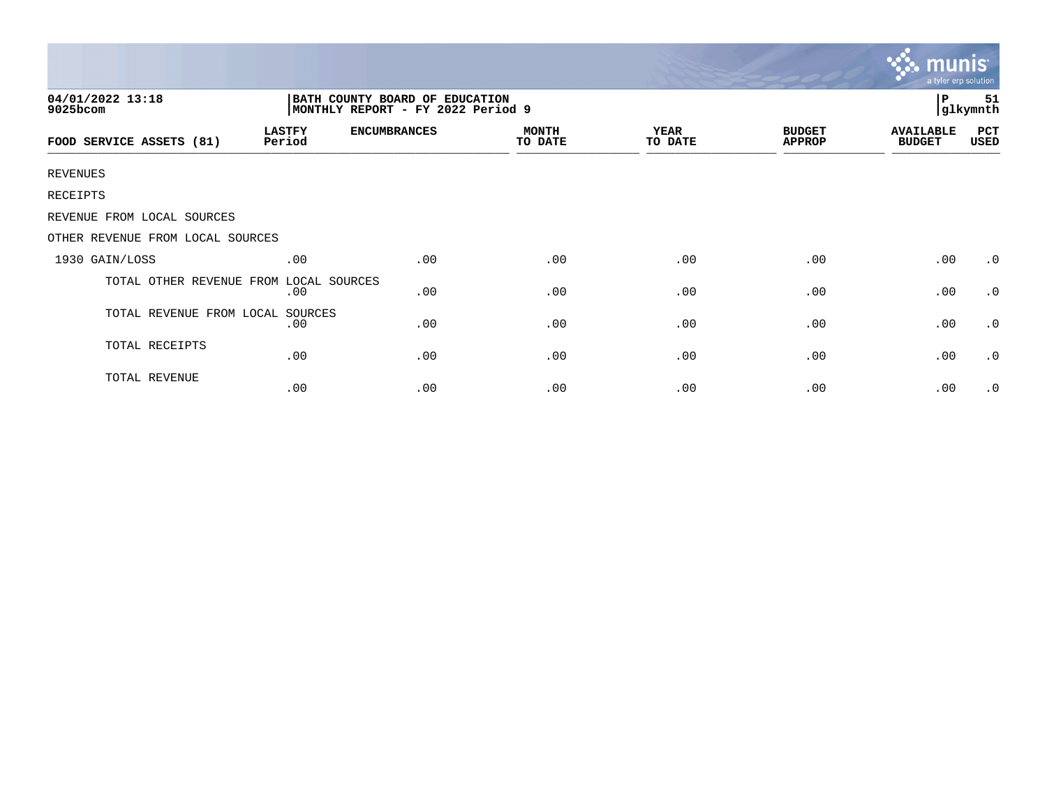04/01/2022 13:18
9025bcom

BATH COUNTY BOARD OF EDUCATION
MONTHLY REPORT - FY 2022 Period 9

P 51
glkymnth

| FOOD SERVICE ASSETS (81) | LASTFY Period | ENCUMBRANCES | MONTH TO DATE | YEAR TO DATE | BUDGET APPROP | AVAILABLE BUDGET | PCT USED |
|---|---|---|---|---|---|---|---|
| REVENUES | | | | | | | |
| RECEIPTS | | | | | | | |
| REVENUE FROM LOCAL SOURCES | | | | | | | |
| OTHER REVENUE FROM LOCAL SOURCES | | | | | | | |
| 1930 GAIN/LOSS | .00 | .00 | .00 | .00 | .00 | .00 | .0 |
| TOTAL OTHER REVENUE FROM LOCAL SOURCES | .00 | .00 | .00 | .00 | .00 | .00 | .0 |
| TOTAL REVENUE FROM LOCAL SOURCES | .00 | .00 | .00 | .00 | .00 | .00 | .0 |
| TOTAL RECEIPTS | .00 | .00 | .00 | .00 | .00 | .00 | .0 |
| TOTAL REVENUE | .00 | .00 | .00 | .00 | .00 | .00 | .0 |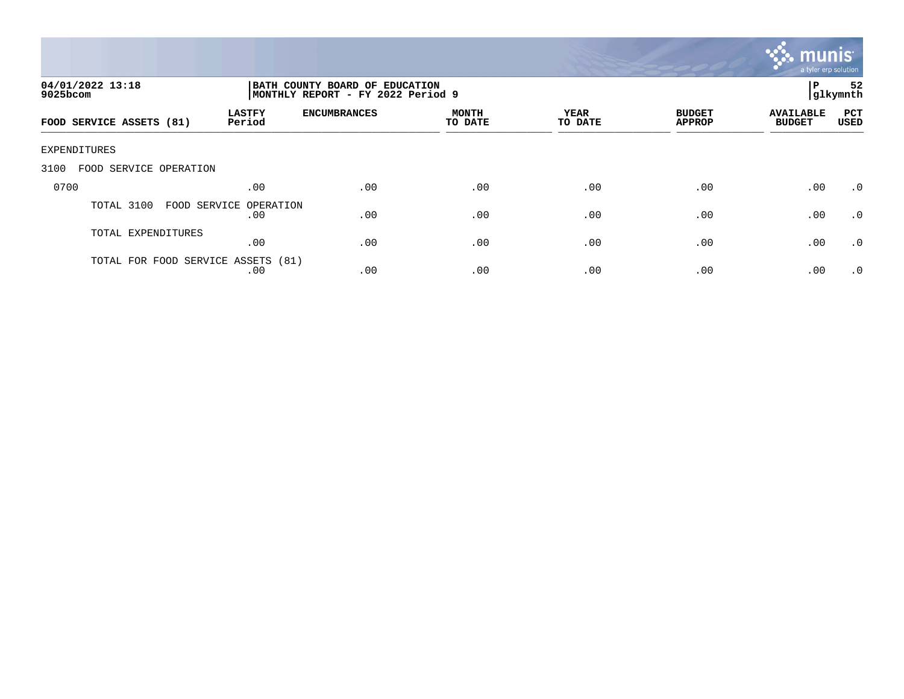04/01/2022 13:18
9025bcom

BATH COUNTY BOARD OF EDUCATION
MONTHLY REPORT - FY 2022 Period 9

P 52
glkymnth

| FOOD SERVICE ASSETS (81) | LASTFY Period | ENCUMBRANCES | MONTH TO DATE | YEAR TO DATE | BUDGET APPROP | AVAILABLE BUDGET | PCT USED |
|---|---|---|---|---|---|---|---|
| EXPENDITURES | | | | | | | |
| 3100 FOOD SERVICE OPERATION | | | | | | | |
| 0700 | .00 | .00 | .00 | .00 | .00 | .00 | .0 |
| TOTAL 3100 FOOD SERVICE OPERATION | .00 | .00 | .00 | .00 | .00 | .00 | .0 |
| TOTAL EXPENDITURES | .00 | .00 | .00 | .00 | .00 | .00 | .0 |
| TOTAL FOR FOOD SERVICE ASSETS (81) | .00 | .00 | .00 | .00 | .00 | .00 | .0 |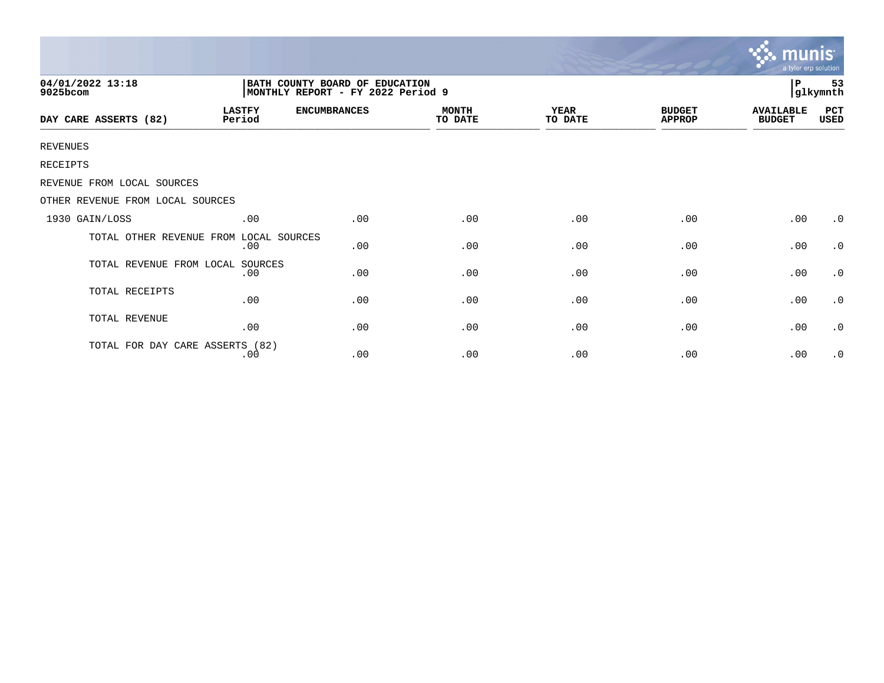04/01/2022 13:18
9025bcom

BATH COUNTY BOARD OF EDUCATION
MONTHLY REPORT - FY 2022 Period 9

P 53
glkymnth

| DAY CARE ASSERTS (82) | LASTFY Period | ENCUMBRANCES | MONTH TO DATE | YEAR TO DATE | BUDGET APPROP | AVAILABLE BUDGET | PCT USED |
|---|---|---|---|---|---|---|---|
| REVENUES | | | | | | | |
| RECEIPTS | | | | | | | |
| REVENUE FROM LOCAL SOURCES | | | | | | | |
| OTHER REVENUE FROM LOCAL SOURCES | | | | | | | |
| 1930 GAIN/LOSS | .00 | .00 | .00 | .00 | .00 | .00 | .0 |
| TOTAL OTHER REVENUE FROM LOCAL SOURCES | .00 | .00 | .00 | .00 | .00 | .00 | .0 |
| TOTAL REVENUE FROM LOCAL SOURCES | .00 | .00 | .00 | .00 | .00 | .00 | .0 |
| TOTAL RECEIPTS | .00 | .00 | .00 | .00 | .00 | .00 | .0 |
| TOTAL REVENUE | .00 | .00 | .00 | .00 | .00 | .00 | .0 |
| TOTAL FOR DAY CARE ASSERTS (82) | .00 | .00 | .00 | .00 | .00 | .00 | .0 |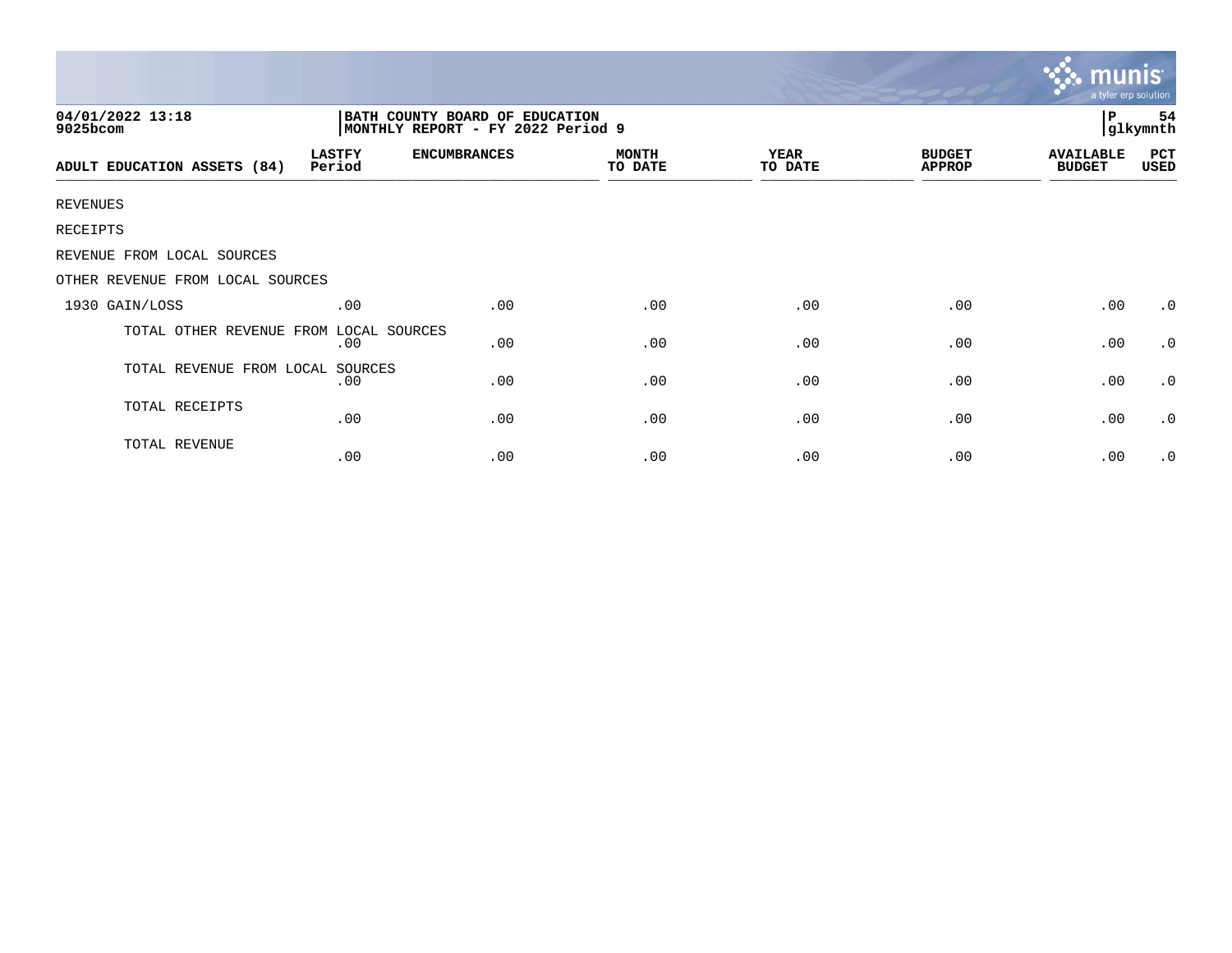04/01/2022 13:18
9025bcom

BATH COUNTY BOARD OF EDUCATION
MONTHLY REPORT - FY 2022 Period 9

P 54
glkymnth

| ADULT EDUCATION ASSETS (84) | LASTFY Period | ENCUMBRANCES | MONTH TO DATE | YEAR TO DATE | BUDGET APPROP | AVAILABLE BUDGET | PCT USED |
|---|---|---|---|---|---|---|---|
| REVENUES | | | | | | | |
| RECEIPTS | | | | | | | |
| REVENUE FROM LOCAL SOURCES | | | | | | | |
| OTHER REVENUE FROM LOCAL SOURCES | | | | | | | |
| 1930 GAIN/LOSS | .00 | .00 | .00 | .00 | .00 | .00 | .0 |
| TOTAL OTHER REVENUE FROM LOCAL SOURCES | .00 | .00 | .00 | .00 | .00 | .00 | .0 |
| TOTAL REVENUE FROM LOCAL SOURCES | .00 | .00 | .00 | .00 | .00 | .00 | .0 |
| TOTAL RECEIPTS | .00 | .00 | .00 | .00 | .00 | .00 | .0 |
| TOTAL REVENUE | .00 | .00 | .00 | .00 | .00 | .00 | .0 |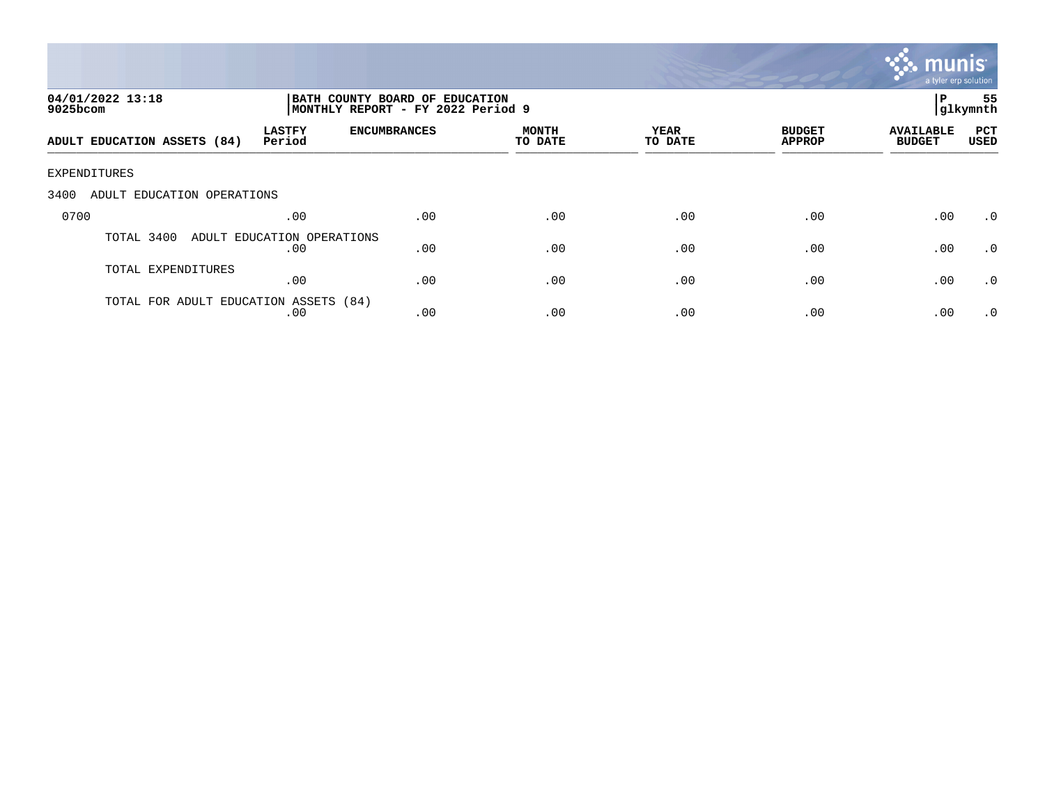04/01/2022 13:18
9025bcom

BATH COUNTY BOARD OF EDUCATION
MONTHLY REPORT - FY 2022 Period 9

P 55
glkymnth

| ADULT EDUCATION ASSETS (84) | LASTFY Period | ENCUMBRANCES | MONTH TO DATE | YEAR TO DATE | BUDGET APPROP | AVAILABLE BUDGET | PCT USED |
|---|---|---|---|---|---|---|---|
| EXPENDITURES | | | | | | | |
| 3400 ADULT EDUCATION OPERATIONS | | | | | | | |
| 0700 | .00 | .00 | .00 | .00 | .00 | .00 | .0 |
| TOTAL 3400 ADULT EDUCATION OPERATIONS | .00 | .00 | .00 | .00 | .00 | .00 | .0 |
| TOTAL EXPENDITURES | .00 | .00 | .00 | .00 | .00 | .00 | .0 |
| TOTAL FOR ADULT EDUCATION ASSETS (84) | .00 | .00 | .00 | .00 | .00 | .00 | .0 |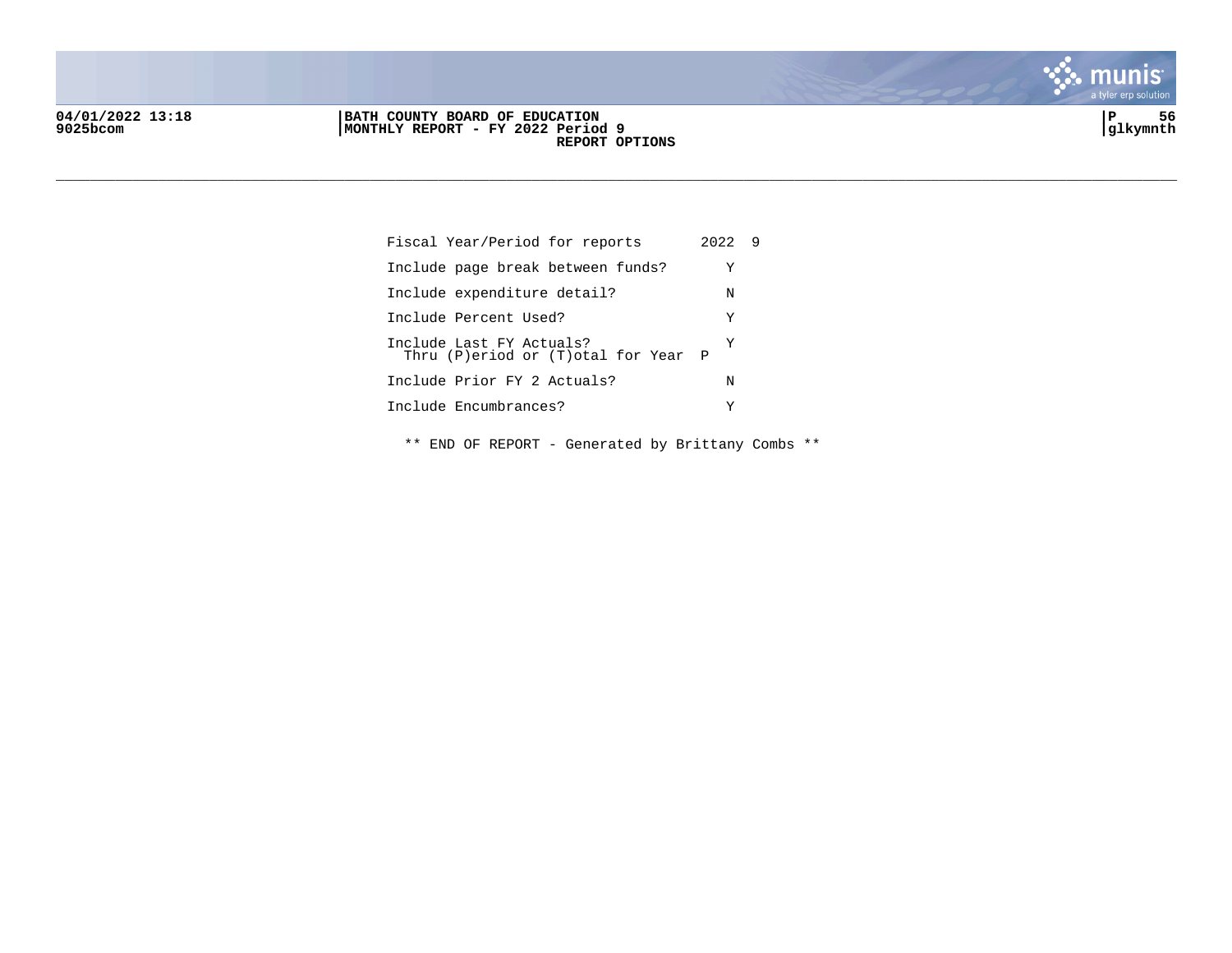REPORT OPTIONS

| | |
|---|---|
| Fiscal Year/Period for reports | 2022 9 |
| Include page break between funds? | Y |
| Include expenditure detail? | N |
| Include Percent Used? | Y |
| Include Last FY Actuals? | Y |
| Thru (P)eriod or (T)otal for Year | P |
| Include Prior FY 2 Actuals? | N |
| Include Encumbrances? | Y |

** END OF REPORT - Generated by Brittany Combs **